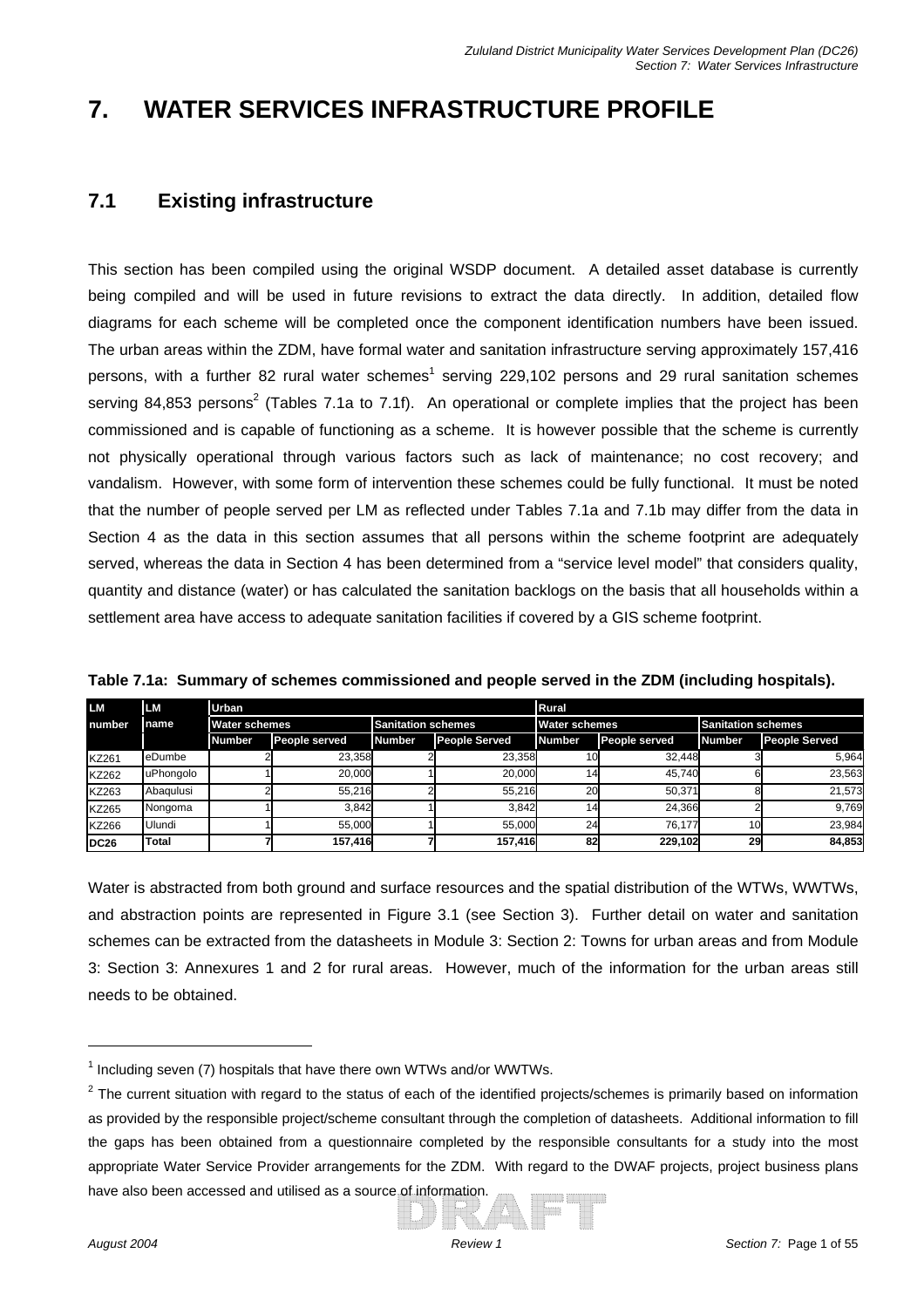# 7. WATER SERVICES INFRASTRUCTURE PROFILE

## 7.1 Existing infrastructure

This section has been compiled using the original WSDP document. A detailed asset database is currently being compiled and will be used in future revisions to extract the data directly. In addition, detailed flow diagrams for each scheme will be completed once the component identification numbers have been issued. The urban areas within the ZDM, have formal water and sanitation infrastructure serving approximately 157,416 persons, with a further 82 rural water schemes[1] serving 229,102 persons and 29 rural sanitation schemes serving 84,853 persons[2] (Tables 7.1a to 7.1f). An operational or complete implies that the project has been commissioned and is capable of functioning as a scheme. It is however possible that the scheme is currently not physically operational through various factors such as lack of maintenance; no cost recovery; and vandalism. However, with some form of intervention these schemes could be fully functional. It must be noted that the number of people served per LM as reflected under Tables 7.1a and 7.1b may differ from the data in Section 4 as the data in this section assumes that all persons within the scheme footprint are adequately served, whereas the data in Section 4 has been determined from a "service level model" that considers quality, quantity and distance (water) or has calculated the sanitation backlogs on the basis that all households within a settlement area have access to adequate sanitation facilities if covered by a GIS scheme footprint.

**Table 7.1a: Summary of schemes commissioned and people served in the ZDM (including hospitals).**

| LM number | LM name | Urban | | | | Rural | | | |
|---|---|---|---|---|---|---|---|---|---|
| | | Water schemes | | Sanitation schemes | | Water schemes | | Sanitation schemes | |
| | | Number | People served | Number | People Served | Number | People served | Number | People Served |
| KZ261 | eDumbe | 2 | 23,358 | 2 | 23,358 | 10 | 32,448 | 3 | 5,964 |
| KZ262 | uPhongolo | 1 | 20,000 | 1 | 20,000 | 14 | 45,740 | 6 | 23,563 |
| KZ263 | Abaqulusi | 2 | 55,216 | 2 | 55,216 | 20 | 50,371 | 8 | 21,573 |
| KZ265 | Nongoma | 1 | 3,842 | 1 | 3,842 | 14 | 24,366 | 2 | 9,769 |
| KZ266 | Ulundi | 1 | 55,000 | 1 | 55,000 | 24 | 76,177 | 10 | 23,984 |
| **DC26** | **Total** | **7** | **157,416** | **7** | **157,416** | **82** | **229,102** | **29** | **84,853** |

Water is abstracted from both ground and surface resources and the spatial distribution of the WTWs, WWTWs, and abstraction points are represented in Figure 3.1 (see Section 3). Further detail on water and sanitation schemes can be extracted from the datasheets in Module 3: Section 2: Towns for urban areas and from Module 3: Section 3: Annexures 1 and 2 for rural areas. However, much of the information for the urban areas still needs to be obtained.

---

[1] Including seven (7) hospitals that have there own WTWs and/or WWTWs.

[2] The current situation with regard to the status of each of the identified projects/schemes is primarily based on information as provided by the responsible project/scheme consultant through the completion of datasheets. Additional information to fill the gaps has been obtained from a questionnaire completed by the responsible consultants for a study into the most appropriate Water Service Provider arrangements for the ZDM. With regard to the DWAF projects, project business plans have also been accessed and utilised as a source of information.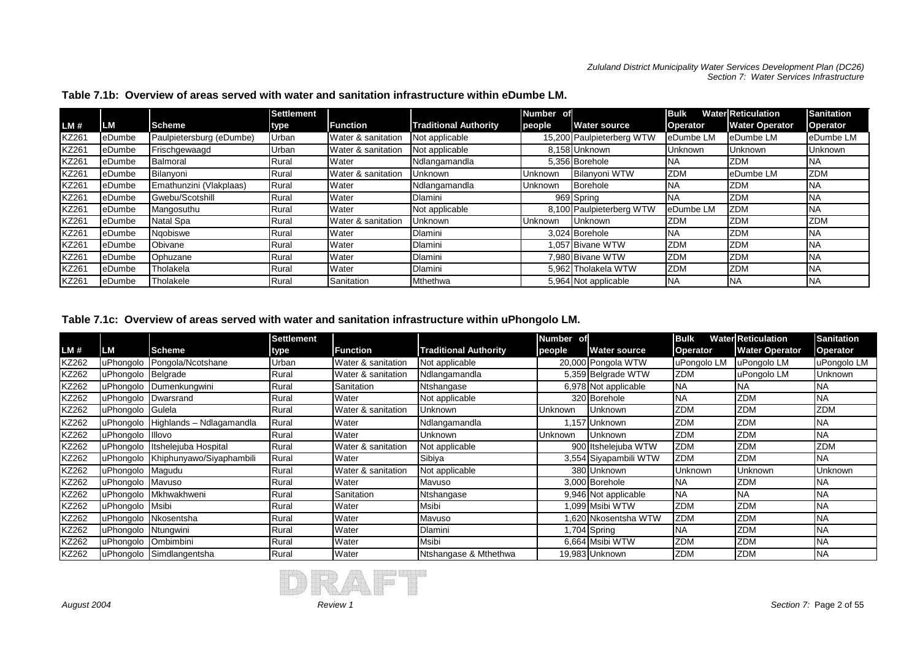**Table 7.1b: Overview of areas served with water and sanitation infrastructure within eDumbe LM.**

| LM # | LM | Scheme | Settlement type | Function | Traditional Authority | Number of people | Water source | Bulk Water Operator | Reticulation Water Operator | Sanitation Operator |
|---|---|---|---|---|---|---|---|---|---|---|
| KZ261 | eDumbe | Paulpietersburg (eDumbe) | Urban | Water & sanitation | Not applicable | 15,200 | Paulpieterberg WTW | eDumbe LM | eDumbe LM | eDumbe LM |
| KZ261 | eDumbe | Frischgewaagd | Urban | Water & sanitation | Not applicable | 8,158 | Unknown | Unknown | Unknown | Unknown |
| KZ261 | eDumbe | Balmoral | Rural | Water | Ndlangamandla | 5,356 | Borehole | NA | ZDM | NA |
| KZ261 | eDumbe | Bilanyoni | Rural | Water & sanitation | Unknown | Unknown | Bilanyoni WTW | ZDM | eDumbe LM | ZDM |
| KZ261 | eDumbe | Emathunzini (Vlakplaas) | Rural | Water | Ndlangamandla | Unknown | Borehole | NA | ZDM | NA |
| KZ261 | eDumbe | Gwebu/Scotshill | Rural | Water | Dlamini | 969 | Spring | NA | ZDM | NA |
| KZ261 | eDumbe | Mangosuthu | Rural | Water | Not applicable | 8,100 | Paulpieterberg WTW | eDumbe LM | ZDM | NA |
| KZ261 | eDumbe | Natal Spa | Rural | Water & sanitation | Unknown | Unknown | Unknown | ZDM | ZDM | ZDM |
| KZ261 | eDumbe | Nqobiswe | Rural | Water | Dlamini | 3,024 | Borehole | NA | ZDM | NA |
| KZ261 | eDumbe | Obivane | Rural | Water | Dlamini | 1,057 | Bivane WTW | ZDM | ZDM | NA |
| KZ261 | eDumbe | Ophuzane | Rural | Water | Dlamini | 7,980 | Bivane WTW | ZDM | ZDM | NA |
| KZ261 | eDumbe | Tholakela | Rural | Water | Dlamini | 5,962 | Tholakela WTW | ZDM | ZDM | NA |
| KZ261 | eDumbe | Tholakele | Rural | Sanitation | Mthethwa | 5,964 | Not applicable | NA | NA | NA |

**Table 7.1c: Overview of areas served with water and sanitation infrastructure within uPhongolo LM.**

| LM # | LM | Scheme | Settlement type | Function | Traditional Authority | Number of people | Water source | Bulk Water Operator | Reticulation Water Operator | Sanitation Operator |
|---|---|---|---|---|---|---|---|---|---|---|
| KZ262 | uPhongolo | Pongola/Ncotshane | Urban | Water & sanitation | Not applicable | 20,000 | Pongola WTW | uPongolo LM | uPongolo LM | uPongolo LM |
| KZ262 | uPhongolo | Belgrade | Rural | Water & sanitation | Ndlangamandla | 5,359 | Belgrade WTW | ZDM | uPongolo LM | Unknown |
| KZ262 | uPhongolo | Dumenkungwini | Rural | Sanitation | Ntshangase | 6,978 | Not applicable | NA | NA | NA |
| KZ262 | uPhongolo | Dwarsrand | Rural | Water | Not applicable | 320 | Borehole | NA | ZDM | NA |
| KZ262 | uPhongolo | Gulela | Rural | Water & sanitation | Unknown | Unknown | Unknown | ZDM | ZDM | ZDM |
| KZ262 | uPhongolo | Highlands – Ndlagamandla | Rural | Water | Ndlangamandla | 1,157 | Unknown | ZDM | ZDM | NA |
| KZ262 | uPhongolo | Illovo | Rural | Water | Unknown | Unknown | Unknown | ZDM | ZDM | NA |
| KZ262 | uPhongolo | Itshelejuba Hospital | Rural | Water & sanitation | Not applicable | 900 | Itshelejuba WTW | ZDM | ZDM | ZDM |
| KZ262 | uPhongolo | Khiphunyawo/Siyaphambili | Rural | Water | Sibiya | 3,554 | Siyapambili WTW | ZDM | ZDM | NA |
| KZ262 | uPhongolo | Magudu | Rural | Water & sanitation | Not applicable | 380 | Unknown | Unknown | Unknown | Unknown |
| KZ262 | uPhongolo | Mavuso | Rural | Water | Mavuso | 3,000 | Borehole | NA | ZDM | NA |
| KZ262 | uPhongolo | Mkhwakhweni | Rural | Sanitation | Ntshangase | 9,946 | Not applicable | NA | NA | NA |
| KZ262 | uPhongolo | Msibi | Rural | Water | Msibi | 1,099 | Msibi WTW | ZDM | ZDM | NA |
| KZ262 | uPhongolo | Nkosentsha | Rural | Water | Mavuso | 1,620 | Nkosentsha WTW | ZDM | ZDM | NA |
| KZ262 | uPhongolo | Ntungwini | Rural | Water | Dlamini | 1,704 | Spring | NA | ZDM | NA |
| KZ262 | uPhongolo | Ombimbini | Rural | Water | Msibi | 6,664 | Msibi WTW | ZDM | ZDM | NA |
| KZ262 | uPhongolo | Simdlangentsha | Rural | Water | Ntshangase & Mthethwa | 19,983 | Unknown | ZDM | ZDM | NA |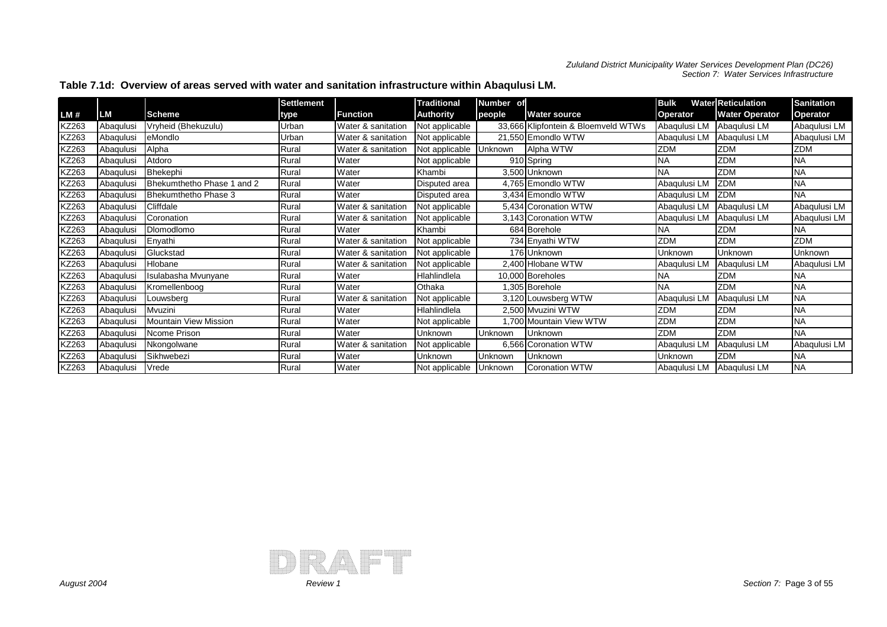**Table 7.1d: Overview of areas served with water and sanitation infrastructure within Abaqulusi LM.**

| LM # | LM | Scheme | Settlement type | Function | Traditional Authority | Number of people | Water source | Bulk Water Operator | Reticulation Water Operator | Sanitation Operator |
|---|---|---|---|---|---|---|---|---|---|---|
| KZ263 | Abaqulusi | Vryheid (Bhekuzulu) | Urban | Water & sanitation | Not applicable | 33,666 | Klipfontein & Bloemveld WTWs | Abaqulusi LM | Abaqulusi LM | Abaqulusi LM |
| KZ263 | Abaqulusi | eMondlo | Urban | Water & sanitation | Not applicable | 21,550 | Emondlo WTW | Abaqulusi LM | Abaqulusi LM | Abaqulusi LM |
| KZ263 | Abaqulusi | Alpha | Rural | Water & sanitation | Not applicable | Unknown | Alpha WTW | ZDM | ZDM | ZDM |
| KZ263 | Abaqulusi | Atdoro | Rural | Water | Not applicable | 910 | Spring | NA | ZDM | NA |
| KZ263 | Abaqulusi | Bhekephi | Rural | Water | Khambi | 3,500 | Unknown | NA | ZDM | NA |
| KZ263 | Abaqulusi | Bhekumthetho Phase 1 and 2 | Rural | Water | Disputed area | 4,765 | Emondlo WTW | Abaqulusi LM | ZDM | NA |
| KZ263 | Abaqulusi | Bhekumthetho Phase 3 | Rural | Water | Disputed area | 3,434 | Emondlo WTW | Abaqulusi LM | ZDM | NA |
| KZ263 | Abaqulusi | Cliffdale | Rural | Water & sanitation | Not applicable | 5,434 | Coronation WTW | Abaqulusi LM | Abaqulusi LM | Abaqulusi LM |
| KZ263 | Abaqulusi | Coronation | Rural | Water & sanitation | Not applicable | 3,143 | Coronation WTW | Abaqulusi LM | Abaqulusi LM | Abaqulusi LM |
| KZ263 | Abaqulusi | Dlomodlomo | Rural | Water | Khambi | 684 | Borehole | NA | ZDM | NA |
| KZ263 | Abaqulusi | Enyathi | Rural | Water & sanitation | Not applicable | 734 | Enyathi WTW | ZDM | ZDM | ZDM |
| KZ263 | Abaqulusi | Gluckstad | Rural | Water & sanitation | Not applicable | 176 | Unknown | Unknown | Unknown | Unknown |
| KZ263 | Abaqulusi | Hlobane | Rural | Water & sanitation | Not applicable | 2,400 | Hlobane WTW | Abaqulusi LM | Abaqulusi LM | Abaqulusi LM |
| KZ263 | Abaqulusi | Isulabasha Mvunyane | Rural | Water | Hlahlindlela | 10,000 | Boreholes | NA | ZDM | NA |
| KZ263 | Abaqulusi | Kromellenboog | Rural | Water | Othaka | 1,305 | Borehole | NA | ZDM | NA |
| KZ263 | Abaqulusi | Louwsberg | Rural | Water & sanitation | Not applicable | 3,120 | Louwsberg WTW | Abaqulusi LM | Abaqulusi LM | NA |
| KZ263 | Abaqulusi | Mvuzini | Rural | Water | Hlahlindlela | 2,500 | Mvuzini WTW | ZDM | ZDM | NA |
| KZ263 | Abaqulusi | Mountain View Mission | Rural | Water | Not applicable | 1,700 | Mountain View WTW | ZDM | ZDM | NA |
| KZ263 | Abaqulusi | Ncome Prison | Rural | Water | Unknown | Unknown | Unknown | ZDM | ZDM | NA |
| KZ263 | Abaqulusi | Nkongolwane | Rural | Water & sanitation | Not applicable | 6,566 | Coronation WTW | Abaqulusi LM | Abaqulusi LM | Abaqulusi LM |
| KZ263 | Abaqulusi | Sikhwebezi | Rural | Water | Unknown | Unknown | Unknown | Unknown | ZDM | NA |
| KZ263 | Abaqulusi | Vrede | Rural | Water | Not applicable | Unknown | Coronation WTW | Abaqulusi LM | Abaqulusi LM | NA |

DRAFT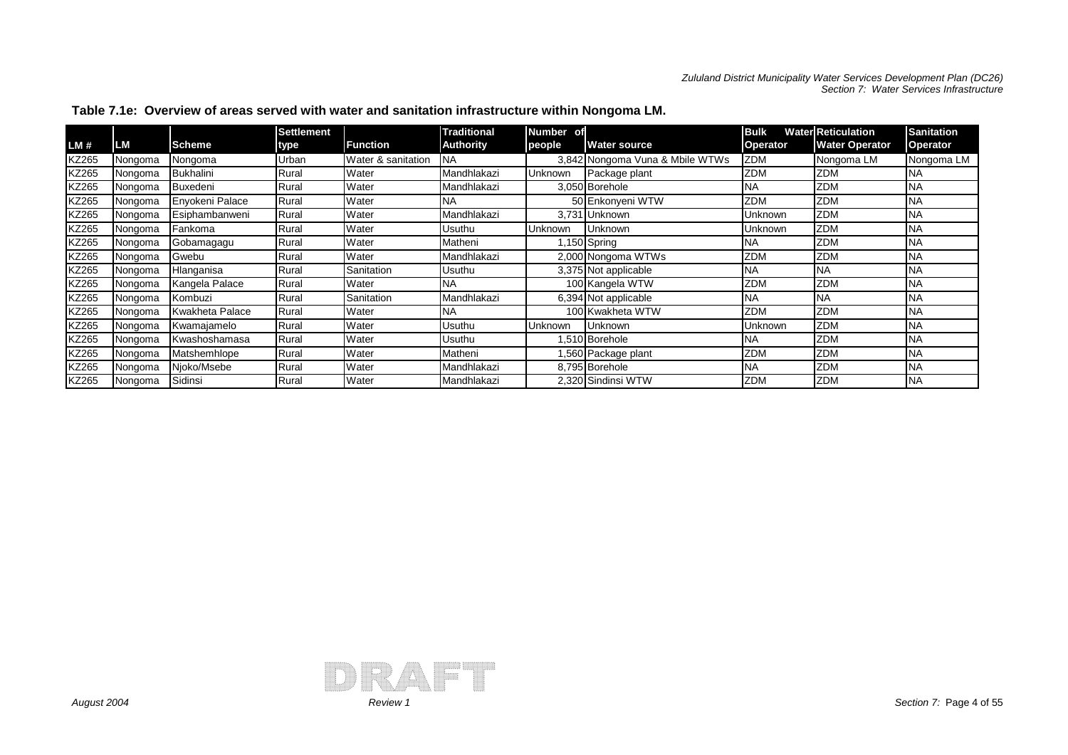**Table 7.1e: Overview of areas served with water and sanitation infrastructure within Nongoma LM.**

| LM # | LM | Scheme | Settlement type | Function | Traditional Authority | Number of people | Water source | Bulk Water Operator | Reticulation Water Operator | Sanitation Operator |
|---|---|---|---|---|---|---|---|---|---|---|
| KZ265 | Nongoma | Nongoma | Urban | Water & sanitation | NA | 3,842 | Nongoma Vuna & Mbile WTWs | ZDM | Nongoma LM | Nongoma LM |
| KZ265 | Nongoma | Bukhalini | Rural | Water | Mandhlakazi | Unknown | Package plant | ZDM | ZDM | NA |
| KZ265 | Nongoma | Buxedeni | Rural | Water | Mandhlakazi | 3,050 | Borehole | NA | ZDM | NA |
| KZ265 | Nongoma | Enyokeni Palace | Rural | Water | NA | 50 | Enkonyeni WTW | ZDM | ZDM | NA |
| KZ265 | Nongoma | Esiphambanweni | Rural | Water | Mandhlakazi | 3,731 | Unknown | Unknown | ZDM | NA |
| KZ265 | Nongoma | Fankoma | Rural | Water | Usuthu | Unknown | Unknown | Unknown | ZDM | NA |
| KZ265 | Nongoma | Gobamagagu | Rural | Water | Matheni | 1,150 | Spring | NA | ZDM | NA |
| KZ265 | Nongoma | Gwebu | Rural | Water | Mandhlakazi | 2,000 | Nongoma WTWs | ZDM | ZDM | NA |
| KZ265 | Nongoma | Hlanganisa | Rural | Sanitation | Usuthu | 3,375 | Not applicable | NA | NA | NA |
| KZ265 | Nongoma | Kangela Palace | Rural | Water | NA | 100 | Kangela WTW | ZDM | ZDM | NA |
| KZ265 | Nongoma | Kombuzi | Rural | Sanitation | Mandhlakazi | 6,394 | Not applicable | NA | NA | NA |
| KZ265 | Nongoma | Kwakheta Palace | Rural | Water | NA | 100 | Kwakheta WTW | ZDM | ZDM | NA |
| KZ265 | Nongoma | Kwamajamelo | Rural | Water | Usuthu | Unknown | Unknown | Unknown | ZDM | NA |
| KZ265 | Nongoma | Kwashoshamasa | Rural | Water | Usuthu | 1,510 | Borehole | NA | ZDM | NA |
| KZ265 | Nongoma | Matshemhlope | Rural | Water | Matheni | 1,560 | Package plant | ZDM | ZDM | NA |
| KZ265 | Nongoma | Njoko/Msebe | Rural | Water | Mandhlakazi | 8,795 | Borehole | NA | ZDM | NA |
| KZ265 | Nongoma | Sidinsi | Rural | Water | Mandhlakazi | 2,320 | Sindinsi WTW | ZDM | ZDM | NA |

DRAFT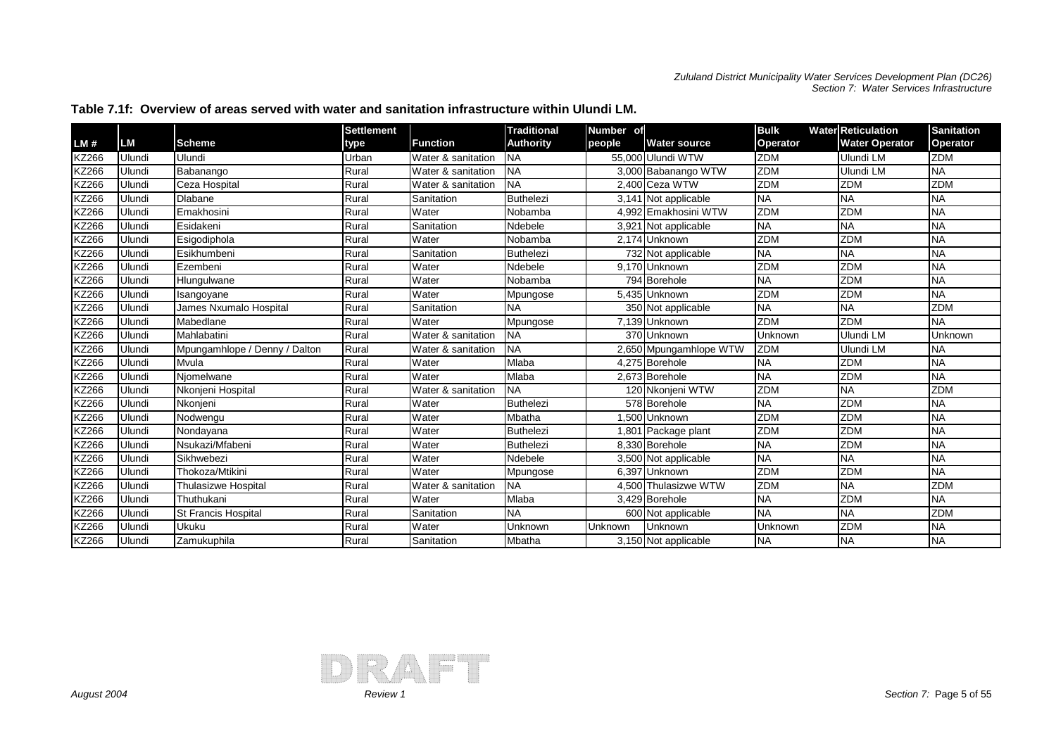**Table 7.1f: Overview of areas served with water and sanitation infrastructure within Ulundi LM.**

| LM # | LM | Scheme | Settlement type | Function | Traditional Authority | Number of people | Water source | Bulk Water Operator | Reticulation Water Operator | Sanitation Operator |
|---|---|---|---|---|---|---|---|---|---|---|
| KZ266 | Ulundi | Ulundi | Urban | Water & sanitation | NA | 55,000 | Ulundi WTW | ZDM | Ulundi LM | ZDM |
| KZ266 | Ulundi | Babanango | Rural | Water & sanitation | NA | 3,000 | Babanango WTW | ZDM | Ulundi LM | NA |
| KZ266 | Ulundi | Ceza Hospital | Rural | Water & sanitation | NA | 2,400 | Ceza WTW | ZDM | ZDM | ZDM |
| KZ266 | Ulundi | Dlabane | Rural | Sanitation | Buthelezi | 3,141 | Not applicable | NA | NA | NA |
| KZ266 | Ulundi | Emakhosini | Rural | Water | Nobamba | 4,992 | Emakhosini WTW | ZDM | ZDM | NA |
| KZ266 | Ulundi | Esidakeni | Rural | Sanitation | Ndebele | 3,921 | Not applicable | NA | NA | NA |
| KZ266 | Ulundi | Esigodiphola | Rural | Water | Nobamba | 2,174 | Unknown | ZDM | ZDM | NA |
| KZ266 | Ulundi | Esikhumbeni | Rural | Sanitation | Buthelezi | 732 | Not applicable | NA | NA | NA |
| KZ266 | Ulundi | Ezembeni | Rural | Water | Ndebele | 9,170 | Unknown | ZDM | ZDM | NA |
| KZ266 | Ulundi | Hlungulwane | Rural | Water | Nobamba | 794 | Borehole | NA | ZDM | NA |
| KZ266 | Ulundi | Isangoyane | Rural | Water | Mpungose | 5,435 | Unknown | ZDM | ZDM | NA |
| KZ266 | Ulundi | James Nxumalo Hospital | Rural | Sanitation | NA | 350 | Not applicable | NA | NA | ZDM |
| KZ266 | Ulundi | Mabedlane | Rural | Water | Mpungose | 7,139 | Unknown | ZDM | ZDM | NA |
| KZ266 | Ulundi | Mahlabatini | Rural | Water & sanitation | NA | 370 | Unknown | Unknown | Ulundi LM | Unknown |
| KZ266 | Ulundi | Mpungamhlope / Denny / Dalton | Rural | Water & sanitation | NA | 2,650 | Mpungamhlope WTW | ZDM | Ulundi LM | NA |
| KZ266 | Ulundi | Mvula | Rural | Water | Mlaba | 4,275 | Borehole | NA | ZDM | NA |
| KZ266 | Ulundi | Njomelwane | Rural | Water | Mlaba | 2,673 | Borehole | NA | ZDM | NA |
| KZ266 | Ulundi | Nkonjeni Hospital | Rural | Water & sanitation | NA | 120 | Nkonjeni WTW | ZDM | NA | ZDM |
| KZ266 | Ulundi | Nkonjeni | Rural | Water | Buthelezi | 578 | Borehole | NA | ZDM | NA |
| KZ266 | Ulundi | Nodwengu | Rural | Water | Mbatha | 1,500 | Unknown | ZDM | ZDM | NA |
| KZ266 | Ulundi | Nondayana | Rural | Water | Buthelezi | 1,801 | Package plant | ZDM | ZDM | NA |
| KZ266 | Ulundi | Nsukazi/Mfabeni | Rural | Water | Buthelezi | 8,330 | Borehole | NA | ZDM | NA |
| KZ266 | Ulundi | Sikhwebezi | Rural | Water | Ndebele | 3,500 | Not applicable | NA | NA | NA |
| KZ266 | Ulundi | Thokoza/Mtikini | Rural | Water | Mpungose | 6,397 | Unknown | ZDM | ZDM | NA |
| KZ266 | Ulundi | Thulasizwe Hospital | Rural | Water & sanitation | NA | 4,500 | Thulasizwe WTW | ZDM | NA | ZDM |
| KZ266 | Ulundi | Thuthukani | Rural | Water | Mlaba | 3,429 | Borehole | NA | ZDM | NA |
| KZ266 | Ulundi | St Francis Hospital | Rural | Sanitation | NA | 600 | Not applicable | NA | NA | ZDM |
| KZ266 | Ulundi | Ukuku | Rural | Water | Unknown | Unknown | Unknown | Unknown | ZDM | NA |
| KZ266 | Ulundi | Zamukuphila | Rural | Sanitation | Mbatha | 3,150 | Not applicable | NA | NA | NA |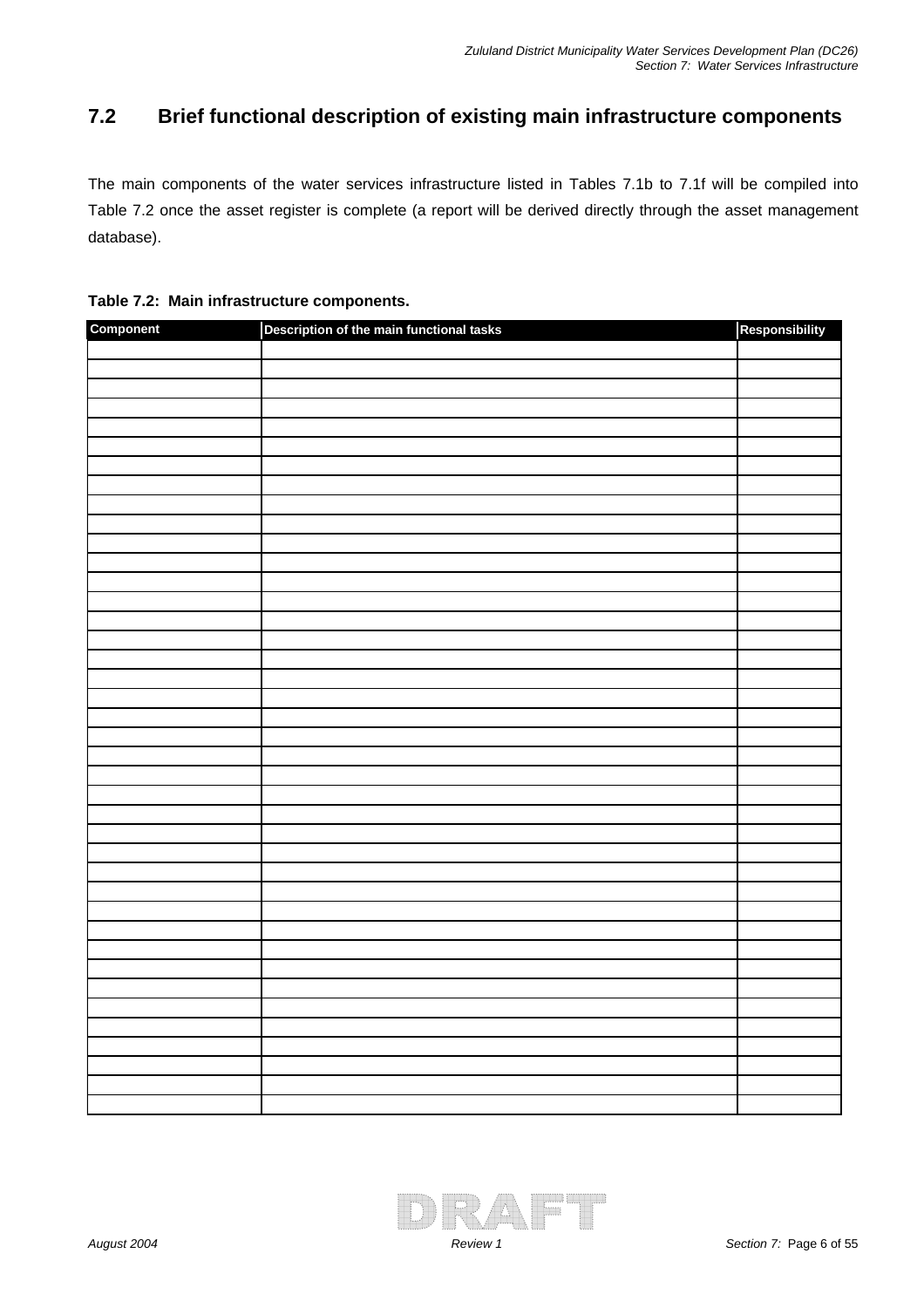## 7.2 Brief functional description of existing main infrastructure components

The main components of the water services infrastructure listed in Tables 7.1b to 7.1f will be compiled into Table 7.2 once the asset register is complete (a report will be derived directly through the asset management database).

**Table 7.2: Main infrastructure components.**

| Component | Description of the main functional tasks | Responsibility |
|---|---|---|
| | | |
| | | |
| | | |
| | | |
| | | |
| | | |
| | | |
| | | |
| | | |
| | | |
| | | |
| | | |
| | | |
| | | |
| | | |
| | | |
| | | |
| | | |
| | | |
| | | |
| | | |
| | | |
| | | |
| | | |
| | | |
| | | |
| | | |
| | | |
| | | |
| | | |
| | | |
| | | |
| | | |
| | | |
| | | |
| | | |
| | | |
| | | |
| | | |
| | | |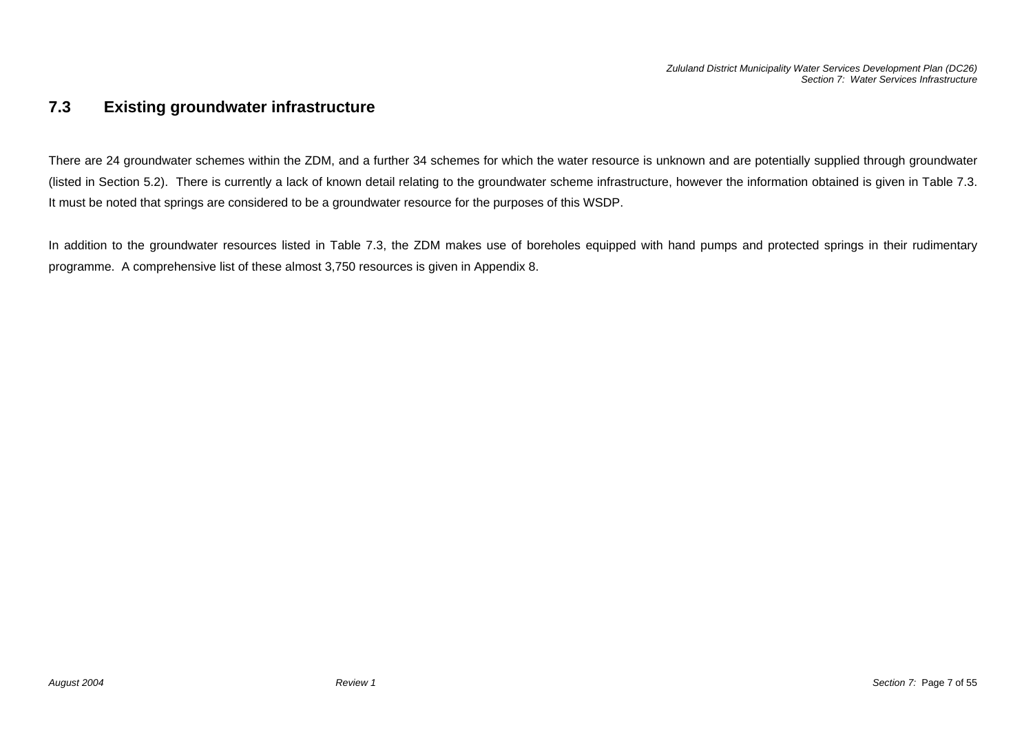## 7.3 Existing groundwater infrastructure

There are 24 groundwater schemes within the ZDM, and a further 34 schemes for which the water resource is unknown and are potentially supplied through groundwater (listed in Section 5.2). There is currently a lack of known detail relating to the groundwater scheme infrastructure, however the information obtained is given in Table 7.3. It must be noted that springs are considered to be a groundwater resource for the purposes of this WSDP.

In addition to the groundwater resources listed in Table 7.3, the ZDM makes use of boreholes equipped with hand pumps and protected springs in their rudimentary programme. A comprehensive list of these almost 3,750 resources is given in Appendix 8.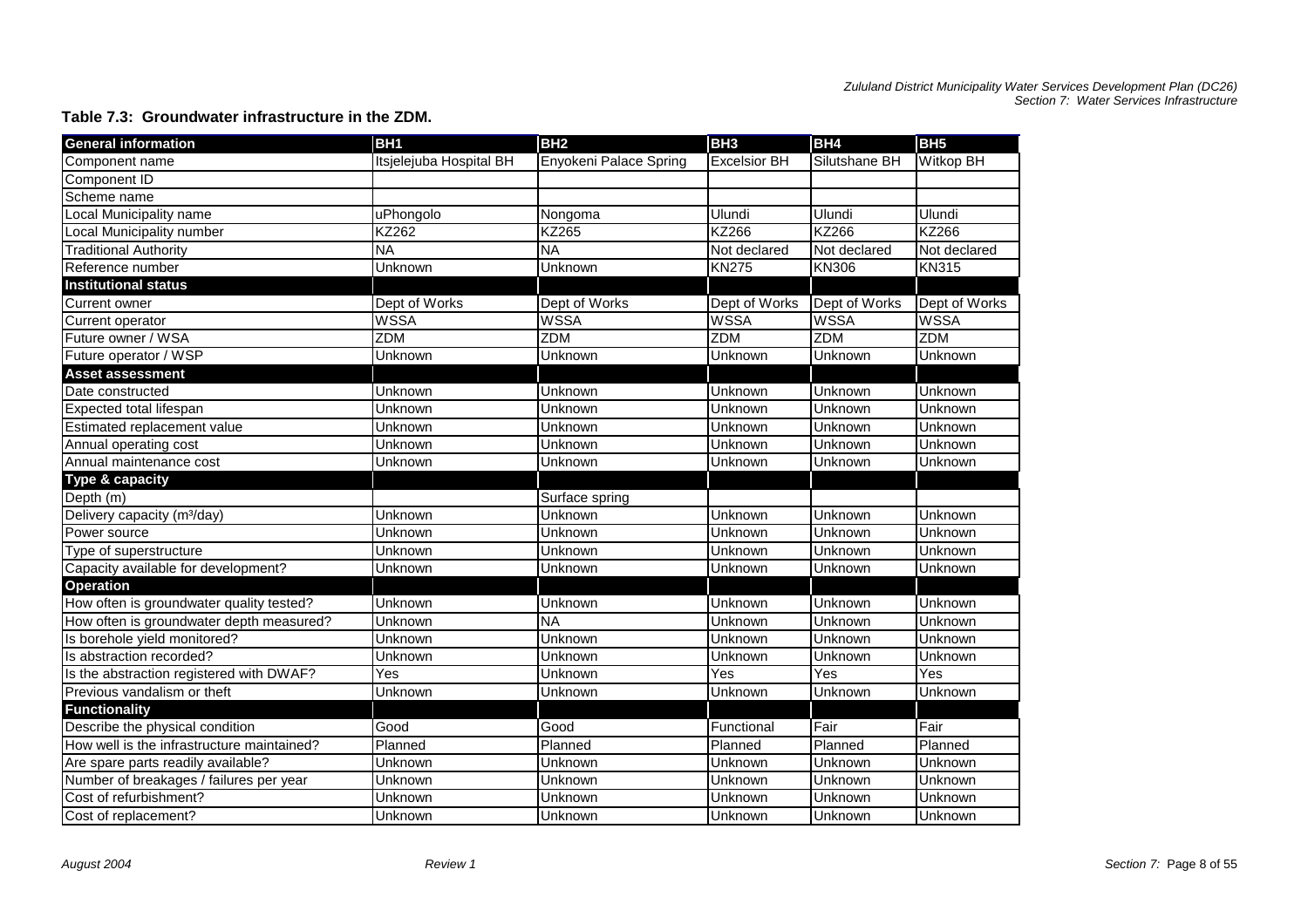**Table 7.3: Groundwater infrastructure in the ZDM.**

| General information | BH1 | BH2 | BH3 | BH4 | BH5 |
|---|---|---|---|---|---|
| Component name | Itsjelejuba Hospital BH | Enyokeni Palace Spring | Excelsior BH | Silutshane BH | Witkop BH |
| Component ID | | | | | |
| Scheme name | | | | | |
| Local Municipality name | uPhongolo | Nongoma | Ulundi | Ulundi | Ulundi |
| Local Municipality number | KZ262 | KZ265 | KZ266 | KZ266 | KZ266 |
| Traditional Authority | NA | NA | Not declared | Not declared | Not declared |
| Reference number | Unknown | Unknown | KN275 | KN306 | KN315 |
| **Institutional status** | | | | | |
| Current owner | Dept of Works | Dept of Works | Dept of Works | Dept of Works | Dept of Works |
| Current operator | WSSA | WSSA | WSSA | WSSA | WSSA |
| Future owner / WSA | ZDM | ZDM | ZDM | ZDM | ZDM |
| Future operator / WSP | Unknown | Unknown | Unknown | Unknown | Unknown |
| **Asset assessment** | | | | | |
| Date constructed | Unknown | Unknown | Unknown | Unknown | Unknown |
| Expected total lifespan | Unknown | Unknown | Unknown | Unknown | Unknown |
| Estimated replacement value | Unknown | Unknown | Unknown | Unknown | Unknown |
| Annual operating cost | Unknown | Unknown | Unknown | Unknown | Unknown |
| Annual maintenance cost | Unknown | Unknown | Unknown | Unknown | Unknown |
| **Type & capacity** | | | | | |
| Depth (m) | | Surface spring | | | |
| Delivery capacity (m³/day) | Unknown | Unknown | Unknown | Unknown | Unknown |
| Power source | Unknown | Unknown | Unknown | Unknown | Unknown |
| Type of superstructure | Unknown | Unknown | Unknown | Unknown | Unknown |
| Capacity available for development? | Unknown | Unknown | Unknown | Unknown | Unknown |
| **Operation** | | | | | |
| How often is groundwater quality tested? | Unknown | Unknown | Unknown | Unknown | Unknown |
| How often is groundwater depth measured? | Unknown | NA | Unknown | Unknown | Unknown |
| Is borehole yield monitored? | Unknown | Unknown | Unknown | Unknown | Unknown |
| Is abstraction recorded? | Unknown | Unknown | Unknown | Unknown | Unknown |
| Is the abstraction registered with DWAF? | Yes | Unknown | Yes | Yes | Yes |
| Previous vandalism or theft | Unknown | Unknown | Unknown | Unknown | Unknown |
| **Functionality** | | | | | |
| Describe the physical condition | Good | Good | Functional | Fair | Fair |
| How well is the infrastructure maintained? | Planned | Planned | Planned | Planned | Planned |
| Are spare parts readily available? | Unknown | Unknown | Unknown | Unknown | Unknown |
| Number of breakages / failures per year | Unknown | Unknown | Unknown | Unknown | Unknown |
| Cost of refurbishment? | Unknown | Unknown | Unknown | Unknown | Unknown |
| Cost of replacement? | Unknown | Unknown | Unknown | Unknown | Unknown |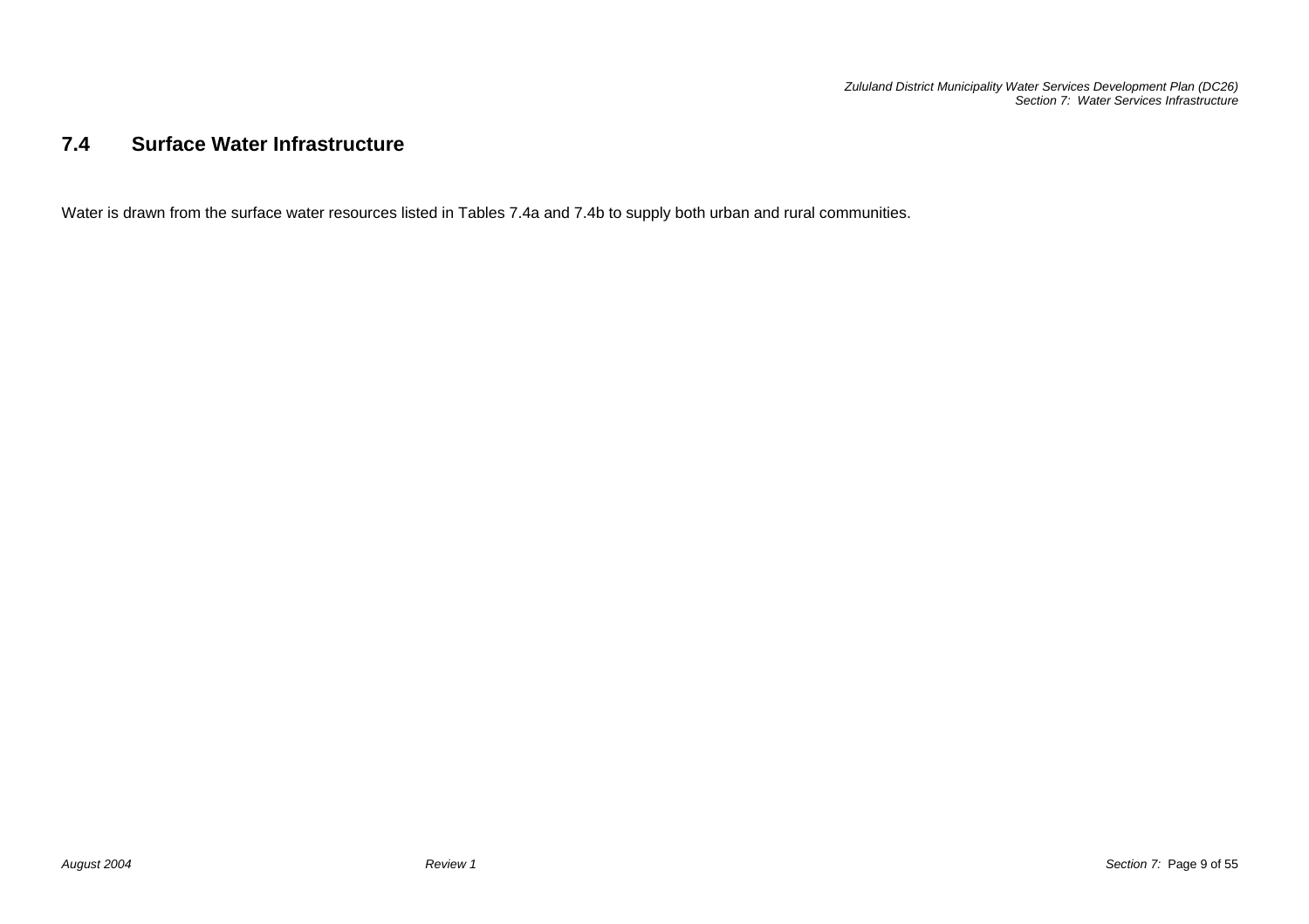## 7.4 Surface Water Infrastructure

Water is drawn from the surface water resources listed in Tables 7.4a and 7.4b to supply both urban and rural communities.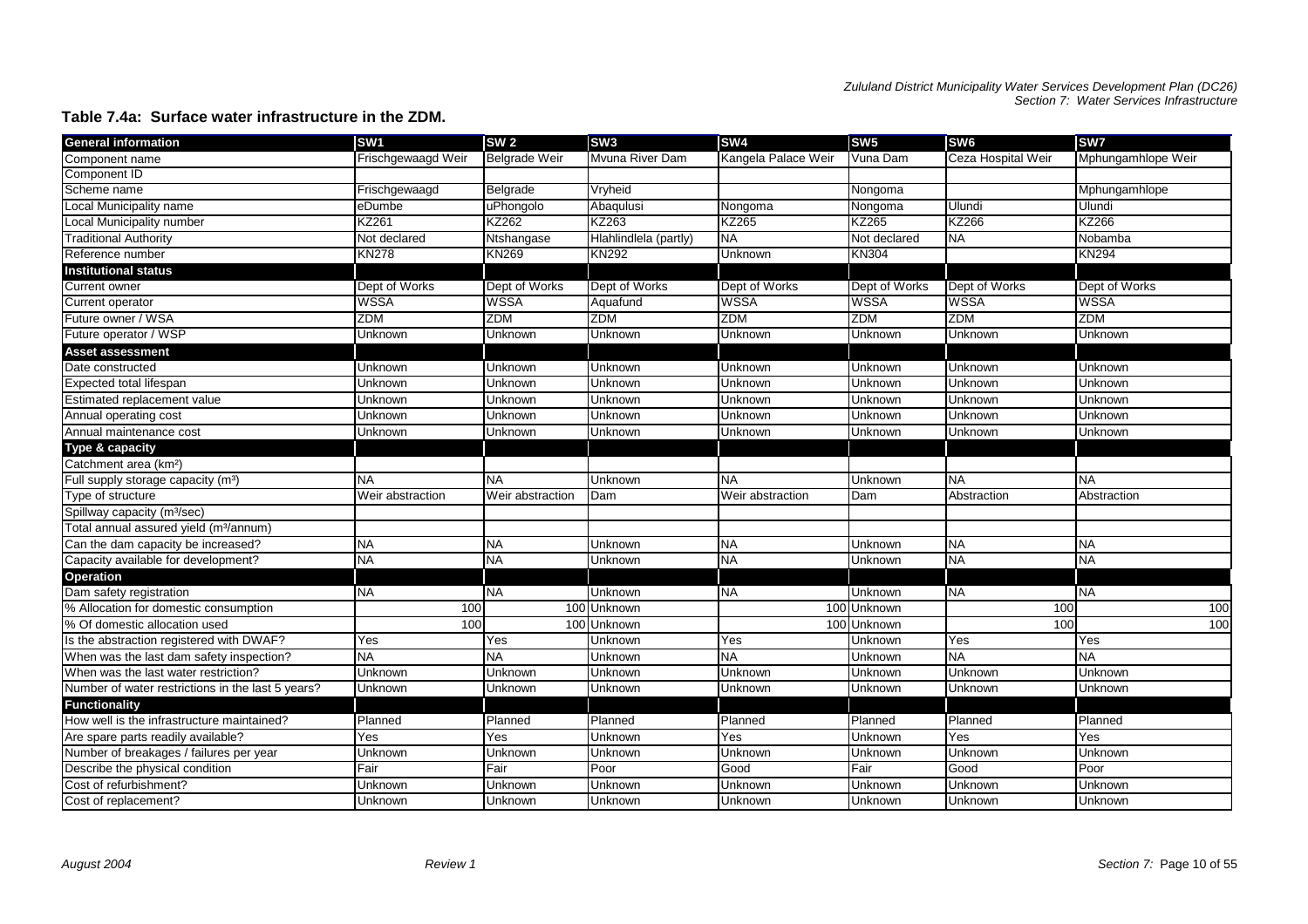## Table 7.4a: Surface water infrastructure in the ZDM.

| General information | SW1 | SW 2 | SW3 | SW4 | SW5 | SW6 | SW7 |
|---|---|---|---|---|---|---|---|
| Component name | Frischgewaagd Weir | Belgrade Weir | Mvuna River Dam | Kangela Palace Weir | Vuna Dam | Ceza Hospital Weir | Mphungamhlope Weir |
| Component ID | | | | | | | |
| Scheme name | Frischgewaagd | Belgrade | Vryheid | | Nongoma | | Mphungamhlope |
| Local Municipality name | eDumbe | uPhongolo | Abaqulusi | Nongoma | Nongoma | Ulundi | Ulundi |
| Local Municipality number | KZ261 | KZ262 | KZ263 | KZ265 | KZ265 | KZ266 | KZ266 |
| Traditional Authority | Not declared | Ntshangase | Hlahlindlela (partly) | NA | Not declared | NA | Nobamba |
| Reference number | KN278 | KN269 | KN292 | Unknown | KN304 | | KN294 |
| **Institutional status** | | | | | | | |
| Current owner | Dept of Works | Dept of Works | Dept of Works | Dept of Works | Dept of Works | Dept of Works | Dept of Works |
| Current operator | WSSA | WSSA | Aquafund | WSSA | WSSA | WSSA | WSSA |
| Future owner / WSA | ZDM | ZDM | ZDM | ZDM | ZDM | ZDM | ZDM |
| Future operator / WSP | Unknown | Unknown | Unknown | Unknown | Unknown | Unknown | Unknown |
| **Asset assessment** | | | | | | | |
| Date constructed | Unknown | Unknown | Unknown | Unknown | Unknown | Unknown | Unknown |
| Expected total lifespan | Unknown | Unknown | Unknown | Unknown | Unknown | Unknown | Unknown |
| Estimated replacement value | Unknown | Unknown | Unknown | Unknown | Unknown | Unknown | Unknown |
| Annual operating cost | Unknown | Unknown | Unknown | Unknown | Unknown | Unknown | Unknown |
| Annual maintenance cost | Unknown | Unknown | Unknown | Unknown | Unknown | Unknown | Unknown |
| **Type & capacity** | | | | | | | |
| Catchment area (km²) | | | | | | | |
| Full supply storage capacity (m³) | NA | NA | Unknown | NA | Unknown | NA | NA |
| Type of structure | Weir abstraction | Weir abstraction | Dam | Weir abstraction | Dam | Abstraction | Abstraction |
| Spillway capacity (m³/sec) | | | | | | | |
| Total annual assured yield (m³/annum) | | | | | | | |
| Can the dam capacity be increased? | NA | NA | Unknown | NA | Unknown | NA | NA |
| Capacity available for development? | NA | NA | Unknown | NA | Unknown | NA | NA |
| **Operation** | | | | | | | |
| Dam safety registration | NA | NA | Unknown | NA | Unknown | NA | NA |
| % Allocation for domestic consumption | 100 | 100 | Unknown | 100 | Unknown | 100 | 100 |
| % Of domestic allocation used | 100 | 100 | Unknown | 100 | Unknown | 100 | 100 |
| Is the abstraction registered with DWAF? | Yes | Yes | Unknown | Yes | Unknown | Yes | Yes |
| When was the last dam safety inspection? | NA | NA | Unknown | NA | Unknown | NA | NA |
| When was the last water restriction? | Unknown | Unknown | Unknown | Unknown | Unknown | Unknown | Unknown |
| Number of water restrictions in the last 5 years? | Unknown | Unknown | Unknown | Unknown | Unknown | Unknown | Unknown |
| **Functionality** | | | | | | | |
| How well is the infrastructure maintained? | Planned | Planned | Planned | Planned | Planned | Planned | Planned |
| Are spare parts readily available? | Yes | Yes | Unknown | Yes | Unknown | Yes | Yes |
| Number of breakages / failures per year | Unknown | Unknown | Unknown | Unknown | Unknown | Unknown | Unknown |
| Describe the physical condition | Fair | Fair | Poor | Good | Fair | Good | Poor |
| Cost of refurbishment? | Unknown | Unknown | Unknown | Unknown | Unknown | Unknown | Unknown |
| Cost of replacement? | Unknown | Unknown | Unknown | Unknown | Unknown | Unknown | Unknown |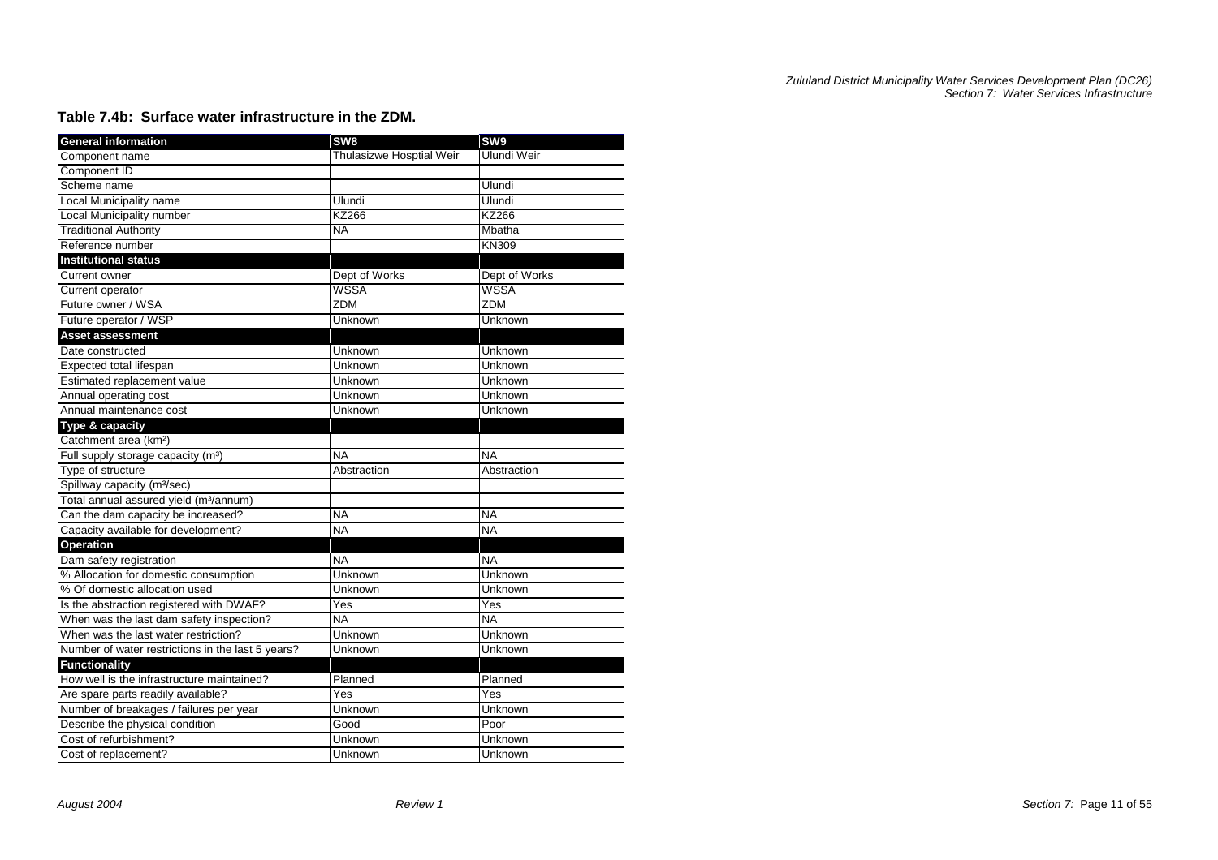**Table 7.4b: Surface water infrastructure in the ZDM.**

| General information | SW8 | SW9 |
|---|---|---|
| Component name | Thulasizwe Hosptial Weir | Ulundi Weir |
| Component ID | | |
| Scheme name | | Ulundi |
| Local Municipality name | Ulundi | Ulundi |
| Local Municipality number | KZ266 | KZ266 |
| Traditional Authority | NA | Mbatha |
| Reference number | | KN309 |
| **Institutional status** | | |
| Current owner | Dept of Works | Dept of Works |
| Current operator | WSSA | WSSA |
| Future owner / WSA | ZDM | ZDM |
| Future operator / WSP | Unknown | Unknown |
| **Asset assessment** | | |
| Date constructed | Unknown | Unknown |
| Expected total lifespan | Unknown | Unknown |
| Estimated replacement value | Unknown | Unknown |
| Annual operating cost | Unknown | Unknown |
| Annual maintenance cost | Unknown | Unknown |
| **Type & capacity** | | |
| Catchment area (km²) | | |
| Full supply storage capacity (m³) | NA | NA |
| Type of structure | Abstraction | Abstraction |
| Spillway capacity (m³/sec) | | |
| Total annual assured yield (m³/annum) | | |
| Can the dam capacity be increased? | NA | NA |
| Capacity available for development? | NA | NA |
| **Operation** | | |
| Dam safety registration | NA | NA |
| % Allocation for domestic consumption | Unknown | Unknown |
| % Of domestic allocation used | Unknown | Unknown |
| Is the abstraction registered with DWAF? | Yes | Yes |
| When was the last dam safety inspection? | NA | NA |
| When was the last water restriction? | Unknown | Unknown |
| Number of water restrictions in the last 5 years? | Unknown | Unknown |
| **Functionality** | | |
| How well is the infrastructure maintained? | Planned | Planned |
| Are spare parts readily available? | Yes | Yes |
| Number of breakages / failures per year | Unknown | Unknown |
| Describe the physical condition | Good | Poor |
| Cost of refurbishment? | Unknown | Unknown |
| Cost of replacement? | Unknown | Unknown |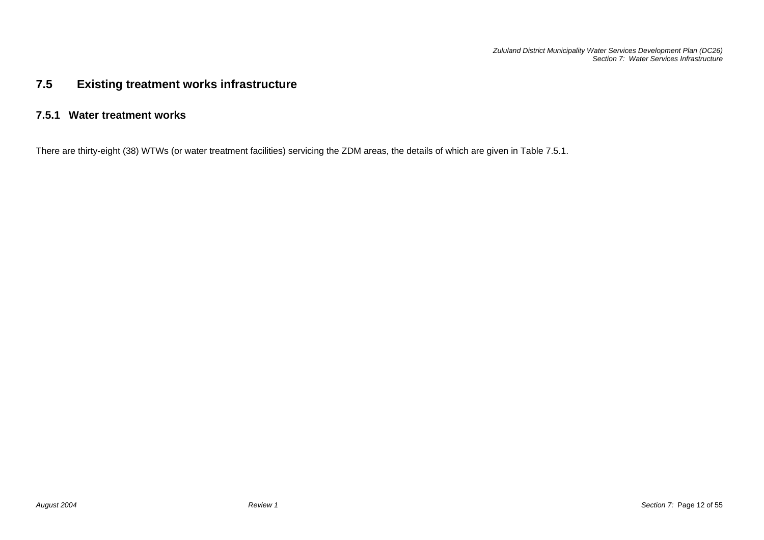## 7.5 Existing treatment works infrastructure

### 7.5.1 Water treatment works

There are thirty-eight (38) WTWs (or water treatment facilities) servicing the ZDM areas, the details of which are given in Table 7.5.1.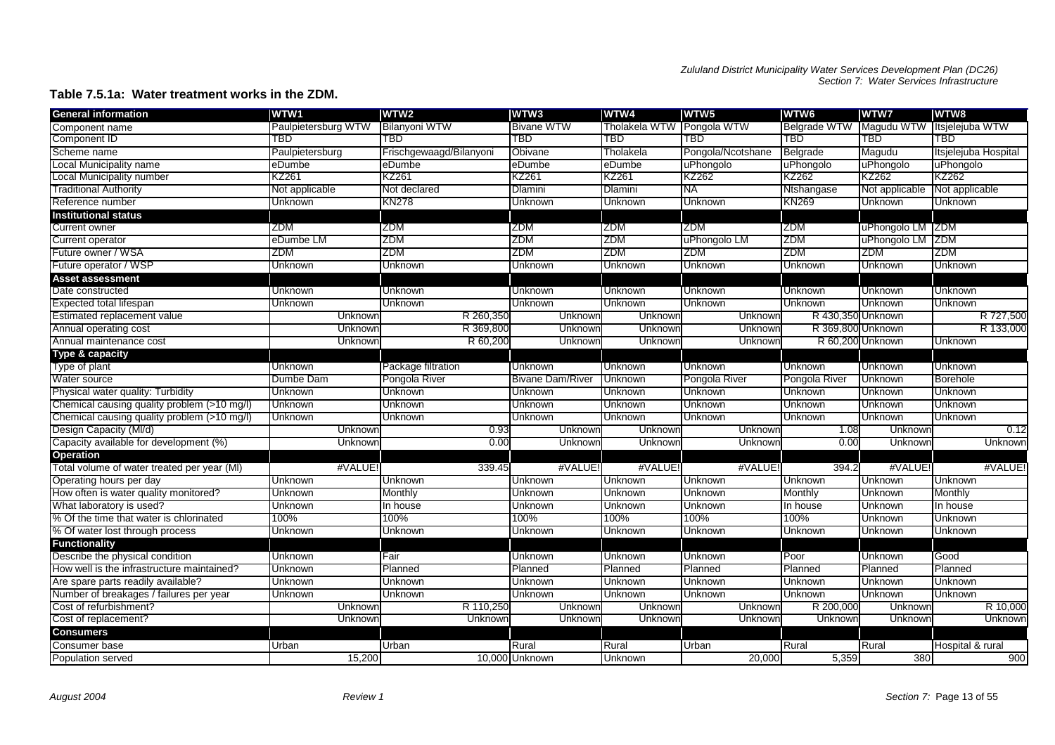**Table 7.5.1a: Water treatment works in the ZDM.**

| General information | WTW1 | WTW2 | WTW3 | WTW4 | WTW5 | WTW6 | WTW7 | WTW8 |
|---|---|---|---|---|---|---|---|---|
| Component name | Paulpietersburg WTW | Bilanyoni WTW | Bivane WTW | Tholakela WTW | Pongola WTW | Belgrade WTW | Magudu WTW | Itsjelejuba WTW |
| Component ID | TBD | TBD | TBD | TBD | TBD | TBD | TBD | TBD |
| Scheme name | Paulpietersburg | Frischgewaagd/Bilanyoni | Obivane | Tholakela | Pongola/Ncotshane | Belgrade | Magudu | Itsjelejuba Hospital |
| Local Municipality name | eDumbe | eDumbe | eDumbe | eDumbe | uPhongolo | uPhongolo | uPhongolo | uPhongolo |
| Local Municipality number | KZ261 | KZ261 | KZ261 | KZ261 | KZ262 | KZ262 | KZ262 | KZ262 |
| Traditional Authority | Not applicable | Not declared | Dlamini | Dlamini | NA | Ntshangase | Not applicable | Not applicable |
| Reference number | Unknown | KN278 | Unknown | Unknown | Unknown | KN269 | Unknown | Unknown |
| **Institutional status** | | | | | | | | |
| Current owner | ZDM | ZDM | ZDM | ZDM | ZDM | ZDM | uPhongolo LM | ZDM |
| Current operator | eDumbe LM | ZDM | ZDM | ZDM | uPhongolo LM | ZDM | uPhongolo LM | ZDM |
| Future owner / WSA | ZDM | ZDM | ZDM | ZDM | ZDM | ZDM | ZDM | ZDM |
| Future operator / WSP | Unknown | Unknown | Unknown | Unknown | Unknown | Unknown | Unknown | Unknown |
| **Asset assessment** | | | | | | | | |
| Date constructed | Unknown | Unknown | Unknown | Unknown | Unknown | Unknown | Unknown | Unknown |
| Expected total lifespan | Unknown | Unknown | Unknown | Unknown | Unknown | Unknown | Unknown | Unknown |
| Estimated replacement value | Unknown | R 260,350 | Unknown | Unknown | Unknown | R 430,350 | Unknown | R 727,500 |
| Annual operating cost | Unknown | R 369,800 | Unknown | Unknown | Unknown | R 369,800 | Unknown | R 133,000 |
| Annual maintenance cost | Unknown | R 60,200 | Unknown | Unknown | Unknown | R 60,200 | Unknown | Unknown |
| **Type & capacity** | | | | | | | | |
| Type of plant | Unknown | Package filtration | Unknown | Unknown | Unknown | Unknown | Unknown | Unknown |
| Water source | Dumbe Dam | Pongola River | Bivane Dam/River | Unknown | Pongola River | Pongola River | Unknown | Borehole |
| Physical water quality: Turbidity | Unknown | Unknown | Unknown | Unknown | Unknown | Unknown | Unknown | Unknown |
| Chemical causing quality problem (>10 mg/l) | Unknown | Unknown | Unknown | Unknown | Unknown | Unknown | Unknown | Unknown |
| Chemical causing quality problem (>10 mg/l) | Unknown | Unknown | Unknown | Unknown | Unknown | Unknown | Unknown | Unknown |
| Design Capacity (Ml/d) | Unknown | 0.93 | Unknown | Unknown | Unknown | 1.08 | Unknown | 0.12 |
| Capacity available for development (%) | Unknown | 0.00 | Unknown | Unknown | Unknown | 0.00 | Unknown | Unknown |
| **Operation** | | | | | | | | |
| Total volume of water treated per year (Ml) | #VALUE! | 339.45 | #VALUE! | #VALUE! | #VALUE! | 394.2 | #VALUE! | #VALUE! |
| Operating hours per day | Unknown | Unknown | Unknown | Unknown | Unknown | Unknown | Unknown | Unknown |
| How often is water quality monitored? | Unknown | Monthly | Unknown | Unknown | Unknown | Monthly | Unknown | Monthly |
| What laboratory is used? | Unknown | In house | Unknown | Unknown | Unknown | In house | Unknown | In house |
| % Of the time that water is chlorinated | 100% | 100% | 100% | 100% | 100% | 100% | Unknown | Unknown |
| % Of water lost through process | Unknown | Unknown | Unknown | Unknown | Unknown | Unknown | Unknown | Unknown |
| **Functionality** | | | | | | | | |
| Describe the physical condition | Unknown | Fair | Unknown | Unknown | Unknown | Poor | Unknown | Good |
| How well is the infrastructure maintained? | Unknown | Planned | Planned | Planned | Planned | Planned | Planned | Planned |
| Are spare parts readily available? | Unknown | Unknown | Unknown | Unknown | Unknown | Unknown | Unknown | Unknown |
| Number of breakages / failures per year | Unknown | Unknown | Unknown | Unknown | Unknown | Unknown | Unknown | Unknown |
| Cost of refurbishment? | Unknown | R 110,250 | Unknown | Unknown | Unknown | R 200,000 | Unknown | R 10,000 |
| Cost of replacement? | Unknown | Unknown | Unknown | Unknown | Unknown | Unknown | Unknown | Unknown |
| **Consumers** | | | | | | | | |
| Consumer base | Urban | Urban | Rural | Rural | Urban | Rural | Rural | Hospital & rural |
| Population served | 15,200 | 10,000 | Unknown | Unknown | 20,000 | 5,359 | 380 | 900 |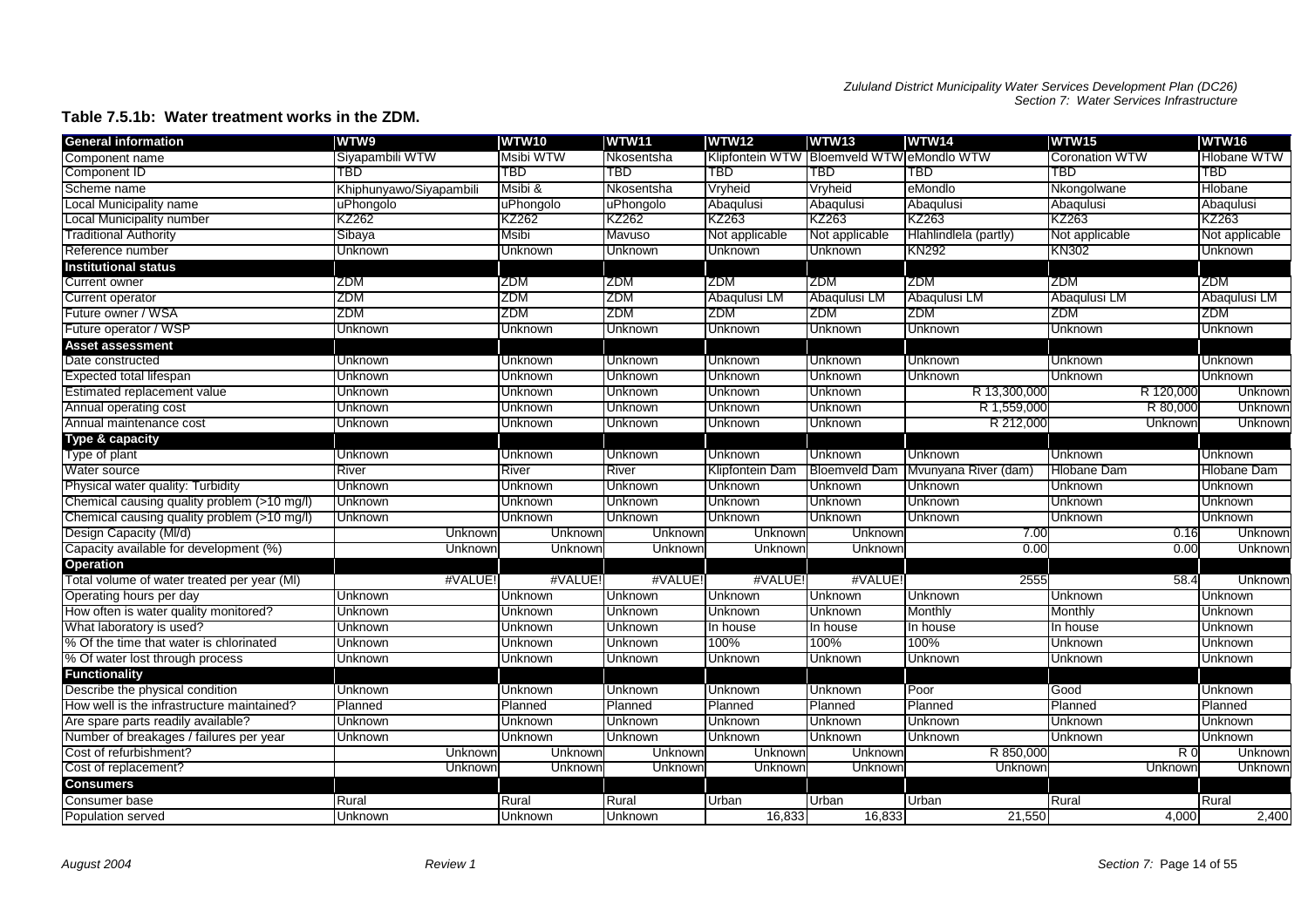**Table 7.5.1b: Water treatment works in the ZDM.**

| General information | WTW9 | WTW10 | WTW11 | WTW12 | WTW13 | WTW14 | WTW15 | WTW16 |
|---|---|---|---|---|---|---|---|---|
| Component name | Siyapambili WTW | Msibi WTW | Nkosentsha | Klipfontein WTW | Bloemveld WTW | eMondlo WTW | Coronation WTW | Hlobane WTW |
| Component ID | TBD | TBD | TBD | TBD | TBD | TBD | TBD | TBD |
| Scheme name | Khiphunyawo/Siyapambili | Msibi & | Nkosentsha | Vryheid | Vryheid | eMondlo | Nkongolwane | Hlobane |
| Local Municipality name | uPhongolo | uPhongolo | uPhongolo | Abaqulusi | Abaqulusi | Abaqulusi | Abaqulusi | Abaqulusi |
| Local Municipality number | KZ262 | KZ262 | KZ262 | KZ263 | KZ263 | KZ263 | KZ263 | KZ263 |
| Traditional Authority | Sibaya | Msibi | Mavuso | Not applicable | Not applicable | Hlahlindlela (partly) | Not applicable | Not applicable |
| Reference number | Unknown | Unknown | Unknown | Unknown | Unknown | KN292 | KN302 | Unknown |
| **Institutional status** | | | | | | | | |
| Current owner | ZDM | ZDM | ZDM | ZDM | ZDM | ZDM | ZDM | ZDM |
| Current operator | ZDM | ZDM | ZDM | Abaqulusi LM | Abaqulusi LM | Abaqulusi LM | Abaqulusi LM | Abaqulusi LM |
| Future owner / WSA | ZDM | ZDM | ZDM | ZDM | ZDM | ZDM | ZDM | ZDM |
| Future operator / WSP | Unknown | Unknown | Unknown | Unknown | Unknown | Unknown | Unknown | Unknown |
| **Asset assessment** | | | | | | | | |
| Date constructed | Unknown | Unknown | Unknown | Unknown | Unknown | Unknown | Unknown | Unknown |
| Expected total lifespan | Unknown | Unknown | Unknown | Unknown | Unknown | Unknown | Unknown | Unknown |
| Estimated replacement value | Unknown | Unknown | Unknown | Unknown | Unknown | R 13,300,000 | R 120,000 | Unknown |
| Annual operating cost | Unknown | Unknown | Unknown | Unknown | Unknown | R 1,559,000 | R 80,000 | Unknown |
| Annual maintenance cost | Unknown | Unknown | Unknown | Unknown | Unknown | R 212,000 | Unknown | Unknown |
| **Type & capacity** | | | | | | | | |
| Type of plant | Unknown | Unknown | Unknown | Unknown | Unknown | Unknown | Unknown | Unknown |
| Water source | River | River | River | Klipfontein Dam | Bloemveld Dam | Mvunyana River (dam) | Hlobane Dam | Hlobane Dam |
| Physical water quality: Turbidity | Unknown | Unknown | Unknown | Unknown | Unknown | Unknown | Unknown | Unknown |
| Chemical causing quality problem (>10 mg/l) | Unknown | Unknown | Unknown | Unknown | Unknown | Unknown | Unknown | Unknown |
| Chemical causing quality problem (>10 mg/l) | Unknown | Unknown | Unknown | Unknown | Unknown | Unknown | Unknown | Unknown |
| Design Capacity (Ml/d) | Unknown | Unknown | Unknown | Unknown | Unknown | 7.00 | 0.16 | Unknown |
| Capacity available for development (%) | Unknown | Unknown | Unknown | Unknown | Unknown | 0.00 | 0.00 | Unknown |
| **Operation** | | | | | | | | |
| Total volume of water treated per year (Ml) | #VALUE! | #VALUE! | #VALUE! | #VALUE! | #VALUE! | 2555 | 58.4 | Unknown |
| Operating hours per day | Unknown | Unknown | Unknown | Unknown | Unknown | Unknown | Unknown | Unknown |
| How often is water quality monitored? | Unknown | Unknown | Unknown | Unknown | Unknown | Monthly | Monthly | Unknown |
| What laboratory is used? | Unknown | Unknown | Unknown | In house | In house | In house | In house | Unknown |
| % Of the time that water is chlorinated | Unknown | Unknown | Unknown | 100% | 100% | 100% | Unknown | Unknown |
| % Of water lost through process | Unknown | Unknown | Unknown | Unknown | Unknown | Unknown | Unknown | Unknown |
| **Functionality** | | | | | | | | |
| Describe the physical condition | Unknown | Unknown | Unknown | Unknown | Unknown | Poor | Good | Unknown |
| How well is the infrastructure maintained? | Planned | Planned | Planned | Planned | Planned | Planned | Planned | Planned |
| Are spare parts readily available? | Unknown | Unknown | Unknown | Unknown | Unknown | Unknown | Unknown | Unknown |
| Number of breakages / failures per year | Unknown | Unknown | Unknown | Unknown | Unknown | Unknown | Unknown | Unknown |
| Cost of refurbishment? | Unknown | Unknown | Unknown | Unknown | Unknown | R 850,000 | R 0 | Unknown |
| Cost of replacement? | Unknown | Unknown | Unknown | Unknown | Unknown | Unknown | Unknown | Unknown |
| **Consumers** | | | | | | | | |
| Consumer base | Rural | Rural | Rural | Urban | Urban | Urban | Rural | Rural |
| Population served | Unknown | Unknown | Unknown | 16,833 | 16,833 | 21,550 | 4,000 | 2,400 |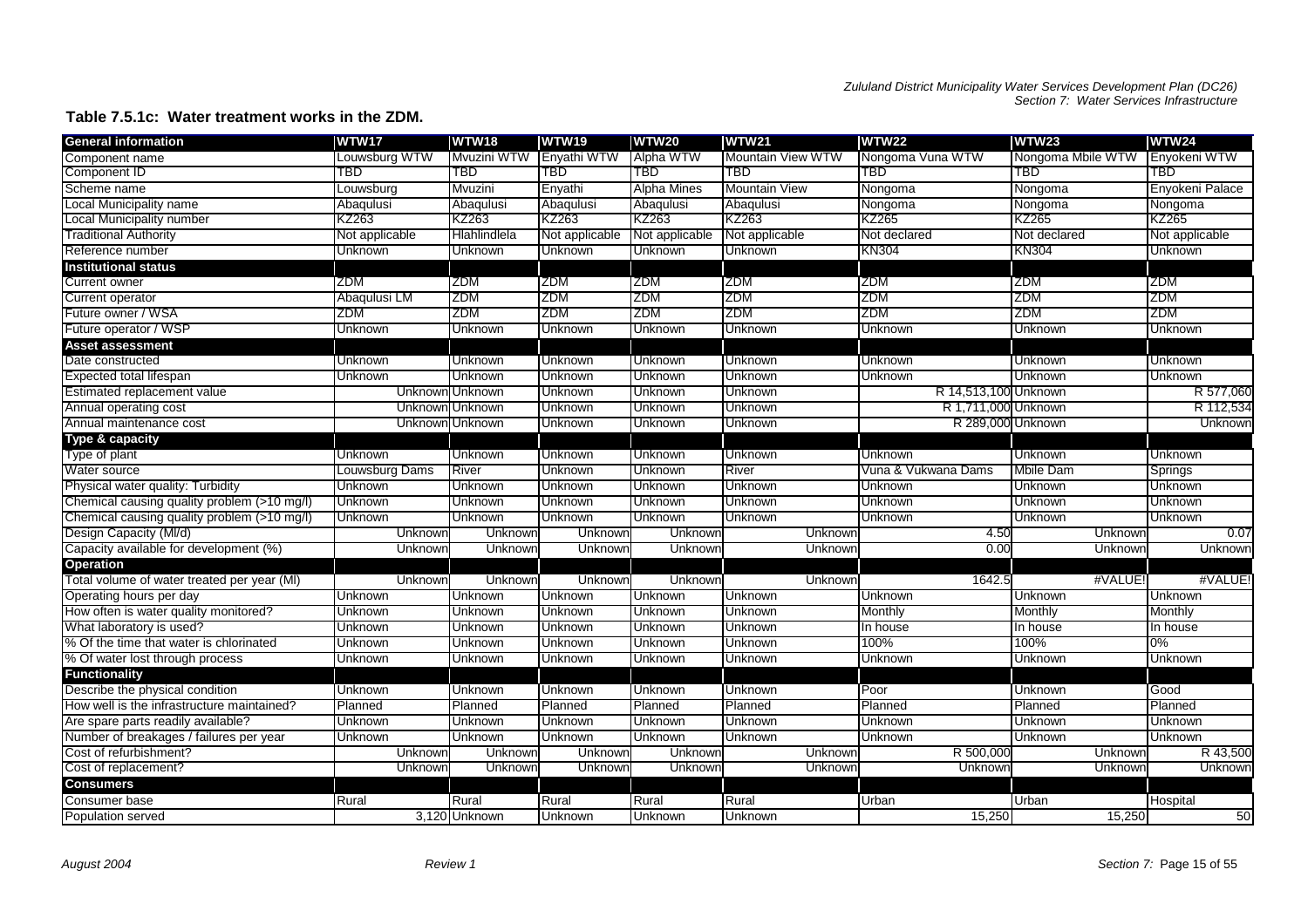**Table 7.5.1c: Water treatment works in the ZDM.**

| General information | WTW17 | WTW18 | WTW19 | WTW20 | WTW21 | WTW22 | WTW23 | WTW24 |
|---|---|---|---|---|---|---|---|---|
| Component name | Louwsburg WTW | Mvuzini WTW | Enyathi WTW | Alpha WTW | Mountain View WTW | Nongoma Vuna WTW | Nongoma Mbile WTW | Enyokeni WTW |
| Component ID | TBD | TBD | TBD | TBD | TBD | TBD | TBD | TBD |
| Scheme name | Louwsburg | Mvuzini | Enyathi | Alpha Mines | Mountain View | Nongoma | Nongoma | Enyokeni Palace |
| Local Municipality name | Abaqulusi | Abaqulusi | Abaqulusi | Abaqulusi | Abaqulusi | Nongoma | Nongoma | Nongoma |
| Local Municipality number | KZ263 | KZ263 | KZ263 | KZ263 | KZ263 | KZ265 | KZ265 | KZ265 |
| Traditional Authority | Not applicable | Hlahlindlela | Not applicable | Not applicable | Not applicable | Not declared | Not declared | Not applicable |
| Reference number | Unknown | Unknown | Unknown | Unknown | Unknown | KN304 | KN304 | Unknown |
| **Institutional status** | | | | | | | | |
| Current owner | ZDM | ZDM | ZDM | ZDM | ZDM | ZDM | ZDM | ZDM |
| Current operator | Abaqulusi LM | ZDM | ZDM | ZDM | ZDM | ZDM | ZDM | ZDM |
| Future owner / WSA | ZDM | ZDM | ZDM | ZDM | ZDM | ZDM | ZDM | ZDM |
| Future operator / WSP | Unknown | Unknown | Unknown | Unknown | Unknown | Unknown | Unknown | Unknown |
| **Asset assessment** | | | | | | | | |
| Date constructed | Unknown | Unknown | Unknown | Unknown | Unknown | Unknown | Unknown | Unknown |
| Expected total lifespan | Unknown | Unknown | Unknown | Unknown | Unknown | Unknown | Unknown | Unknown |
| Estimated replacement value | Unknown | Unknown | Unknown | Unknown | Unknown | R 14,513,100 | Unknown | R 577,060 |
| Annual operating cost | Unknown | Unknown | Unknown | Unknown | Unknown | R 1,711,000 | Unknown | R 112,534 |
| Annual maintenance cost | Unknown | Unknown | Unknown | Unknown | Unknown | R 289,000 | Unknown | Unknown |
| **Type & capacity** | | | | | | | | |
| Type of plant | Unknown | Unknown | Unknown | Unknown | Unknown | Unknown | Unknown | Unknown |
| Water source | Louwsburg Dams | River | Unknown | Unknown | River | Vuna & Vukwana Dams | Mbile Dam | Springs |
| Physical water quality: Turbidity | Unknown | Unknown | Unknown | Unknown | Unknown | Unknown | Unknown | Unknown |
| Chemical causing quality problem (>10 mg/l) | Unknown | Unknown | Unknown | Unknown | Unknown | Unknown | Unknown | Unknown |
| Chemical causing quality problem (>10 mg/l) | Unknown | Unknown | Unknown | Unknown | Unknown | Unknown | Unknown | Unknown |
| Design Capacity (Ml/d) | Unknown | Unknown | Unknown | Unknown | Unknown | 4.50 | Unknown | 0.07 |
| Capacity available for development (%) | Unknown | Unknown | Unknown | Unknown | Unknown | 0.00 | Unknown | Unknown |
| **Operation** | | | | | | | | |
| Total volume of water treated per year (Ml) | Unknown | Unknown | Unknown | Unknown | Unknown | 1642.5 | #VALUE! | #VALUE! |
| Operating hours per day | Unknown | Unknown | Unknown | Unknown | Unknown | Unknown | Unknown | Unknown |
| How often is water quality monitored? | Unknown | Unknown | Unknown | Unknown | Unknown | Monthly | Monthly | Monthly |
| What laboratory is used? | Unknown | Unknown | Unknown | Unknown | Unknown | In house | In house | In house |
| % Of the time that water is chlorinated | Unknown | Unknown | Unknown | Unknown | Unknown | 100% | 100% | 0% |
| % Of water lost through process | Unknown | Unknown | Unknown | Unknown | Unknown | Unknown | Unknown | Unknown |
| **Functionality** | | | | | | | | |
| Describe the physical condition | Unknown | Unknown | Unknown | Unknown | Unknown | Poor | Unknown | Good |
| How well is the infrastructure maintained? | Planned | Planned | Planned | Planned | Planned | Planned | Planned | Planned |
| Are spare parts readily available? | Unknown | Unknown | Unknown | Unknown | Unknown | Unknown | Unknown | Unknown |
| Number of breakages / failures per year | Unknown | Unknown | Unknown | Unknown | Unknown | Unknown | Unknown | Unknown |
| Cost of refurbishment? | Unknown | Unknown | Unknown | Unknown | Unknown | R 500,000 | Unknown | R 43,500 |
| Cost of replacement? | Unknown | Unknown | Unknown | Unknown | Unknown | Unknown | Unknown | Unknown |
| **Consumers** | | | | | | | | |
| Consumer base | Rural | Rural | Rural | Rural | Rural | Urban | Urban | Hospital |
| Population served | 3,120 | Unknown | Unknown | Unknown | Unknown | 15,250 | 15,250 | 50 |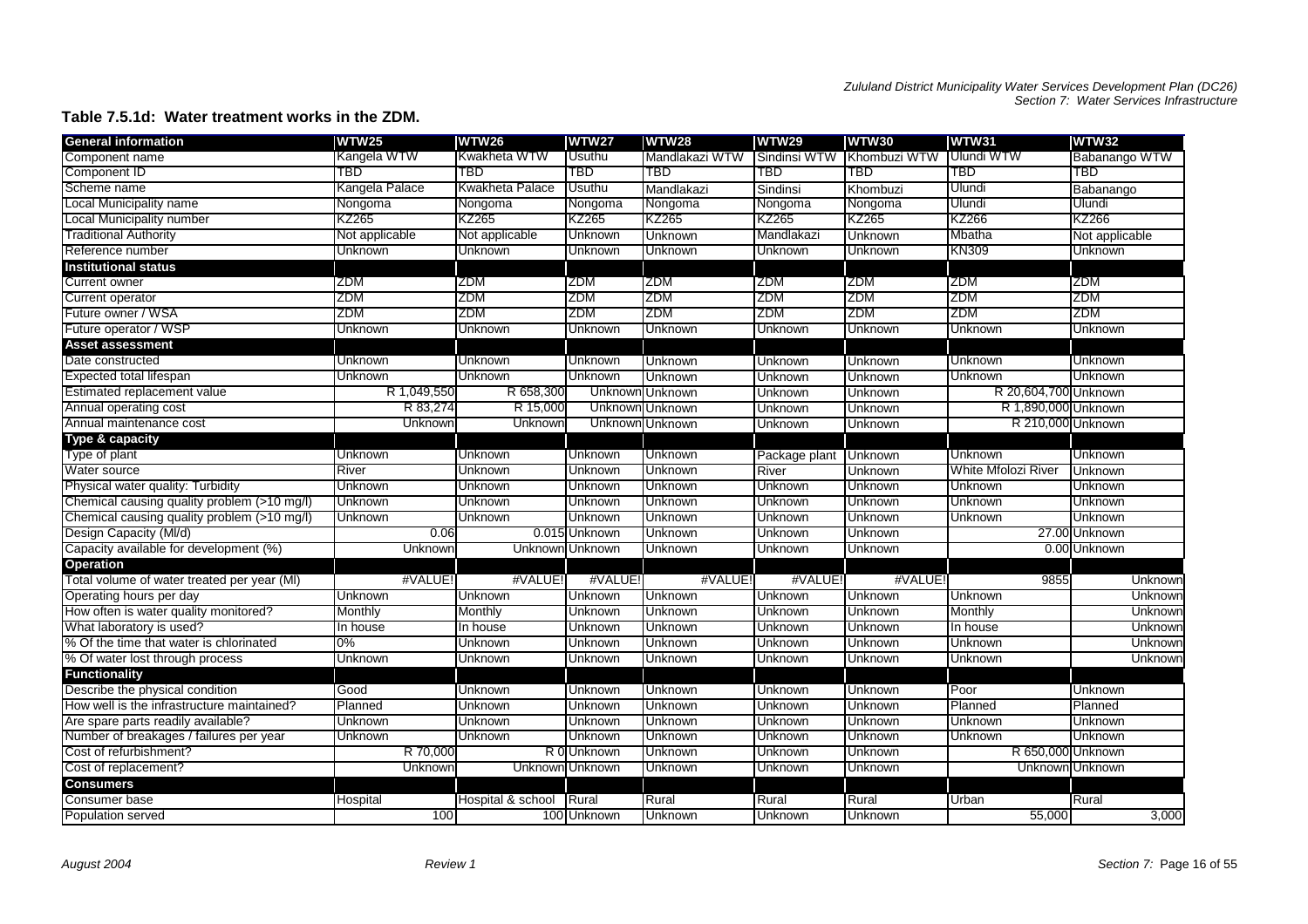**Table 7.5.1d: Water treatment works in the ZDM.**

| General information | WTW25 | WTW26 | WTW27 | WTW28 | WTW29 | WTW30 | WTW31 | WTW32 |
|---|---|---|---|---|---|---|---|---|
| Component name | Kangela WTW | Kwakheta WTW | Usuthu | Mandlakazi WTW | Sindinsi WTW | Khombuzi WTW | Ulundi WTW | Babanango WTW |
| Component ID | TBD | TBD | TBD | TBD | TBD | TBD | TBD | TBD |
| Scheme name | Kangela Palace | Kwakheta Palace | Usuthu | Mandlakazi | Sindinsi | Khombuzi | Ulundi | Babanango |
| Local Municipality name | Nongoma | Nongoma | Nongoma | Nongoma | Nongoma | Nongoma | Ulundi | Ulundi |
| Local Municipality number | KZ265 | KZ265 | KZ265 | KZ265 | KZ265 | KZ265 | KZ266 | KZ266 |
| Traditional Authority | Not applicable | Not applicable | Unknown | Unknown | Mandlakazi | Unknown | Mbatha | Not applicable |
| Reference number | Unknown | Unknown | Unknown | Unknown | Unknown | Unknown | KN309 | Unknown |
| **Institutional status** | | | | | | | | |
| Current owner | ZDM | ZDM | ZDM | ZDM | ZDM | ZDM | ZDM | ZDM |
| Current operator | ZDM | ZDM | ZDM | ZDM | ZDM | ZDM | ZDM | ZDM |
| Future owner / WSA | ZDM | ZDM | ZDM | ZDM | ZDM | ZDM | ZDM | ZDM |
| Future operator / WSP | Unknown | Unknown | Unknown | Unknown | Unknown | Unknown | Unknown | Unknown |
| **Asset assessment** | | | | | | | | |
| Date constructed | Unknown | Unknown | Unknown | Unknown | Unknown | Unknown | Unknown | Unknown |
| Expected total lifespan | Unknown | Unknown | Unknown | Unknown | Unknown | Unknown | Unknown | Unknown |
| Estimated replacement value | R 1,049,550 | R 658,300 | Unknown | Unknown | Unknown | Unknown | R 20,604,700 | Unknown |
| Annual operating cost | R 83,274 | R 15,000 | Unknown | Unknown | Unknown | Unknown | R 1,890,000 | Unknown |
| Annual maintenance cost | Unknown | Unknown | Unknown | Unknown | Unknown | Unknown | R 210,000 | Unknown |
| **Type & capacity** | | | | | | | | |
| Type of plant | Unknown | Unknown | Unknown | Unknown | Package plant | Unknown | Unknown | Unknown |
| Water source | River | Unknown | Unknown | Unknown | River | Unknown | White Mfolozi River | Unknown |
| Physical water quality: Turbidity | Unknown | Unknown | Unknown | Unknown | Unknown | Unknown | Unknown | Unknown |
| Chemical causing quality problem (>10 mg/l) | Unknown | Unknown | Unknown | Unknown | Unknown | Unknown | Unknown | Unknown |
| Chemical causing quality problem (>10 mg/l) | Unknown | Unknown | Unknown | Unknown | Unknown | Unknown | Unknown | Unknown |
| Design Capacity (Ml/d) | 0.06 | 0.015 | Unknown | Unknown | Unknown | Unknown | 27.00 | Unknown |
| Capacity available for development (%) | Unknown | Unknown | Unknown | Unknown | Unknown | Unknown | 0.00 | Unknown |
| **Operation** | | | | | | | | |
| Total volume of water treated per year (Ml) | #VALUE! | #VALUE! | #VALUE! | #VALUE! | #VALUE! | #VALUE! | 9855 | Unknown |
| Operating hours per day | Unknown | Unknown | Unknown | Unknown | Unknown | Unknown | Unknown | Unknown |
| How often is water quality monitored? | Monthly | Monthly | Unknown | Unknown | Unknown | Unknown | Monthly | Unknown |
| What laboratory is used? | In house | In house | Unknown | Unknown | Unknown | Unknown | In house | Unknown |
| % Of the time that water is chlorinated | 0% | Unknown | Unknown | Unknown | Unknown | Unknown | Unknown | Unknown |
| % Of water lost through process | Unknown | Unknown | Unknown | Unknown | Unknown | Unknown | Unknown | Unknown |
| **Functionality** | | | | | | | | |
| Describe the physical condition | Good | Unknown | Unknown | Unknown | Unknown | Unknown | Poor | Unknown |
| How well is the infrastructure maintained? | Planned | Unknown | Unknown | Unknown | Unknown | Unknown | Planned | Planned |
| Are spare parts readily available? | Unknown | Unknown | Unknown | Unknown | Unknown | Unknown | Unknown | Unknown |
| Number of breakages / failures per year | Unknown | Unknown | Unknown | Unknown | Unknown | Unknown | Unknown | Unknown |
| Cost of refurbishment? | R 70,000 | R 0 | Unknown | Unknown | Unknown | Unknown | R 650,000 | Unknown |
| Cost of replacement? | Unknown | Unknown | Unknown | Unknown | Unknown | Unknown | Unknown | Unknown |
| **Consumers** | | | | | | | | |
| Consumer base | Hospital | Hospital & school | Rural | Rural | Rural | Rural | Urban | Rural |
| Population served | 100 | 100 | Unknown | Unknown | Unknown | Unknown | 55,000 | 3,000 |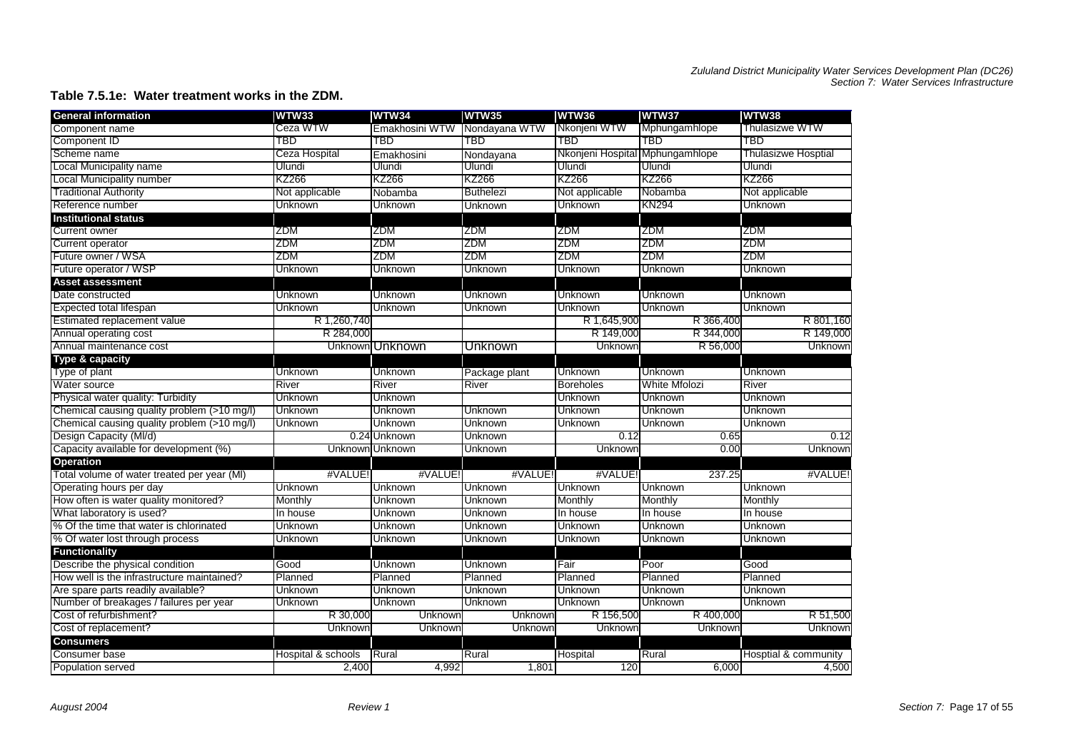**Table 7.5.1e: Water treatment works in the ZDM.**

| General information | WTW33 | WTW34 | WTW35 | WTW36 | WTW37 | WTW38 |
|---|---|---|---|---|---|---|
| Component name | Ceza WTW | Emakhosini WTW | Nondayana WTW | Nkonjeni WTW | Mphungamhlope | Thulasizwe WTW |
| Component ID | TBD | TBD | TBD | TBD | TBD | TBD |
| Scheme name | Ceza Hospital | Emakhosini | Nondayana | Nkonjeni Hospital | Mphungamhlope | Thulasizwe Hosptial |
| Local Municipality name | Ulundi | Ulundi | Ulundi | Ulundi | Ulundi | Ulundi |
| Local Municipality number | KZ266 | KZ266 | KZ266 | KZ266 | KZ266 | KZ266 |
| Traditional Authority | Not applicable | Nobamba | Buthelezi | Not applicable | Nobamba | Not applicable |
| Reference number | Unknown | Unknown | Unknown | Unknown | KN294 | Unknown |
| **Institutional status** | | | | | | |
| Current owner | ZDM | ZDM | ZDM | ZDM | ZDM | ZDM |
| Current operator | ZDM | ZDM | ZDM | ZDM | ZDM | ZDM |
| Future owner / WSA | ZDM | ZDM | ZDM | ZDM | ZDM | ZDM |
| Future operator / WSP | Unknown | Unknown | Unknown | Unknown | Unknown | Unknown |
| **Asset assessment** | | | | | | |
| Date constructed | Unknown | Unknown | Unknown | Unknown | Unknown | Unknown |
| Expected total lifespan | Unknown | Unknown | Unknown | Unknown | Unknown | Unknown |
| Estimated replacement value | R 1,260,740 | | | R 1,645,900 | R 366,400 | R 801,160 |
| Annual operating cost | R 284,000 | | | R 149,000 | R 344,000 | R 149,000 |
| Annual maintenance cost | Unknown | Unknown | Unknown | Unknown | R 56,000 | Unknown |
| **Type & capacity** | | | | | | |
| Type of plant | Unknown | Unknown | Package plant | Unknown | Unknown | Unknown |
| Water source | River | River | River | Boreholes | White Mfolozi | River |
| Physical water quality: Turbidity | Unknown | Unknown | | Unknown | Unknown | Unknown |
| Chemical causing quality problem (>10 mg/l) | Unknown | Unknown | Unknown | Unknown | Unknown | Unknown |
| Chemical causing quality problem (>10 mg/l) | Unknown | Unknown | Unknown | Unknown | Unknown | Unknown |
| Design Capacity (Ml/d) | 0.24 | Unknown | Unknown | 0.12 | 0.65 | 0.12 |
| Capacity available for development (%) | Unknown | Unknown | Unknown | Unknown | 0.00 | Unknown |
| **Operation** | | | | | | |
| Total volume of water treated per year (Ml) | #VALUE! | #VALUE! | #VALUE! | #VALUE! | 237.25 | #VALUE! |
| Operating hours per day | Unknown | Unknown | Unknown | Unknown | Unknown | Unknown |
| How often is water quality monitored? | Monthly | Unknown | Unknown | Monthly | Monthly | Monthly |
| What laboratory is used? | In house | Unknown | Unknown | In house | In house | In house |
| % Of the time that water is chlorinated | Unknown | Unknown | Unknown | Unknown | Unknown | Unknown |
| % Of water lost through process | Unknown | Unknown | Unknown | Unknown | Unknown | Unknown |
| **Functionality** | | | | | | |
| Describe the physical condition | Good | Unknown | Unknown | Fair | Poor | Good |
| How well is the infrastructure maintained? | Planned | Planned | Planned | Planned | Planned | Planned |
| Are spare parts readily available? | Unknown | Unknown | Unknown | Unknown | Unknown | Unknown |
| Number of breakages / failures per year | Unknown | Unknown | Unknown | Unknown | Unknown | Unknown |
| Cost of refurbishment? | R 30,000 | Unknown | Unknown | R 156,500 | R 400,000 | R 51,500 |
| Cost of replacement? | Unknown | Unknown | Unknown | Unknown | Unknown | Unknown |
| **Consumers** | | | | | | |
| Consumer base | Hospital & schools | Rural | Rural | Hospital | Rural | Hosptial & community |
| Population served | 2,400 | 4,992 | 1,801 | 120 | 6,000 | 4,500 |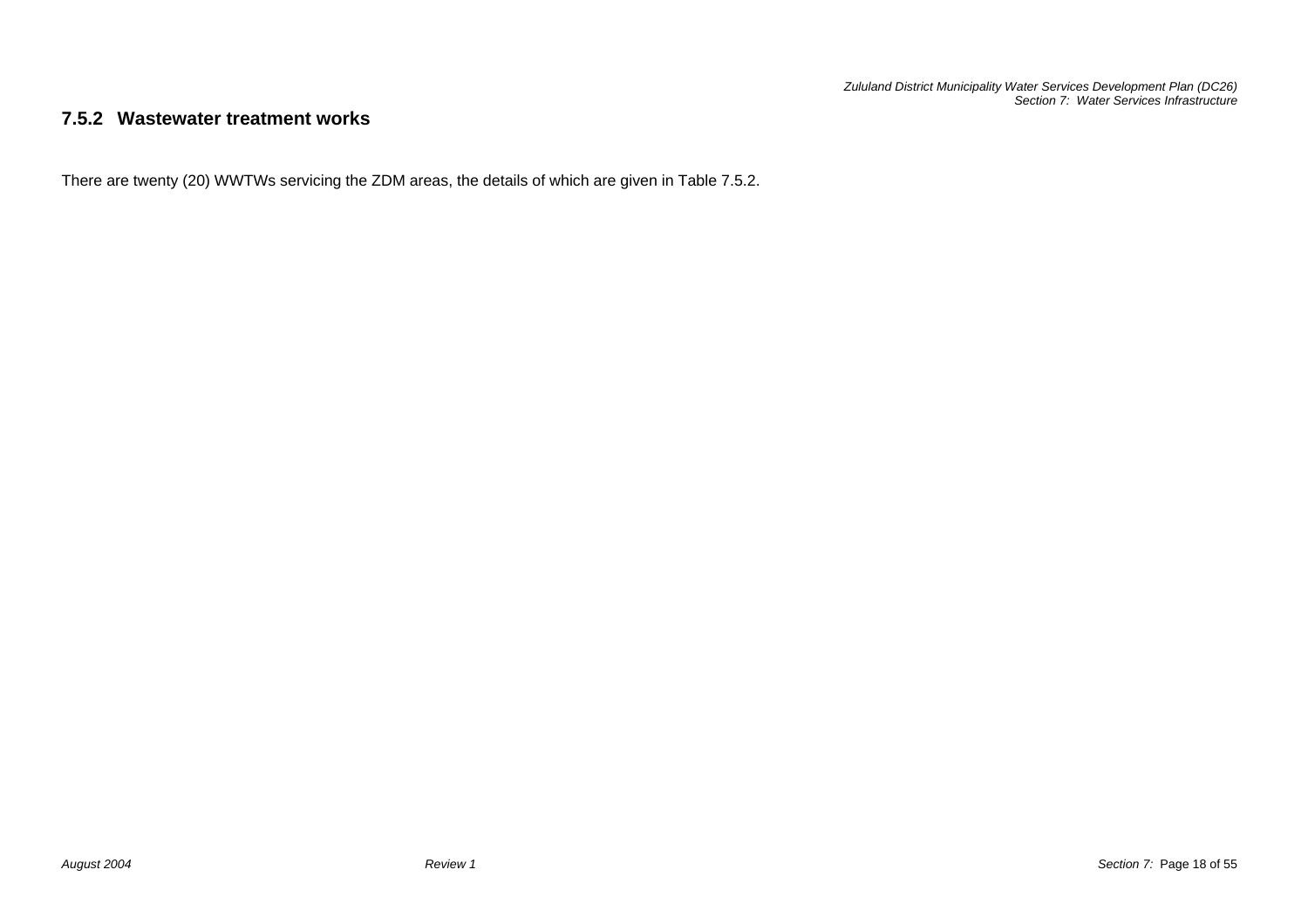### 7.5.2 Wastewater treatment works

There are twenty (20) WWTWs servicing the ZDM areas, the details of which are given in Table 7.5.2.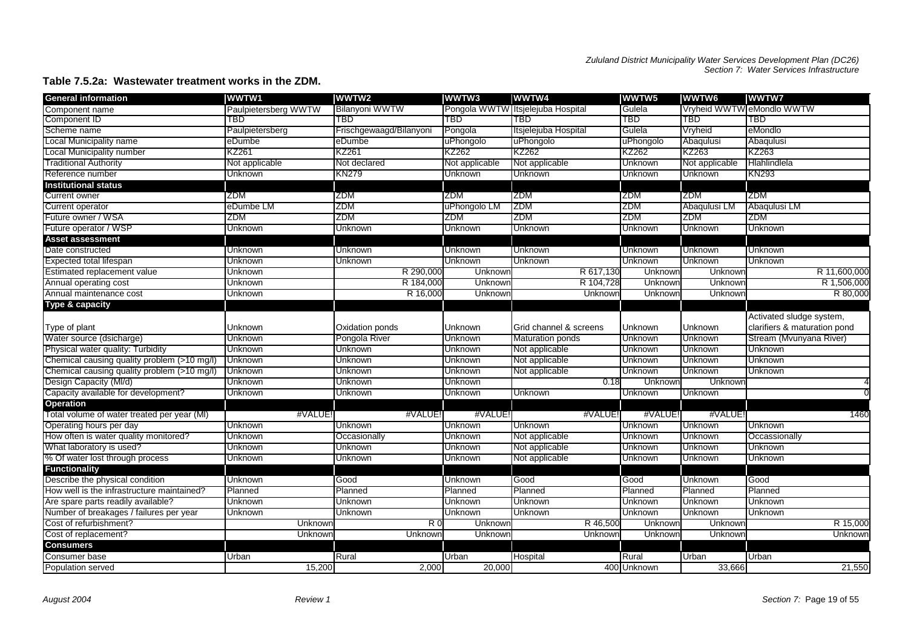### Table 7.5.2a: Wastewater treatment works in the ZDM.

| General information | WWTW1 | WWTW2 | WWTW3 | WWTW4 | WWTW5 | WWTW6 | WWTW7 |
|---|---|---|---|---|---|---|---|
| Component name | Paulpietersberg WWTW | Bilanyoni WWTW | Pongola WWTW | Itsjelejuba Hospital | Gulela | Vryheid WWTW | eMondlo WWTW |
| Component ID | TBD | TBD | TBD | TBD | TBD | TBD | TBD |
| Scheme name | Paulpietersberg | Frischgewaagd/Bilanyoni | Pongola | Itsjelejuba Hospital | Gulela | Vryheid | eMondlo |
| Local Municipality name | eDumbe | eDumbe | uPhongolo | uPhongolo | uPhongolo | Abaqulusi | Abaqulusi |
| Local Municipality number | KZ261 | KZ261 | KZ262 | KZ262 | KZ262 | KZ263 | KZ263 |
| Traditional Authority | Not applicable | Not declared | Not applicable | Not applicable | Unknown | Not applicable | Hlahlindlela |
| Reference number | Unknown | KN279 | Unknown | Unknown | Unknown | Unknown | KN293 |
| **Institutional status** | | | | | | | |
| Current owner | ZDM | ZDM | ZDM | ZDM | ZDM | ZDM | ZDM |
| Current operator | eDumbe LM | ZDM | uPhongolo LM | ZDM | ZDM | Abaqulusi LM | Abaqulusi LM |
| Future owner / WSA | ZDM | ZDM | ZDM | ZDM | ZDM | ZDM | ZDM |
| Future operator / WSP | Unknown | Unknown | Unknown | Unknown | Unknown | Unknown | Unknown |
| **Asset assessment** | | | | | | | |
| Date constructed | Unknown | Unknown | Unknown | Unknown | Unknown | Unknown | Unknown |
| Expected total lifespan | Unknown | Unknown | Unknown | Unknown | Unknown | Unknown | Unknown |
| Estimated replacement value | Unknown | R 290,000 | Unknown | R 617,130 | Unknown | Unknown | R 11,600,000 |
| Annual operating cost | Unknown | R 184,000 | Unknown | R 104,728 | Unknown | Unknown | R 1,506,000 |
| Annual maintenance cost | Unknown | R 16,000 | Unknown | Unknown | Unknown | Unknown | R 80,000 |
| **Type & capacity** | | | | | | | |
| Type of plant | Unknown | Oxidation ponds | Unknown | Grid channel & screens | Unknown | Unknown | Activated sludge system, clarifiers & maturation pond |
| Water source (dsicharge) | Unknown | Pongola River | Unknown | Maturation ponds | Unknown | Unknown | Stream (Mvunyana River) |
| Physical water quality: Turbidity | Unknown | Unknown | Unknown | Not applicable | Unknown | Unknown | Unknown |
| Chemical causing quality problem (>10 mg/l) | Unknown | Unknown | Unknown | Not applicable | Unknown | Unknown | Unknown |
| Chemical causing quality problem (>10 mg/l) | Unknown | Unknown | Unknown | Not applicable | Unknown | Unknown | Unknown |
| Design Capacity (Ml/d) | Unknown | Unknown | Unknown | 0.18 | Unknown | Unknown | 4 |
| Capacity available for development? | Unknown | Unknown | Unknown | Unknown | Unknown | Unknown | 0 |
| **Operation** | | | | | | | |
| Total volume of water treated per year (Ml) | #VALUE! | #VALUE! | #VALUE! | #VALUE! | #VALUE! | #VALUE! | 1460 |
| Operating hours per day | Unknown | Unknown | Unknown | Unknown | Unknown | Unknown | Unknown |
| How often is water quality monitored? | Unknown | Occasionally | Unknown | Not applicable | Unknown | Unknown | Occassionally |
| What laboratory is used? | Unknown | Unknown | Unknown | Not applicable | Unknown | Unknown | Unknown |
| % Of water lost through process | Unknown | Unknown | Unknown | Not applicable | Unknown | Unknown | Unknown |
| **Functionality** | | | | | | | |
| Describe the physical condition | Unknown | Good | Unknown | Good | Good | Unknown | Good |
| How well is the infrastructure maintained? | Planned | Planned | Planned | Planned | Planned | Planned | Planned |
| Are spare parts readily available? | Unknown | Unknown | Unknown | Unknown | Unknown | Unknown | Unknown |
| Number of breakages / failures per year | Unknown | Unknown | Unknown | Unknown | Unknown | Unknown | Unknown |
| Cost of refurbishment? | Unknown | R 0 | Unknown | R 46,500 | Unknown | Unknown | R 15,000 |
| Cost of replacement? | Unknown | Unknown | Unknown | Unknown | Unknown | Unknown | Unknown |
| **Consumers** | | | | | | | |
| Consumer base | Urban | Rural | Urban | Hospital | Rural | Urban | Urban |
| Population served | 15,200 | 2,000 | 20,000 | 400 | Unknown | 33,666 | 21,550 |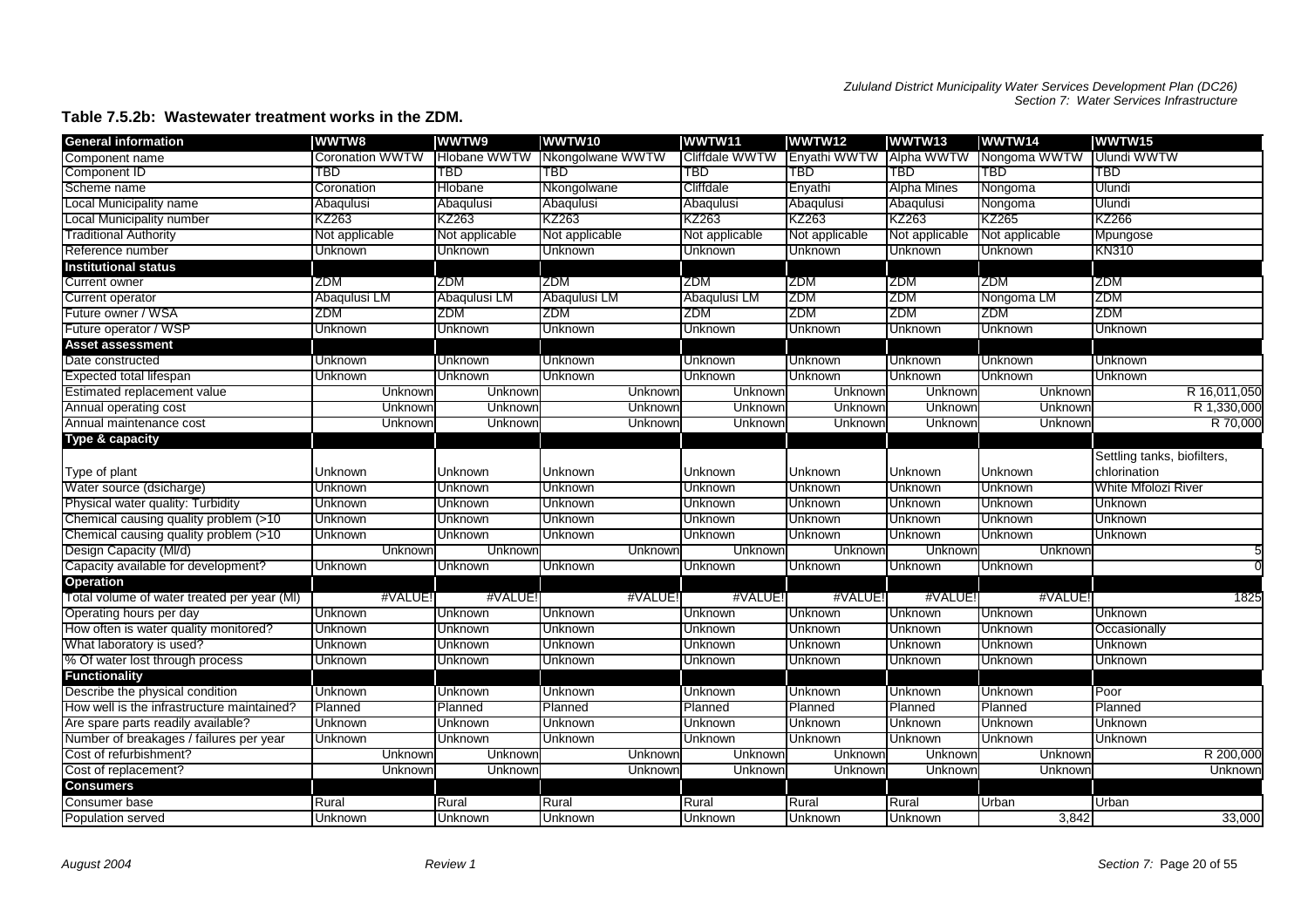### Table 7.5.2b: Wastewater treatment works in the ZDM.

| General information | WWTW8 | WWTW9 | WWTW10 | WWTW11 | WWTW12 | WWTW13 | WWTW14 | WWTW15 |
|---|---|---|---|---|---|---|---|---|
| Component name | Coronation WWTW | Hlobane WWTW | Nkongolwane WWTW | Cliffdale WWTW | Enyathi WWTW | Alpha WWTW | Nongoma WWTW | Ulundi WWTW |
| Component ID | TBD | TBD | TBD | TBD | TBD | TBD | TBD | TBD |
| Scheme name | Coronation | Hlobane | Nkongolwane | Cliffdale | Enyathi | Alpha Mines | Nongoma | Ulundi |
| Local Municipality name | Abaqulusi | Abaqulusi | Abaqulusi | Abaqulusi | Abaqulusi | Abaqulusi | Nongoma | Ulundi |
| Local Municipality number | KZ263 | KZ263 | KZ263 | KZ263 | KZ263 | KZ263 | KZ265 | KZ266 |
| Traditional Authority | Not applicable | Not applicable | Not applicable | Not applicable | Not applicable | Not applicable | Not applicable | Mpungose |
| Reference number | Unknown | Unknown | Unknown | Unknown | Unknown | Unknown | Unknown | KN310 |
| **Institutional status** | | | | | | | | |
| Current owner | ZDM | ZDM | ZDM | ZDM | ZDM | ZDM | ZDM | ZDM |
| Current operator | Abaqulusi LM | Abaqulusi LM | Abaqulusi LM | Abaqulusi LM | ZDM | ZDM | Nongoma LM | ZDM |
| Future owner / WSA | ZDM | ZDM | ZDM | ZDM | ZDM | ZDM | ZDM | ZDM |
| Future operator / WSP | Unknown | Unknown | Unknown | Unknown | Unknown | Unknown | Unknown | Unknown |
| **Asset assessment** | | | | | | | | |
| Date constructed | Unknown | Unknown | Unknown | Unknown | Unknown | Unknown | Unknown | Unknown |
| Expected total lifespan | Unknown | Unknown | Unknown | Unknown | Unknown | Unknown | Unknown | Unknown |
| Estimated replacement value | Unknown | Unknown | Unknown | Unknown | Unknown | Unknown | Unknown | R 16,011,050 |
| Annual operating cost | Unknown | Unknown | Unknown | Unknown | Unknown | Unknown | Unknown | R 1,330,000 |
| Annual maintenance cost | Unknown | Unknown | Unknown | Unknown | Unknown | Unknown | Unknown | R 70,000 |
| **Type & capacity** | | | | | | | | |
| Type of plant | Unknown | Unknown | Unknown | Unknown | Unknown | Unknown | Unknown | Settling tanks, biofilters, chlorination |
| Water source (dsicharge) | Unknown | Unknown | Unknown | Unknown | Unknown | Unknown | Unknown | White Mfolozi River |
| Physical water quality: Turbidity | Unknown | Unknown | Unknown | Unknown | Unknown | Unknown | Unknown | Unknown |
| Chemical causing quality problem (>10 | Unknown | Unknown | Unknown | Unknown | Unknown | Unknown | Unknown | Unknown |
| Chemical causing quality problem (>10 | Unknown | Unknown | Unknown | Unknown | Unknown | Unknown | Unknown | Unknown |
| Design Capacity (Ml/d) | Unknown | Unknown | Unknown | Unknown | Unknown | Unknown | Unknown | 5 |
| Capacity available for development? | Unknown | Unknown | Unknown | Unknown | Unknown | Unknown | Unknown | 0 |
| **Operation** | | | | | | | | |
| Total volume of water treated per year (Ml) | #VALUE! | #VALUE! | #VALUE! | #VALUE! | #VALUE! | #VALUE! | #VALUE! | 1825 |
| Operating hours per day | Unknown | Unknown | Unknown | Unknown | Unknown | Unknown | Unknown | Unknown |
| How often is water quality monitored? | Unknown | Unknown | Unknown | Unknown | Unknown | Unknown | Unknown | Occasionally |
| What laboratory is used? | Unknown | Unknown | Unknown | Unknown | Unknown | Unknown | Unknown | Unknown |
| % Of water lost through process | Unknown | Unknown | Unknown | Unknown | Unknown | Unknown | Unknown | Unknown |
| **Functionality** | | | | | | | | |
| Describe the physical condition | Unknown | Unknown | Unknown | Unknown | Unknown | Unknown | Unknown | Poor |
| How well is the infrastructure maintained? | Planned | Planned | Planned | Planned | Planned | Planned | Planned | Planned |
| Are spare parts readily available? | Unknown | Unknown | Unknown | Unknown | Unknown | Unknown | Unknown | Unknown |
| Number of breakages / failures per year | Unknown | Unknown | Unknown | Unknown | Unknown | Unknown | Unknown | Unknown |
| Cost of refurbishment? | Unknown | Unknown | Unknown | Unknown | Unknown | Unknown | Unknown | R 200,000 |
| Cost of replacement? | Unknown | Unknown | Unknown | Unknown | Unknown | Unknown | Unknown | Unknown |
| **Consumers** | | | | | | | | |
| Consumer base | Rural | Rural | Rural | Rural | Rural | Rural | Urban | Urban |
| Population served | Unknown | Unknown | Unknown | Unknown | Unknown | Unknown | 3,842 | 33,000 |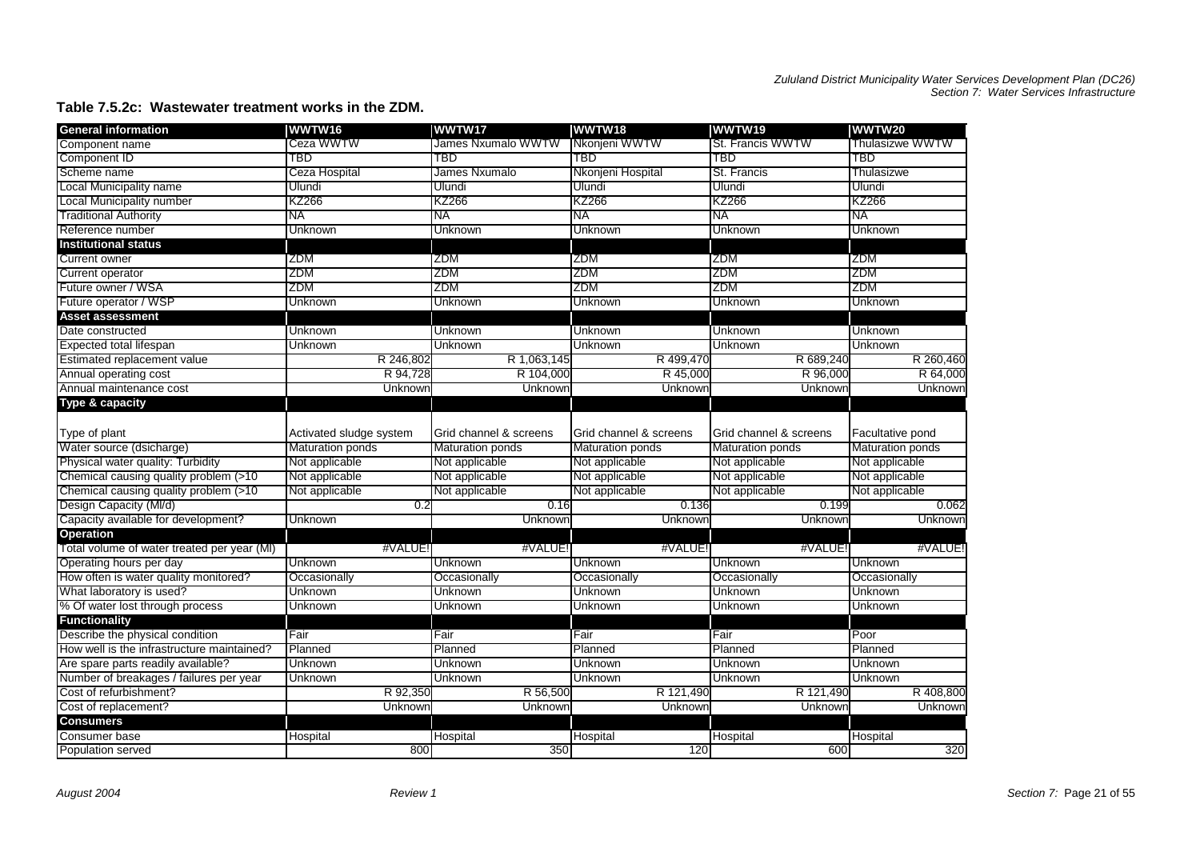**Table 7.5.2c: Wastewater treatment works in the ZDM.**

| General information | WWTW16 | WWTW17 | WWTW18 | WWTW19 | WWTW20 |
|---|---|---|---|---|---|
| Component name | Ceza WWTW | James Nxumalo WWTW | Nkonjeni WWTW | St. Francis WWTW | Thulasizwe WWTW |
| Component ID | TBD | TBD | TBD | TBD | TBD |
| Scheme name | Ceza Hospital | James Nxumalo | Nkonjeni Hospital | St. Francis | Thulasizwe |
| Local Municipality name | Ulundi | Ulundi | Ulundi | Ulundi | Ulundi |
| Local Municipality number | KZ266 | KZ266 | KZ266 | KZ266 | KZ266 |
| Traditional Authority | NA | NA | NA | NA | NA |
| Reference number | Unknown | Unknown | Unknown | Unknown | Unknown |
| **Institutional status** | | | | | |
| Current owner | ZDM | ZDM | ZDM | ZDM | ZDM |
| Current operator | ZDM | ZDM | ZDM | ZDM | ZDM |
| Future owner / WSA | ZDM | ZDM | ZDM | ZDM | ZDM |
| Future operator / WSP | Unknown | Unknown | Unknown | Unknown | Unknown |
| **Asset assessment** | | | | | |
| Date constructed | Unknown | Unknown | Unknown | Unknown | Unknown |
| Expected total lifespan | Unknown | Unknown | Unknown | Unknown | Unknown |
| Estimated replacement value | R 246,802 | R 1,063,145 | R 499,470 | R 689,240 | R 260,460 |
| Annual operating cost | R 94,728 | R 104,000 | R 45,000 | R 96,000 | R 64,000 |
| Annual maintenance cost | Unknown | Unknown | Unknown | Unknown | Unknown |
| **Type & capacity** | | | | | |
| Type of plant | Activated sludge system | Grid channel & screens | Grid channel & screens | Grid channel & screens | Facultative pond |
| Water source (dsicharge) | Maturation ponds | Maturation ponds | Maturation ponds | Maturation ponds | Maturation ponds |
| Physical water quality: Turbidity | Not applicable | Not applicable | Not applicable | Not applicable | Not applicable |
| Chemical causing quality problem (>10 | Not applicable | Not applicable | Not applicable | Not applicable | Not applicable |
| Chemical causing quality problem (>10 | Not applicable | Not applicable | Not applicable | Not applicable | Not applicable |
| Design Capacity (Ml/d) | 0.2 | 0.16 | 0.136 | 0.199 | 0.062 |
| Capacity available for development? | Unknown | Unknown | Unknown | Unknown | Unknown |
| **Operation** | | | | | |
| Total volume of water treated per year (Ml) | #VALUE! | #VALUE! | #VALUE! | #VALUE! | #VALUE! |
| Operating hours per day | Unknown | Unknown | Unknown | Unknown | Unknown |
| How often is water quality monitored? | Occasionally | Occasionally | Occasionally | Occasionally | Occasionally |
| What laboratory is used? | Unknown | Unknown | Unknown | Unknown | Unknown |
| % Of water lost through process | Unknown | Unknown | Unknown | Unknown | Unknown |
| **Functionality** | | | | | |
| Describe the physical condition | Fair | Fair | Fair | Fair | Poor |
| How well is the infrastructure maintained? | Planned | Planned | Planned | Planned | Planned |
| Are spare parts readily available? | Unknown | Unknown | Unknown | Unknown | Unknown |
| Number of breakages / failures per year | Unknown | Unknown | Unknown | Unknown | Unknown |
| Cost of refurbishment? | R 92,350 | R 56,500 | R 121,490 | R 121,490 | R 408,800 |
| Cost of replacement? | Unknown | Unknown | Unknown | Unknown | Unknown |
| **Consumers** | | | | | |
| Consumer base | Hospital | Hospital | Hospital | Hospital | Hospital |
| Population served | 800 | 350 | 120 | 600 | 320 |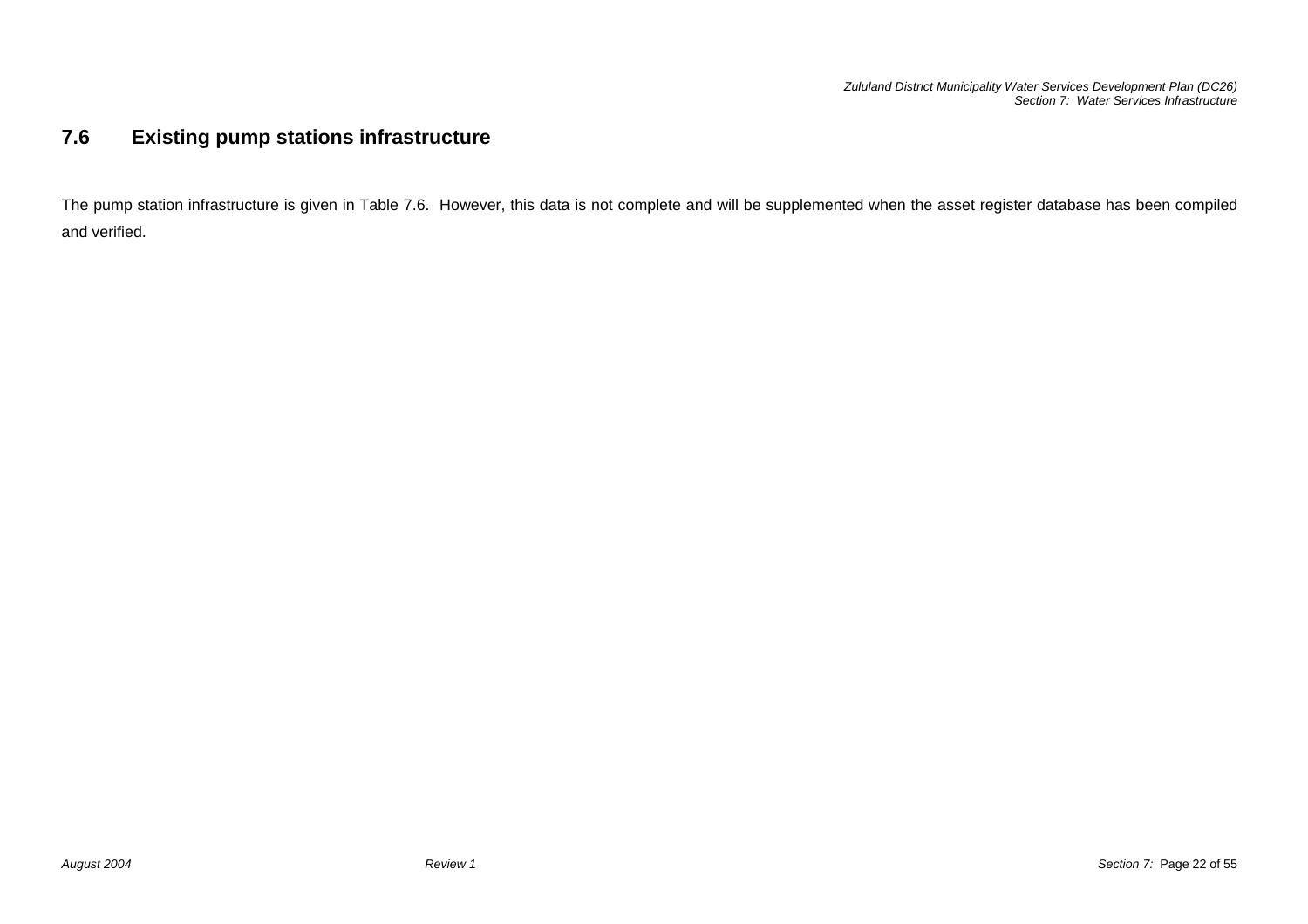## 7.6 Existing pump stations infrastructure

The pump station infrastructure is given in Table 7.6. However, this data is not complete and will be supplemented when the asset register database has been compiled and verified.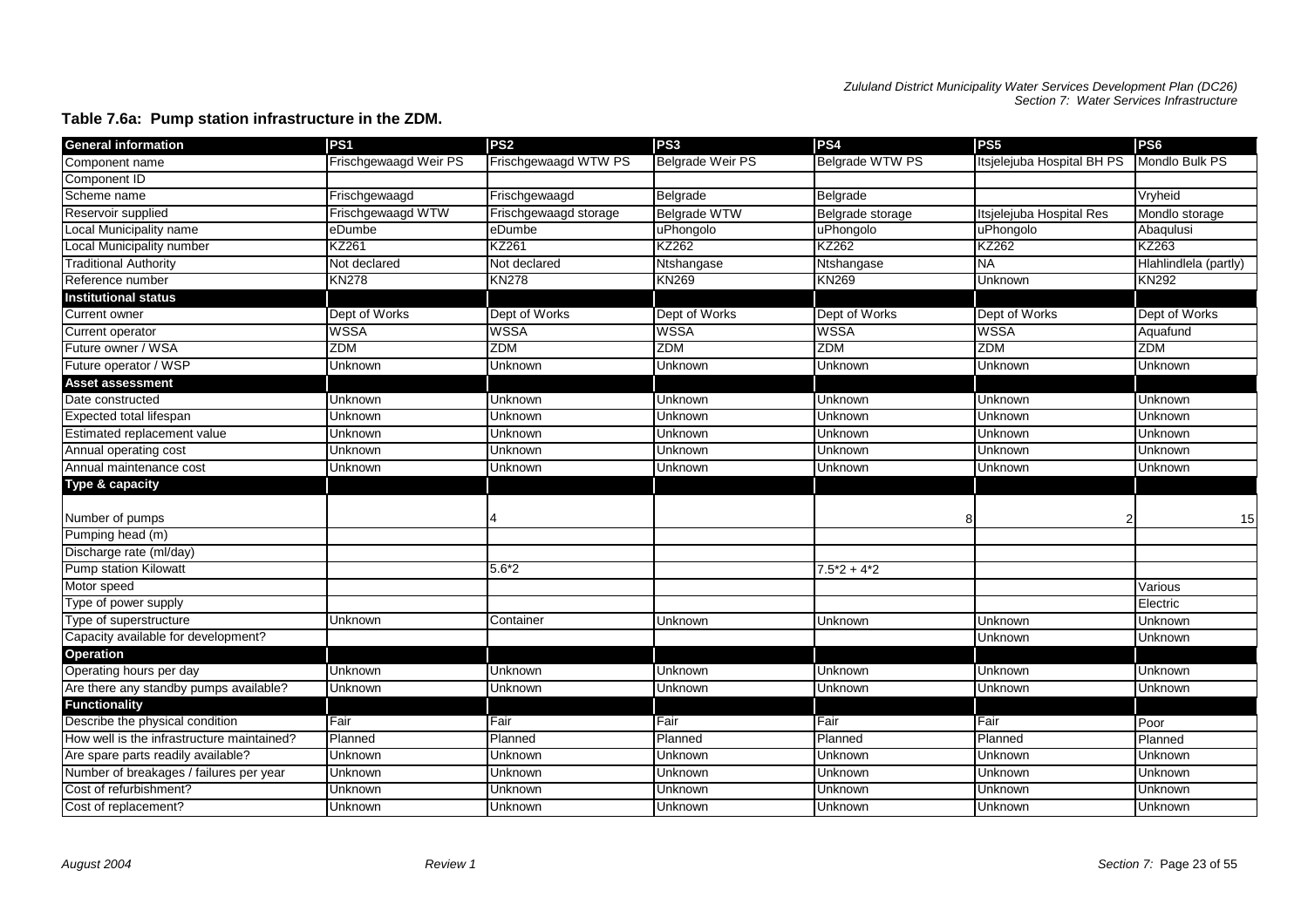### Table 7.6a: Pump station infrastructure in the ZDM.

| General information | PS1 | PS2 | PS3 | PS4 | PS5 | PS6 |
|---|---|---|---|---|---|---|
| Component name | Frischgewaagd Weir PS | Frischgewaagd WTW PS | Belgrade Weir PS | Belgrade WTW PS | Itsjelejuba Hospital BH PS | Mondlo Bulk PS |
| Component ID | | | | | | |
| Scheme name | Frischgewaagd | Frischgewaagd | Belgrade | Belgrade | | Vryheid |
| Reservoir supplied | Frischgewaagd WTW | Frischgewaagd storage | Belgrade WTW | Belgrade storage | Itsjelejuba Hospital Res | Mondlo storage |
| Local Municipality name | eDumbe | eDumbe | uPhongolo | uPhongolo | uPhongolo | Abaqulusi |
| Local Municipality number | KZ261 | KZ261 | KZ262 | KZ262 | KZ262 | KZ263 |
| Traditional Authority | Not declared | Not declared | Ntshangase | Ntshangase | NA | Hlahlindlela (partly) |
| Reference number | KN278 | KN278 | KN269 | KN269 | Unknown | KN292 |
| **Institutional status** | | | | | | |
| Current owner | Dept of Works | Dept of Works | Dept of Works | Dept of Works | Dept of Works | Dept of Works |
| Current operator | WSSA | WSSA | WSSA | WSSA | WSSA | Aquafund |
| Future owner / WSA | ZDM | ZDM | ZDM | ZDM | ZDM | ZDM |
| Future operator / WSP | Unknown | Unknown | Unknown | Unknown | Unknown | Unknown |
| **Asset assessment** | | | | | | |
| Date constructed | Unknown | Unknown | Unknown | Unknown | Unknown | Unknown |
| Expected total lifespan | Unknown | Unknown | Unknown | Unknown | Unknown | Unknown |
| Estimated replacement value | Unknown | Unknown | Unknown | Unknown | Unknown | Unknown |
| Annual operating cost | Unknown | Unknown | Unknown | Unknown | Unknown | Unknown |
| Annual maintenance cost | Unknown | Unknown | Unknown | Unknown | Unknown | Unknown |
| **Type & capacity** | | | | | | |
| Number of pumps | | 4 | | 8 | 2 | 15 |
| Pumping head (m) | | | | | | |
| Discharge rate (ml/day) | | | | | | |
| Pump station Kilowatt | | 5.6*2 | | 7.5*2 + 4*2 | | |
| Motor speed | | | | | | Various |
| Type of power supply | | | | | | Electric |
| Type of superstructure | Unknown | Container | Unknown | Unknown | Unknown | Unknown |
| Capacity available for development? | | | | | Unknown | Unknown |
| **Operation** | | | | | | |
| Operating hours per day | Unknown | Unknown | Unknown | Unknown | Unknown | Unknown |
| Are there any standby pumps available? | Unknown | Unknown | Unknown | Unknown | Unknown | Unknown |
| **Functionality** | | | | | | |
| Describe the physical condition | Fair | Fair | Fair | Fair | Fair | Poor |
| How well is the infrastructure maintained? | Planned | Planned | Planned | Planned | Planned | Planned |
| Are spare parts readily available? | Unknown | Unknown | Unknown | Unknown | Unknown | Unknown |
| Number of breakages / failures per year | Unknown | Unknown | Unknown | Unknown | Unknown | Unknown |
| Cost of refurbishment? | Unknown | Unknown | Unknown | Unknown | Unknown | Unknown |
| Cost of replacement? | Unknown | Unknown | Unknown | Unknown | Unknown | Unknown |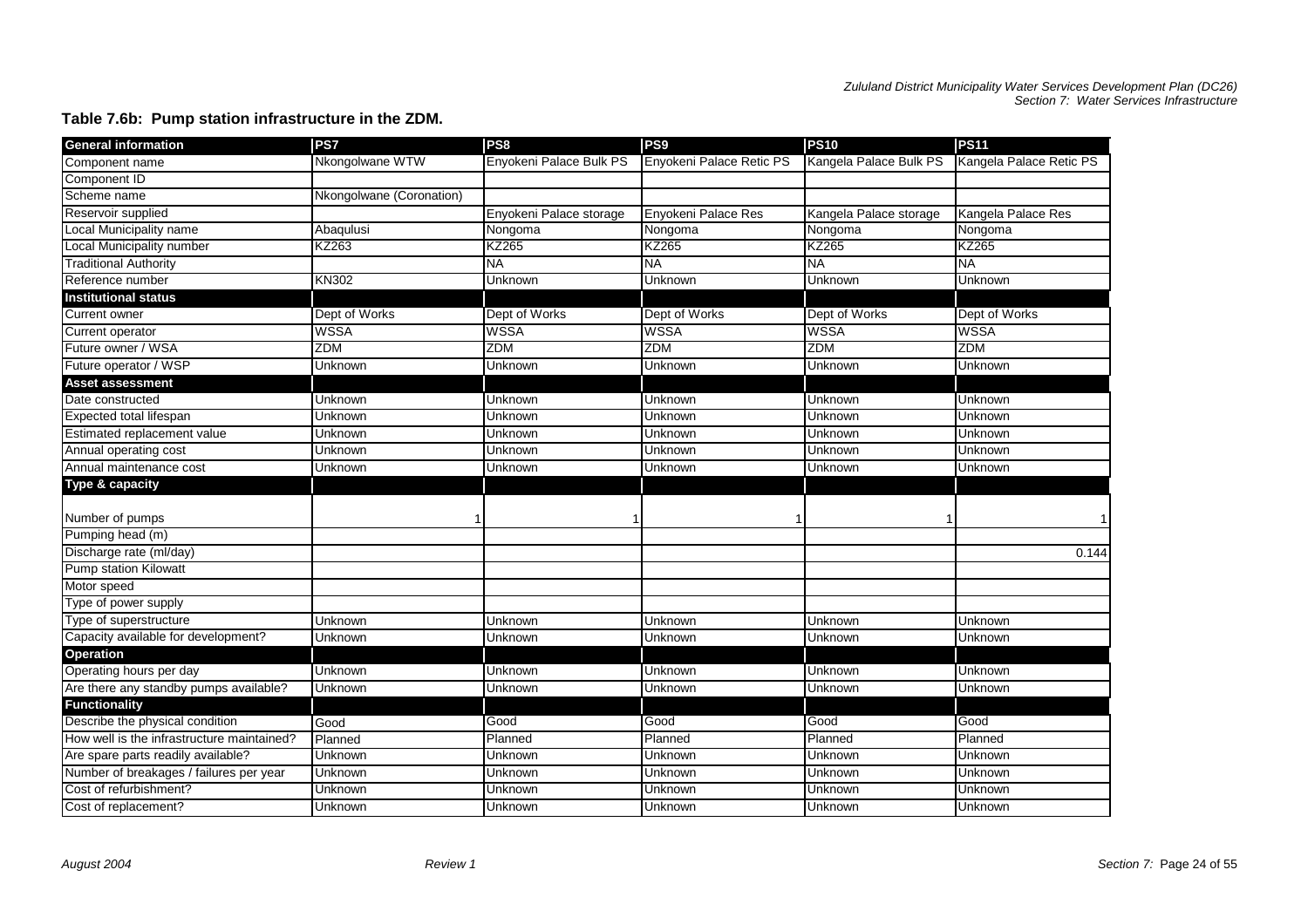## Table 7.6b: Pump station infrastructure in the ZDM.

| General information | PS7 | PS8 | PS9 | PS10 | PS11 |
|---|---|---|---|---|---|
| Component name | Nkongolwane WTW | Enyokeni Palace Bulk PS | Enyokeni Palace Retic PS | Kangela Palace Bulk PS | Kangela Palace Retic PS |
| Component ID | | | | | |
| Scheme name | Nkongolwane (Coronation) | | | | |
| Reservoir supplied | | Enyokeni Palace storage | Enyokeni Palace Res | Kangela Palace storage | Kangela Palace Res |
| Local Municipality name | Abaqulusi | Nongoma | Nongoma | Nongoma | Nongoma |
| Local Municipality number | KZ263 | KZ265 | KZ265 | KZ265 | KZ265 |
| Traditional Authority | | NA | NA | NA | NA |
| Reference number | KN302 | Unknown | Unknown | Unknown | Unknown |
| **Institutional status** | | | | | |
| Current owner | Dept of Works | Dept of Works | Dept of Works | Dept of Works | Dept of Works |
| Current operator | WSSA | WSSA | WSSA | WSSA | WSSA |
| Future owner / WSA | ZDM | ZDM | ZDM | ZDM | ZDM |
| Future operator / WSP | Unknown | Unknown | Unknown | Unknown | Unknown |
| **Asset assessment** | | | | | |
| Date constructed | Unknown | Unknown | Unknown | Unknown | Unknown |
| Expected total lifespan | Unknown | Unknown | Unknown | Unknown | Unknown |
| Estimated replacement value | Unknown | Unknown | Unknown | Unknown | Unknown |
| Annual operating cost | Unknown | Unknown | Unknown | Unknown | Unknown |
| Annual maintenance cost | Unknown | Unknown | Unknown | Unknown | Unknown |
| **Type & capacity** | | | | | |
| Number of pumps | 1 | 1 | 1 | 1 | 1 |
| Pumping head (m) | | | | | |
| Discharge rate (ml/day) | | | | | 0.144 |
| Pump station Kilowatt | | | | | |
| Motor speed | | | | | |
| Type of power supply | | | | | |
| Type of superstructure | Unknown | Unknown | Unknown | Unknown | Unknown |
| Capacity available for development? | Unknown | Unknown | Unknown | Unknown | Unknown |
| **Operation** | | | | | |
| Operating hours per day | Unknown | Unknown | Unknown | Unknown | Unknown |
| Are there any standby pumps available? | Unknown | Unknown | Unknown | Unknown | Unknown |
| **Functionality** | | | | | |
| Describe the physical condition | Good | Good | Good | Good | Good |
| How well is the infrastructure maintained? | Planned | Planned | Planned | Planned | Planned |
| Are spare parts readily available? | Unknown | Unknown | Unknown | Unknown | Unknown |
| Number of breakages / failures per year | Unknown | Unknown | Unknown | Unknown | Unknown |
| Cost of refurbishment? | Unknown | Unknown | Unknown | Unknown | Unknown |
| Cost of replacement? | Unknown | Unknown | Unknown | Unknown | Unknown |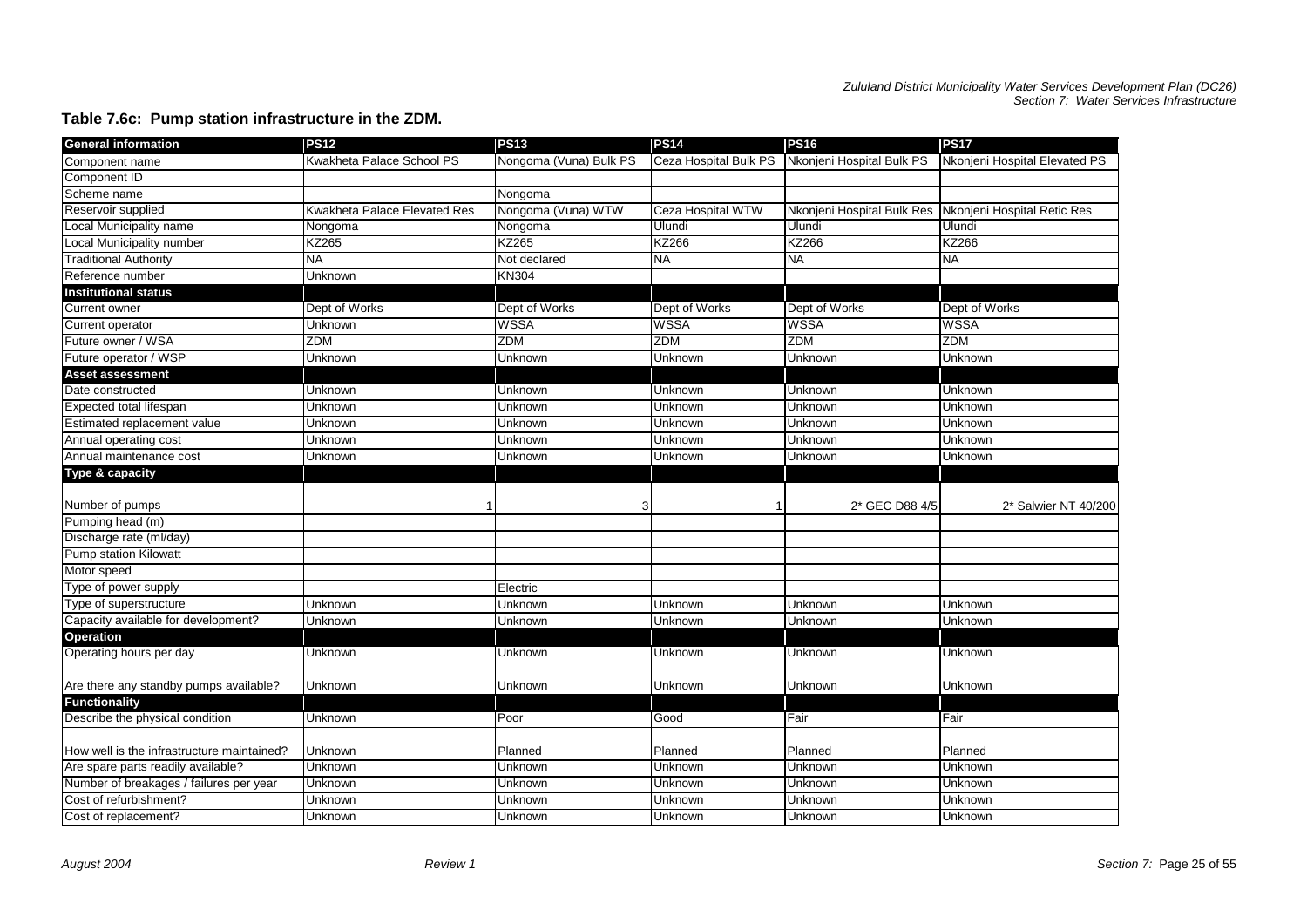## Table 7.6c: Pump station infrastructure in the ZDM.

| General information | PS12 | PS13 | PS14 | PS16 | PS17 |
|---|---|---|---|---|---|
| Component name | Kwakheta Palace School PS | Nongoma (Vuna) Bulk PS | Ceza Hospital Bulk PS | Nkonjeni Hospital Bulk PS | Nkonjeni Hospital Elevated PS |
| Component ID | | | | | |
| Scheme name | | Nongoma | | | |
| Reservoir supplied | Kwakheta Palace Elevated Res | Nongoma (Vuna) WTW | Ceza Hospital WTW | Nkonjeni Hospital Bulk Res | Nkonjeni Hospital Retic Res |
| Local Municipality name | Nongoma | Nongoma | Ulundi | Ulundi | Ulundi |
| Local Municipality number | KZ265 | KZ265 | KZ266 | KZ266 | KZ266 |
| Traditional Authority | NA | Not declared | NA | NA | NA |
| Reference number | Unknown | KN304 | | | |
| **Institutional status** | | | | | |
| Current owner | Dept of Works | Dept of Works | Dept of Works | Dept of Works | Dept of Works |
| Current operator | Unknown | WSSA | WSSA | WSSA | WSSA |
| Future owner / WSA | ZDM | ZDM | ZDM | ZDM | ZDM |
| Future operator / WSP | Unknown | Unknown | Unknown | Unknown | Unknown |
| **Asset assessment** | | | | | |
| Date constructed | Unknown | Unknown | Unknown | Unknown | Unknown |
| Expected total lifespan | Unknown | Unknown | Unknown | Unknown | Unknown |
| Estimated replacement value | Unknown | Unknown | Unknown | Unknown | Unknown |
| Annual operating cost | Unknown | Unknown | Unknown | Unknown | Unknown |
| Annual maintenance cost | Unknown | Unknown | Unknown | Unknown | Unknown |
| **Type & capacity** | | | | | |
| Number of pumps | 1 | 3 | 1 | 2* GEC D88 4/5 | 2* Salwier NT 40/200 |
| Pumping head (m) | | | | | |
| Discharge rate (ml/day) | | | | | |
| Pump station Kilowatt | | | | | |
| Motor speed | | | | | |
| Type of power supply | | Electric | | | |
| Type of superstructure | Unknown | Unknown | Unknown | Unknown | Unknown |
| Capacity available for development? | Unknown | Unknown | Unknown | Unknown | Unknown |
| **Operation** | | | | | |
| Operating hours per day | Unknown | Unknown | Unknown | Unknown | Unknown |
| Are there any standby pumps available? | Unknown | Unknown | Unknown | Unknown | Unknown |
| **Functionality** | | | | | |
| Describe the physical condition | Unknown | Poor | Good | Fair | Fair |
| How well is the infrastructure maintained? | Unknown | Planned | Planned | Planned | Planned |
| Are spare parts readily available? | Unknown | Unknown | Unknown | Unknown | Unknown |
| Number of breakages / failures per year | Unknown | Unknown | Unknown | Unknown | Unknown |
| Cost of refurbishment? | Unknown | Unknown | Unknown | Unknown | Unknown |
| Cost of replacement? | Unknown | Unknown | Unknown | Unknown | Unknown |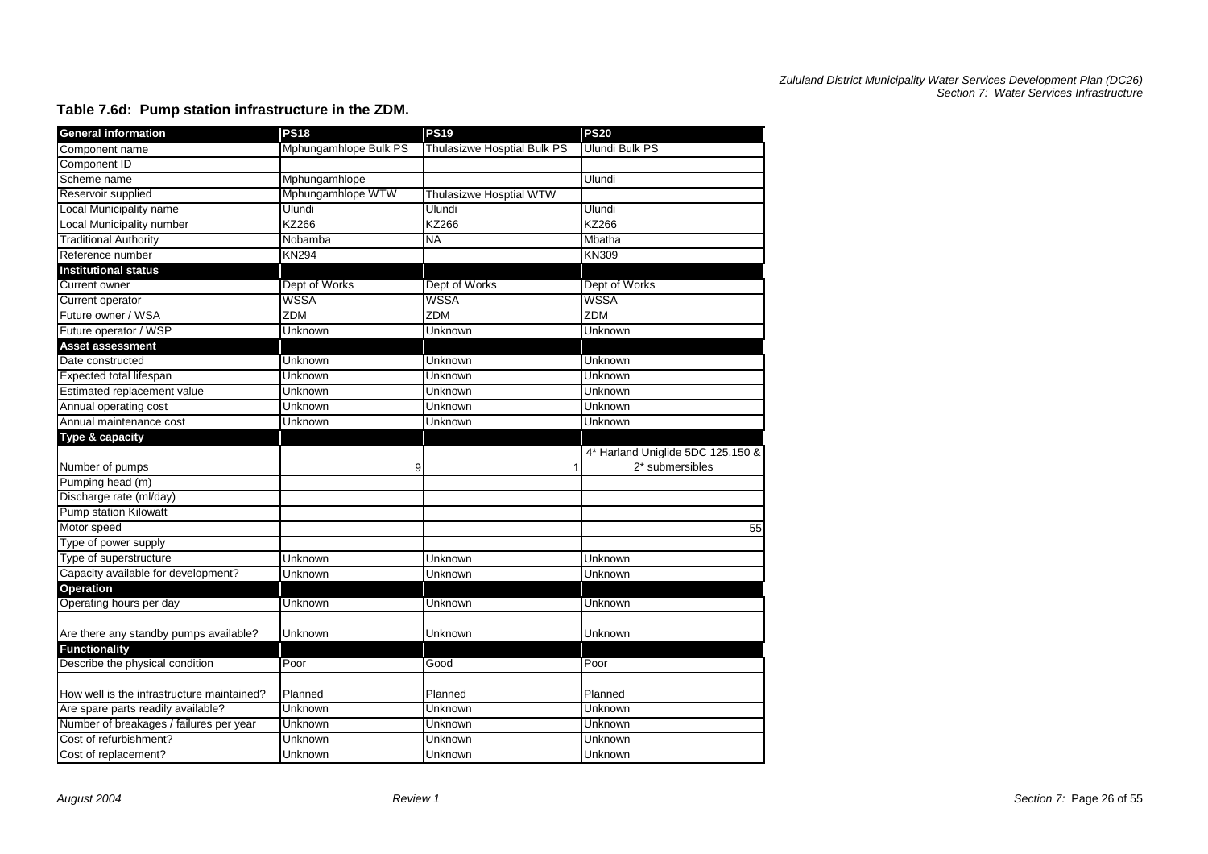## Table 7.6d: Pump station infrastructure in the ZDM.

| General information | PS18 | PS19 | PS20 |
|---|---|---|---|
| Component name | Mphungamhlope Bulk PS | Thulasizwe Hosptial Bulk PS | Ulundi Bulk PS |
| Component ID | | | |
| Scheme name | Mphungamhlope | | Ulundi |
| Reservoir supplied | Mphungamhlope WTW | Thulasizwe Hosptial WTW | |
| Local Municipality name | Ulundi | Ulundi | Ulundi |
| Local Municipality number | KZ266 | KZ266 | KZ266 |
| Traditional Authority | Nobamba | NA | Mbatha |
| Reference number | KN294 | | KN309 |
| **Institutional status** | | | |
| Current owner | Dept of Works | Dept of Works | Dept of Works |
| Current operator | WSSA | WSSA | WSSA |
| Future owner / WSA | ZDM | ZDM | ZDM |
| Future operator / WSP | Unknown | Unknown | Unknown |
| **Asset assessment** | | | |
| Date constructed | Unknown | Unknown | Unknown |
| Expected total lifespan | Unknown | Unknown | Unknown |
| Estimated replacement value | Unknown | Unknown | Unknown |
| Annual operating cost | Unknown | Unknown | Unknown |
| Annual maintenance cost | Unknown | Unknown | Unknown |
| **Type & capacity** | | | |
| Number of pumps | 9 | 1 | 4* Harland Uniglide 5DC 125.150 & 2* submersibles |
| Pumping head (m) | | | |
| Discharge rate (ml/day) | | | |
| Pump station Kilowatt | | | |
| Motor speed | | | 55 |
| Type of power supply | | | |
| Type of superstructure | Unknown | Unknown | Unknown |
| Capacity available for development? | Unknown | Unknown | Unknown |
| **Operation** | | | |
| Operating hours per day | Unknown | Unknown | Unknown |
| Are there any standby pumps available? | Unknown | Unknown | Unknown |
| **Functionality** | | | |
| Describe the physical condition | Poor | Good | Poor |
| How well is the infrastructure maintained? | Planned | Planned | Planned |
| Are spare parts readily available? | Unknown | Unknown | Unknown |
| Number of breakages / failures per year | Unknown | Unknown | Unknown |
| Cost of refurbishment? | Unknown | Unknown | Unknown |
| Cost of replacement? | Unknown | Unknown | Unknown |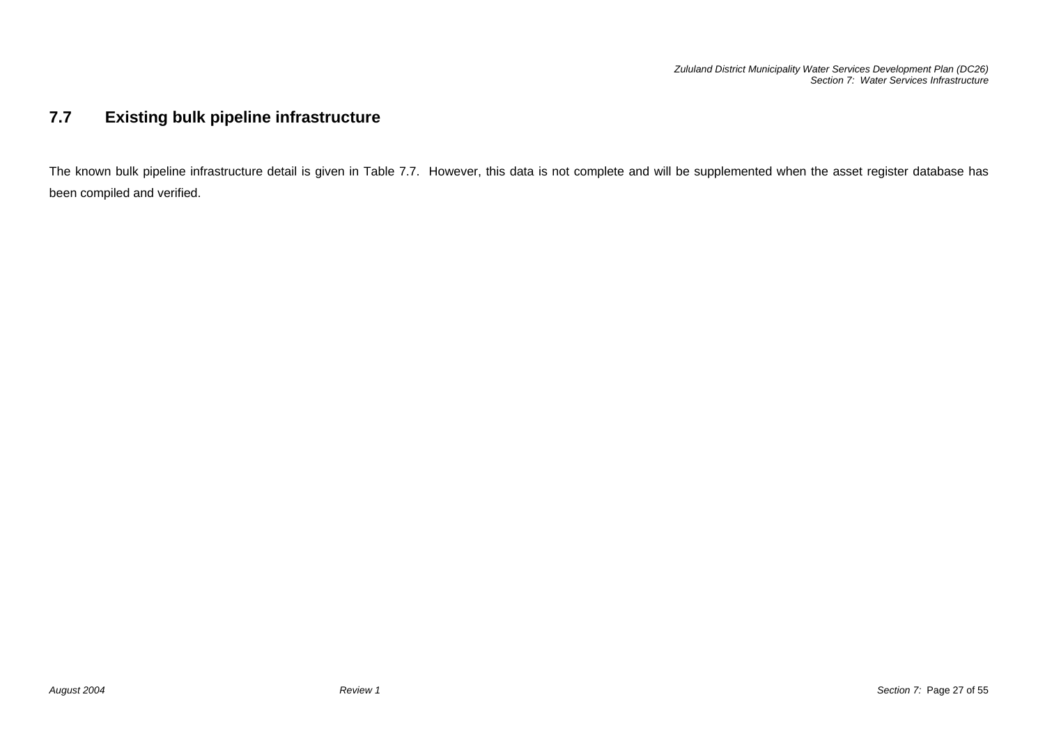## 7.7 Existing bulk pipeline infrastructure

The known bulk pipeline infrastructure detail is given in Table 7.7. However, this data is not complete and will be supplemented when the asset register database has been compiled and verified.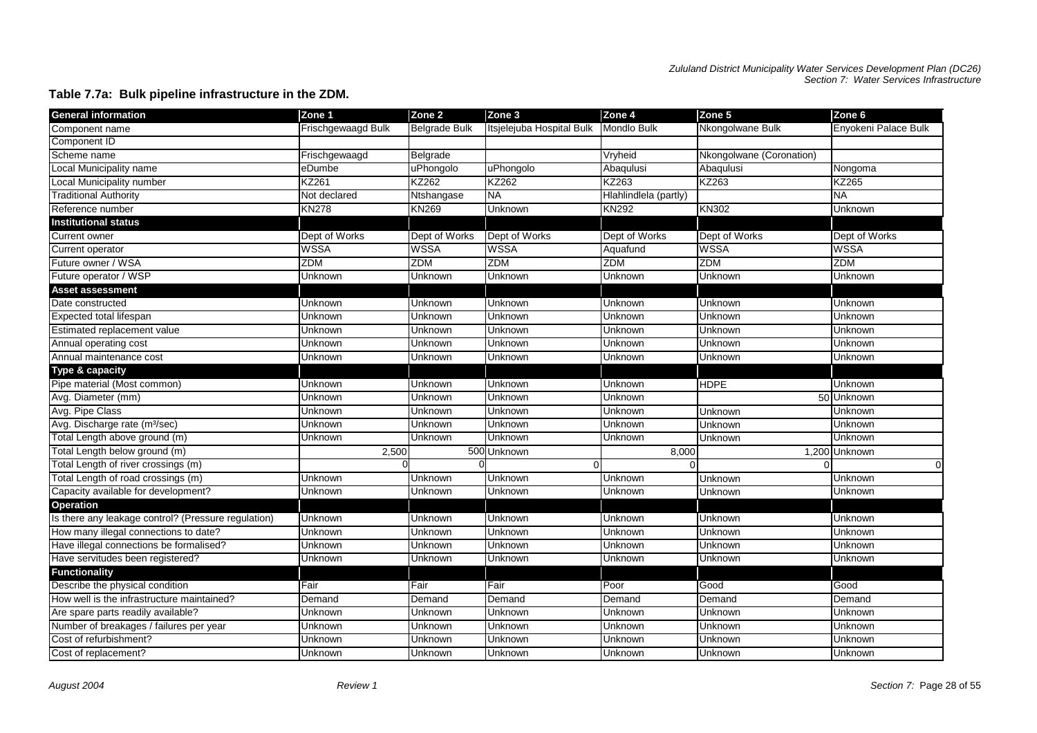## Table 7.7a: Bulk pipeline infrastructure in the ZDM.

| General information | Zone 1 | Zone 2 | Zone 3 | Zone 4 | Zone 5 | Zone 6 |
|---|---|---|---|---|---|---|
| Component name | Frischgewaagd Bulk | Belgrade Bulk | Itsjelejuba Hospital Bulk | Mondlo Bulk | Nkongolwane Bulk | Enyokeni Palace Bulk |
| Component ID | | | | | | |
| Scheme name | Frischgewaagd | Belgrade | | Vryheid | Nkongolwane (Coronation) | |
| Local Municipality name | eDumbe | uPhongolo | uPhongolo | Abaqulusi | Abaqulusi | Nongoma |
| Local Municipality number | KZ261 | KZ262 | KZ262 | KZ263 | KZ263 | KZ265 |
| Traditional Authority | Not declared | Ntshangase | NA | Hlahlindlela (partly) | | NA |
| Reference number | KN278 | KN269 | Unknown | KN292 | KN302 | Unknown |
| **Institutional status** | | | | | | |
| Current owner | Dept of Works | Dept of Works | Dept of Works | Dept of Works | Dept of Works | Dept of Works |
| Current operator | WSSA | WSSA | WSSA | Aquafund | WSSA | WSSA |
| Future owner / WSA | ZDM | ZDM | ZDM | ZDM | ZDM | ZDM |
| Future operator / WSP | Unknown | Unknown | Unknown | Unknown | Unknown | Unknown |
| **Asset assessment** | | | | | | |
| Date constructed | Unknown | Unknown | Unknown | Unknown | Unknown | Unknown |
| Expected total lifespan | Unknown | Unknown | Unknown | Unknown | Unknown | Unknown |
| Estimated replacement value | Unknown | Unknown | Unknown | Unknown | Unknown | Unknown |
| Annual operating cost | Unknown | Unknown | Unknown | Unknown | Unknown | Unknown |
| Annual maintenance cost | Unknown | Unknown | Unknown | Unknown | Unknown | Unknown |
| **Type & capacity** | | | | | | |
| Pipe material (Most common) | Unknown | Unknown | Unknown | Unknown | HDPE | Unknown |
| Avg. Diameter (mm) | Unknown | Unknown | Unknown | Unknown | 50 | Unknown |
| Avg. Pipe Class | Unknown | Unknown | Unknown | Unknown | Unknown | Unknown |
| Avg. Discharge rate (m³/sec) | Unknown | Unknown | Unknown | Unknown | Unknown | Unknown |
| Total Length above ground (m) | Unknown | Unknown | Unknown | Unknown | Unknown | Unknown |
| Total Length below ground (m) | 2,500 | 500 | Unknown | 8,000 | 1,200 | Unknown |
| Total Length of river crossings (m) | 0 | 0 | 0 | 0 | 0 | 0 |
| Total Length of road crossings (m) | Unknown | Unknown | Unknown | Unknown | Unknown | Unknown |
| Capacity available for development? | Unknown | Unknown | Unknown | Unknown | Unknown | Unknown |
| **Operation** | | | | | | |
| Is there any leakage control? (Pressure regulation) | Unknown | Unknown | Unknown | Unknown | Unknown | Unknown |
| How many illegal connections to date? | Unknown | Unknown | Unknown | Unknown | Unknown | Unknown |
| Have illegal connections be formalised? | Unknown | Unknown | Unknown | Unknown | Unknown | Unknown |
| Have servitudes been registered? | Unknown | Unknown | Unknown | Unknown | Unknown | Unknown |
| **Functionality** | | | | | | |
| Describe the physical condition | Fair | Fair | Fair | Poor | Good | Good |
| How well is the infrastructure maintained? | Demand | Demand | Demand | Demand | Demand | Demand |
| Are spare parts readily available? | Unknown | Unknown | Unknown | Unknown | Unknown | Unknown |
| Number of breakages / failures per year | Unknown | Unknown | Unknown | Unknown | Unknown | Unknown |
| Cost of refurbishment? | Unknown | Unknown | Unknown | Unknown | Unknown | Unknown |
| Cost of replacement? | Unknown | Unknown | Unknown | Unknown | Unknown | Unknown |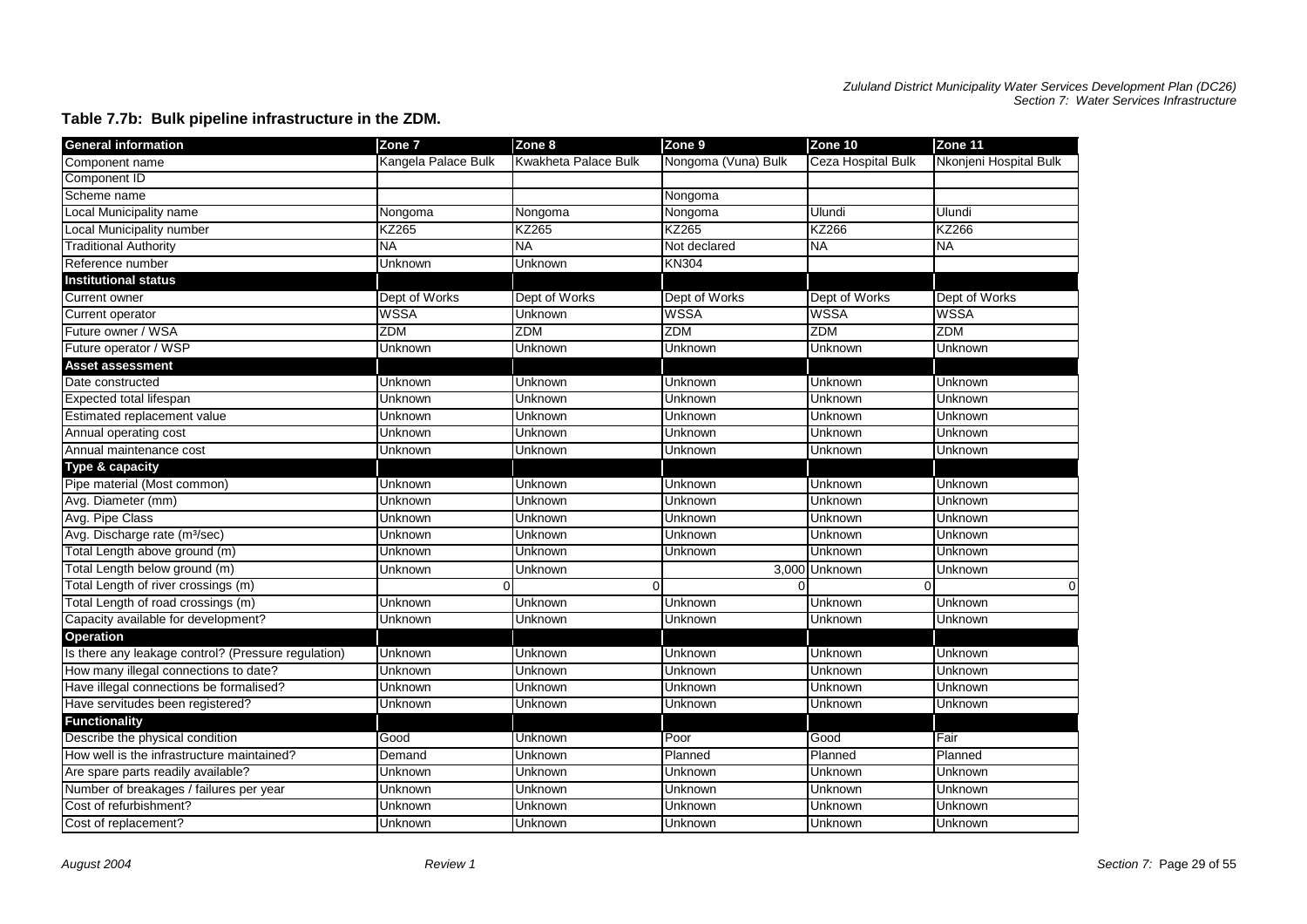**Table 7.7b: Bulk pipeline infrastructure in the ZDM.**

| General information | Zone 7 | Zone 8 | Zone 9 | Zone 10 | Zone 11 |
|---|---|---|---|---|---|
| Component name | Kangela Palace Bulk | Kwakheta Palace Bulk | Nongoma (Vuna) Bulk | Ceza Hospital Bulk | Nkonjeni Hospital Bulk |
| Component ID | | | | | |
| Scheme name | | | Nongoma | | |
| Local Municipality name | Nongoma | Nongoma | Nongoma | Ulundi | Ulundi |
| Local Municipality number | KZ265 | KZ265 | KZ265 | KZ266 | KZ266 |
| Traditional Authority | NA | NA | Not declared | NA | NA |
| Reference number | Unknown | Unknown | KN304 | | |
| **Institutional status** | | | | | |
| Current owner | Dept of Works | Dept of Works | Dept of Works | Dept of Works | Dept of Works |
| Current operator | WSSA | Unknown | WSSA | WSSA | WSSA |
| Future owner / WSA | ZDM | ZDM | ZDM | ZDM | ZDM |
| Future operator / WSP | Unknown | Unknown | Unknown | Unknown | Unknown |
| **Asset assessment** | | | | | |
| Date constructed | Unknown | Unknown | Unknown | Unknown | Unknown |
| Expected total lifespan | Unknown | Unknown | Unknown | Unknown | Unknown |
| Estimated replacement value | Unknown | Unknown | Unknown | Unknown | Unknown |
| Annual operating cost | Unknown | Unknown | Unknown | Unknown | Unknown |
| Annual maintenance cost | Unknown | Unknown | Unknown | Unknown | Unknown |
| **Type & capacity** | | | | | |
| Pipe material (Most common) | Unknown | Unknown | Unknown | Unknown | Unknown |
| Avg. Diameter (mm) | Unknown | Unknown | Unknown | Unknown | Unknown |
| Avg. Pipe Class | Unknown | Unknown | Unknown | Unknown | Unknown |
| Avg. Discharge rate (m³/sec) | Unknown | Unknown | Unknown | Unknown | Unknown |
| Total Length above ground (m) | Unknown | Unknown | Unknown | Unknown | Unknown |
| Total Length below ground (m) | Unknown | Unknown | 3,000 | Unknown | Unknown |
| Total Length of river crossings (m) | 0 | 0 | 0 | 0 | 0 |
| Total Length of road crossings (m) | Unknown | Unknown | Unknown | Unknown | Unknown |
| Capacity available for development? | Unknown | Unknown | Unknown | Unknown | Unknown |
| **Operation** | | | | | |
| Is there any leakage control? (Pressure regulation) | Unknown | Unknown | Unknown | Unknown | Unknown |
| How many illegal connections to date? | Unknown | Unknown | Unknown | Unknown | Unknown |
| Have illegal connections be formalised? | Unknown | Unknown | Unknown | Unknown | Unknown |
| Have servitudes been registered? | Unknown | Unknown | Unknown | Unknown | Unknown |
| **Functionality** | | | | | |
| Describe the physical condition | Good | Unknown | Poor | Good | Fair |
| How well is the infrastructure maintained? | Demand | Unknown | Planned | Planned | Planned |
| Are spare parts readily available? | Unknown | Unknown | Unknown | Unknown | Unknown |
| Number of breakages / failures per year | Unknown | Unknown | Unknown | Unknown | Unknown |
| Cost of refurbishment? | Unknown | Unknown | Unknown | Unknown | Unknown |
| Cost of replacement? | Unknown | Unknown | Unknown | Unknown | Unknown |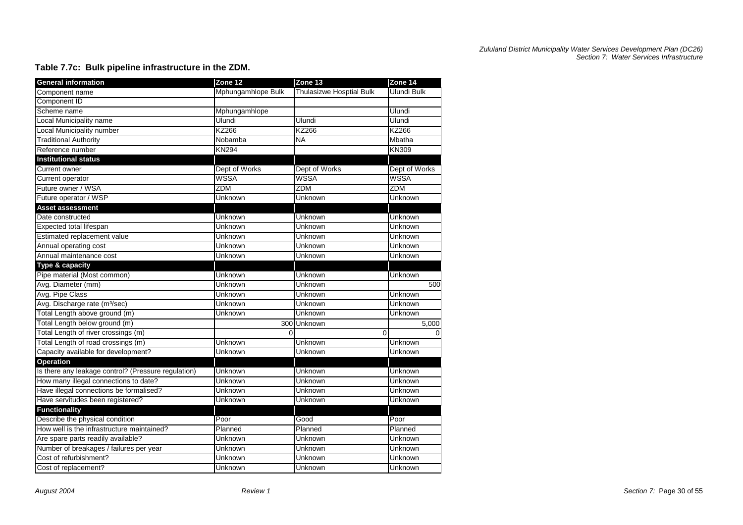## Table 7.7c: Bulk pipeline infrastructure in the ZDM.

| General information | Zone 12 | Zone 13 | Zone 14 |
|---|---|---|---|
| Component name | Mphungamhlope Bulk | Thulasizwe Hosptial Bulk | Ulundi Bulk |
| Component ID | | | |
| Scheme name | Mphungamhlope | | Ulundi |
| Local Municipality name | Ulundi | Ulundi | Ulundi |
| Local Municipality number | KZ266 | KZ266 | KZ266 |
| Traditional Authority | Nobamba | NA | Mbatha |
| Reference number | KN294 | | KN309 |
| **Institutional status** | | | |
| Current owner | Dept of Works | Dept of Works | Dept of Works |
| Current operator | WSSA | WSSA | WSSA |
| Future owner / WSA | ZDM | ZDM | ZDM |
| Future operator / WSP | Unknown | Unknown | Unknown |
| **Asset assessment** | | | |
| Date constructed | Unknown | Unknown | Unknown |
| Expected total lifespan | Unknown | Unknown | Unknown |
| Estimated replacement value | Unknown | Unknown | Unknown |
| Annual operating cost | Unknown | Unknown | Unknown |
| Annual maintenance cost | Unknown | Unknown | Unknown |
| **Type & capacity** | | | |
| Pipe material (Most common) | Unknown | Unknown | Unknown |
| Avg. Diameter (mm) | Unknown | Unknown | 500 |
| Avg. Pipe Class | Unknown | Unknown | Unknown |
| Avg. Discharge rate ($m^3$/sec) | Unknown | Unknown | Unknown |
| Total Length above ground (m) | Unknown | Unknown | Unknown |
| Total Length below ground (m) | 300 | Unknown | 5,000 |
| Total Length of river crossings (m) | 0 | 0 | 0 |
| Total Length of road crossings (m) | Unknown | Unknown | Unknown |
| Capacity available for development? | Unknown | Unknown | Unknown |
| **Operation** | | | |
| Is there any leakage control? (Pressure regulation) | Unknown | Unknown | Unknown |
| How many illegal connections to date? | Unknown | Unknown | Unknown |
| Have illegal connections be formalised? | Unknown | Unknown | Unknown |
| Have servitudes been registered? | Unknown | Unknown | Unknown |
| **Functionality** | | | |
| Describe the physical condition | Poor | Good | Poor |
| How well is the infrastructure maintained? | Planned | Planned | Planned |
| Are spare parts readily available? | Unknown | Unknown | Unknown |
| Number of breakages / failures per year | Unknown | Unknown | Unknown |
| Cost of refurbishment? | Unknown | Unknown | Unknown |
| Cost of replacement? | Unknown | Unknown | Unknown |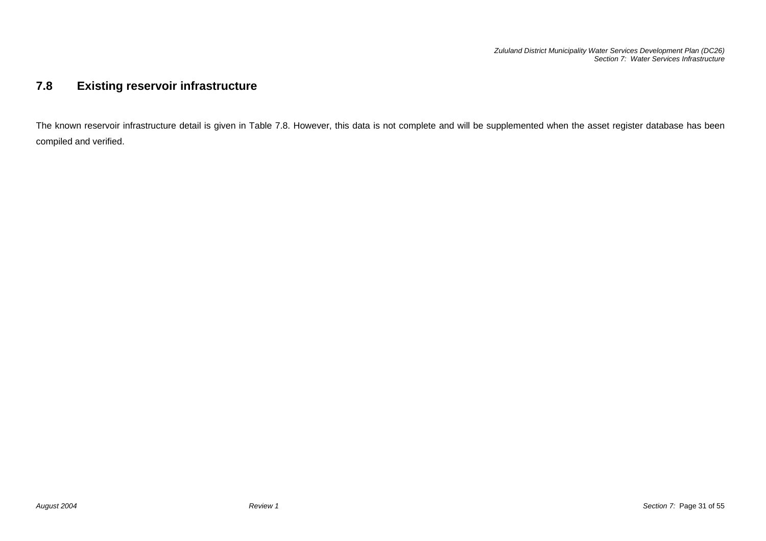## 7.8 Existing reservoir infrastructure

The known reservoir infrastructure detail is given in Table 7.8. However, this data is not complete and will be supplemented when the asset register database has been compiled and verified.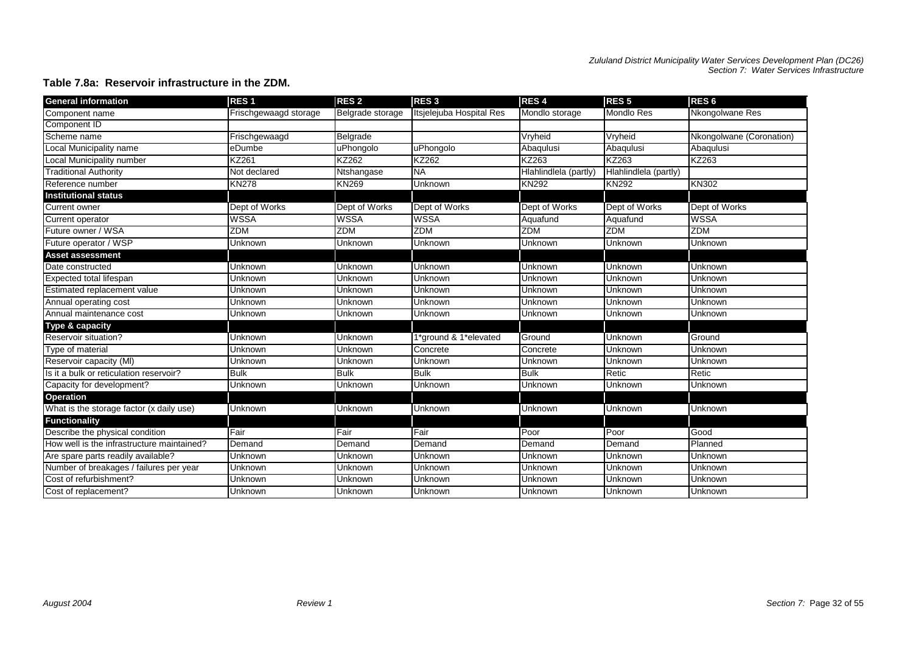### Table 7.8a: Reservoir infrastructure in the ZDM.

| General information | RES 1 | RES 2 | RES 3 | RES 4 | RES 5 | RES 6 |
|---|---|---|---|---|---|---|
| Component name | Frischgewaagd storage | Belgrade storage | Itsjelejuba Hospital Res | Mondlo storage | Mondlo Res | Nkongolwane Res |
| Component ID | | | | | | |
| Scheme name | Frischgewaagd | Belgrade | | Vryheid | Vryheid | Nkongolwane (Coronation) |
| Local Municipality name | eDumbe | uPhongolo | uPhongolo | Abaqulusi | Abaqulusi | Abaqulusi |
| Local Municipality number | KZ261 | KZ262 | KZ262 | KZ263 | KZ263 | KZ263 |
| Traditional Authority | Not declared | Ntshangase | NA | Hlahlindlela (partly) | Hlahlindlela (partly) | |
| Reference number | KN278 | KN269 | Unknown | KN292 | KN292 | KN302 |
| **Institutional status** | | | | | | |
| Current owner | Dept of Works | Dept of Works | Dept of Works | Dept of Works | Dept of Works | Dept of Works |
| Current operator | WSSA | WSSA | WSSA | Aquafund | Aquafund | WSSA |
| Future owner / WSA | ZDM | ZDM | ZDM | ZDM | ZDM | ZDM |
| Future operator / WSP | Unknown | Unknown | Unknown | Unknown | Unknown | Unknown |
| **Asset assessment** | | | | | | |
| Date constructed | Unknown | Unknown | Unknown | Unknown | Unknown | Unknown |
| Expected total lifespan | Unknown | Unknown | Unknown | Unknown | Unknown | Unknown |
| Estimated replacement value | Unknown | Unknown | Unknown | Unknown | Unknown | Unknown |
| Annual operating cost | Unknown | Unknown | Unknown | Unknown | Unknown | Unknown |
| Annual maintenance cost | Unknown | Unknown | Unknown | Unknown | Unknown | Unknown |
| **Type & capacity** | | | | | | |
| Reservoir situation? | Unknown | Unknown | 1*ground & 1*elevated | Ground | Unknown | Ground |
| Type of material | Unknown | Unknown | Concrete | Concrete | Unknown | Unknown |
| Reservoir capacity (Ml) | Unknown | Unknown | Unknown | Unknown | Unknown | Unknown |
| Is it a bulk or reticulation reservoir? | Bulk | Bulk | Bulk | Bulk | Retic | Retic |
| Capacity for development? | Unknown | Unknown | Unknown | Unknown | Unknown | Unknown |
| **Operation** | | | | | | |
| What is the storage factor (x daily use) | Unknown | Unknown | Unknown | Unknown | Unknown | Unknown |
| **Functionality** | | | | | | |
| Describe the physical condition | Fair | Fair | Fair | Poor | Poor | Good |
| How well is the infrastructure maintained? | Demand | Demand | Demand | Demand | Demand | Planned |
| Are spare parts readily available? | Unknown | Unknown | Unknown | Unknown | Unknown | Unknown |
| Number of breakages / failures per year | Unknown | Unknown | Unknown | Unknown | Unknown | Unknown |
| Cost of refurbishment? | Unknown | Unknown | Unknown | Unknown | Unknown | Unknown |
| Cost of replacement? | Unknown | Unknown | Unknown | Unknown | Unknown | Unknown |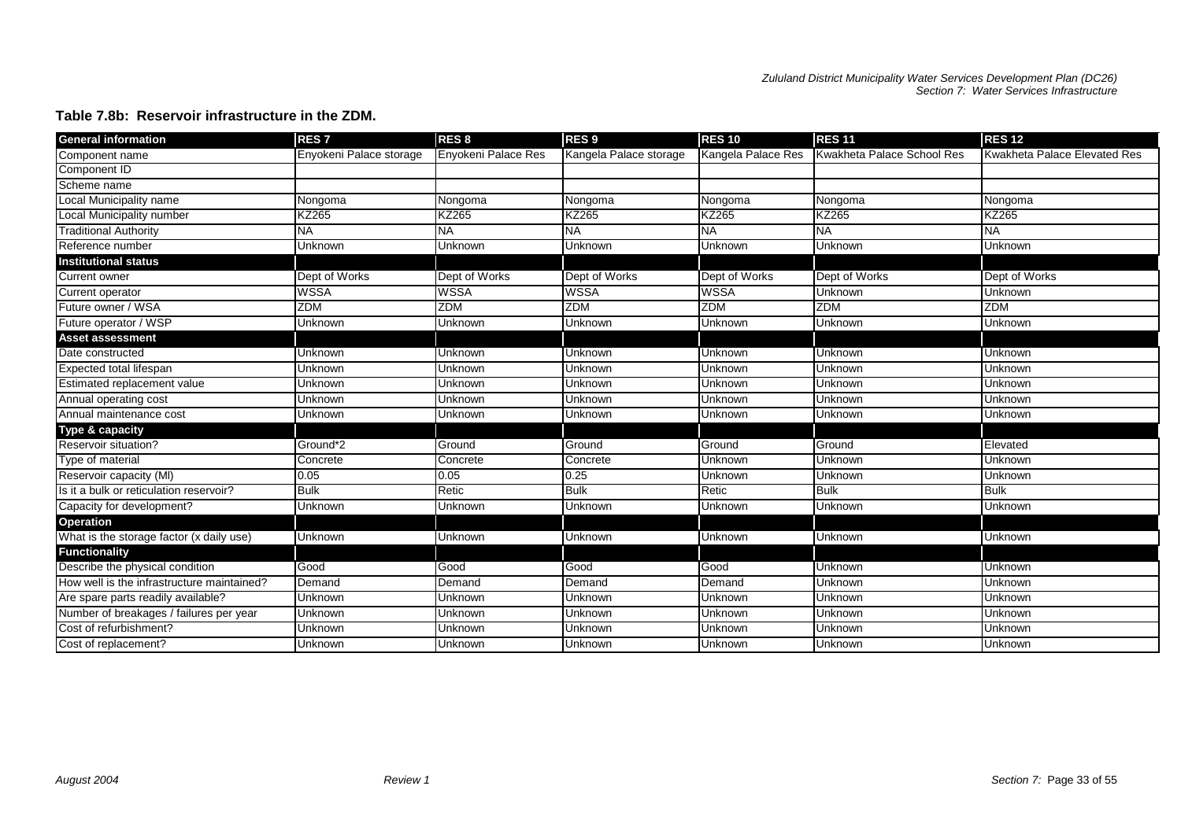### Table 7.8b: Reservoir infrastructure in the ZDM.

| General information | RES 7 | RES 8 | RES 9 | RES 10 | RES 11 | RES 12 |
|---|---|---|---|---|---|---|
| Component name | Enyokeni Palace storage | Enyokeni Palace Res | Kangela Palace storage | Kangela Palace Res | Kwakheta Palace School Res | Kwakheta Palace Elevated Res |
| Component ID | | | | | | |
| Scheme name | | | | | | |
| Local Municipality name | Nongoma | Nongoma | Nongoma | Nongoma | Nongoma | Nongoma |
| Local Municipality number | KZ265 | KZ265 | KZ265 | KZ265 | KZ265 | KZ265 |
| Traditional Authority | NA | NA | NA | NA | NA | NA |
| Reference number | Unknown | Unknown | Unknown | Unknown | Unknown | Unknown |
| **Institutional status** | | | | | | |
| Current owner | Dept of Works | Dept of Works | Dept of Works | Dept of Works | Dept of Works | Dept of Works |
| Current operator | WSSA | WSSA | WSSA | WSSA | Unknown | Unknown |
| Future owner / WSA | ZDM | ZDM | ZDM | ZDM | ZDM | ZDM |
| Future operator / WSP | Unknown | Unknown | Unknown | Unknown | Unknown | Unknown |
| **Asset assessment** | | | | | | |
| Date constructed | Unknown | Unknown | Unknown | Unknown | Unknown | Unknown |
| Expected total lifespan | Unknown | Unknown | Unknown | Unknown | Unknown | Unknown |
| Estimated replacement value | Unknown | Unknown | Unknown | Unknown | Unknown | Unknown |
| Annual operating cost | Unknown | Unknown | Unknown | Unknown | Unknown | Unknown |
| Annual maintenance cost | Unknown | Unknown | Unknown | Unknown | Unknown | Unknown |
| **Type & capacity** | | | | | | |
| Reservoir situation? | Ground*2 | Ground | Ground | Ground | Ground | Elevated |
| Type of material | Concrete | Concrete | Concrete | Unknown | Unknown | Unknown |
| Reservoir capacity (Ml) | 0.05 | 0.05 | 0.25 | Unknown | Unknown | Unknown |
| Is it a bulk or reticulation reservoir? | Bulk | Retic | Bulk | Retic | Bulk | Bulk |
| Capacity for development? | Unknown | Unknown | Unknown | Unknown | Unknown | Unknown |
| **Operation** | | | | | | |
| What is the storage factor (x daily use) | Unknown | Unknown | Unknown | Unknown | Unknown | Unknown |
| **Functionality** | | | | | | |
| Describe the physical condition | Good | Good | Good | Good | Unknown | Unknown |
| How well is the infrastructure maintained? | Demand | Demand | Demand | Demand | Unknown | Unknown |
| Are spare parts readily available? | Unknown | Unknown | Unknown | Unknown | Unknown | Unknown |
| Number of breakages / failures per year | Unknown | Unknown | Unknown | Unknown | Unknown | Unknown |
| Cost of refurbishment? | Unknown | Unknown | Unknown | Unknown | Unknown | Unknown |
| Cost of replacement? | Unknown | Unknown | Unknown | Unknown | Unknown | Unknown |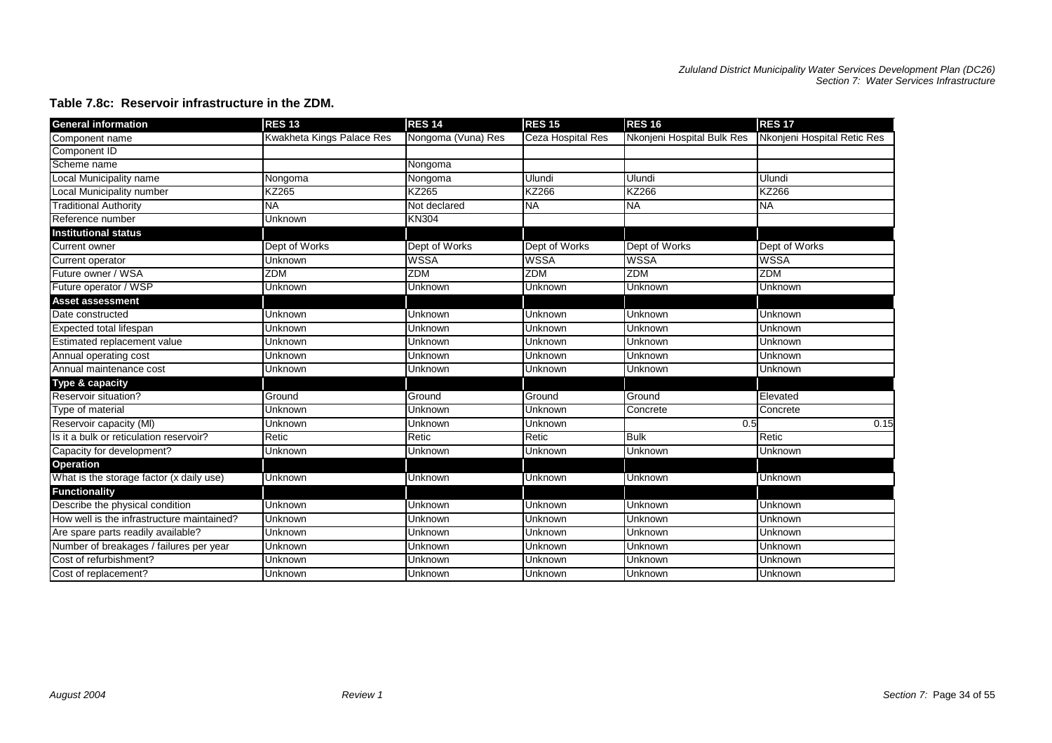**Table 7.8c: Reservoir infrastructure in the ZDM.**

| General information | RES 13 | RES 14 | RES 15 | RES 16 | RES 17 |
|---|---|---|---|---|---|
| Component name | Kwakheta Kings Palace Res | Nongoma (Vuna) Res | Ceza Hospital Res | Nkonjeni Hospital Bulk Res | Nkonjeni Hospital Retic Res |
| Component ID | | | | | |
| Scheme name | | Nongoma | | | |
| Local Municipality name | Nongoma | Nongoma | Ulundi | Ulundi | Ulundi |
| Local Municipality number | KZ265 | KZ265 | KZ266 | KZ266 | KZ266 |
| Traditional Authority | NA | Not declared | NA | NA | NA |
| Reference number | Unknown | KN304 | | | |
| **Institutional status** | | | | | |
| Current owner | Dept of Works | Dept of Works | Dept of Works | Dept of Works | Dept of Works |
| Current operator | Unknown | WSSA | WSSA | WSSA | WSSA |
| Future owner / WSA | ZDM | ZDM | ZDM | ZDM | ZDM |
| Future operator / WSP | Unknown | Unknown | Unknown | Unknown | Unknown |
| **Asset assessment** | | | | | |
| Date constructed | Unknown | Unknown | Unknown | Unknown | Unknown |
| Expected total lifespan | Unknown | Unknown | Unknown | Unknown | Unknown |
| Estimated replacement value | Unknown | Unknown | Unknown | Unknown | Unknown |
| Annual operating cost | Unknown | Unknown | Unknown | Unknown | Unknown |
| Annual maintenance cost | Unknown | Unknown | Unknown | Unknown | Unknown |
| **Type & capacity** | | | | | |
| Reservoir situation? | Ground | Ground | Ground | Ground | Elevated |
| Type of material | Unknown | Unknown | Unknown | Concrete | Concrete |
| Reservoir capacity (Ml) | Unknown | Unknown | Unknown | 0.5 | 0.15 |
| Is it a bulk or reticulation reservoir? | Retic | Retic | Retic | Bulk | Retic |
| Capacity for development? | Unknown | Unknown | Unknown | Unknown | Unknown |
| **Operation** | | | | | |
| What is the storage factor (x daily use) | Unknown | Unknown | Unknown | Unknown | Unknown |
| **Functionality** | | | | | |
| Describe the physical condition | Unknown | Unknown | Unknown | Unknown | Unknown |
| How well is the infrastructure maintained? | Unknown | Unknown | Unknown | Unknown | Unknown |
| Are spare parts readily available? | Unknown | Unknown | Unknown | Unknown | Unknown |
| Number of breakages / failures per year | Unknown | Unknown | Unknown | Unknown | Unknown |
| Cost of refurbishment? | Unknown | Unknown | Unknown | Unknown | Unknown |
| Cost of replacement? | Unknown | Unknown | Unknown | Unknown | Unknown |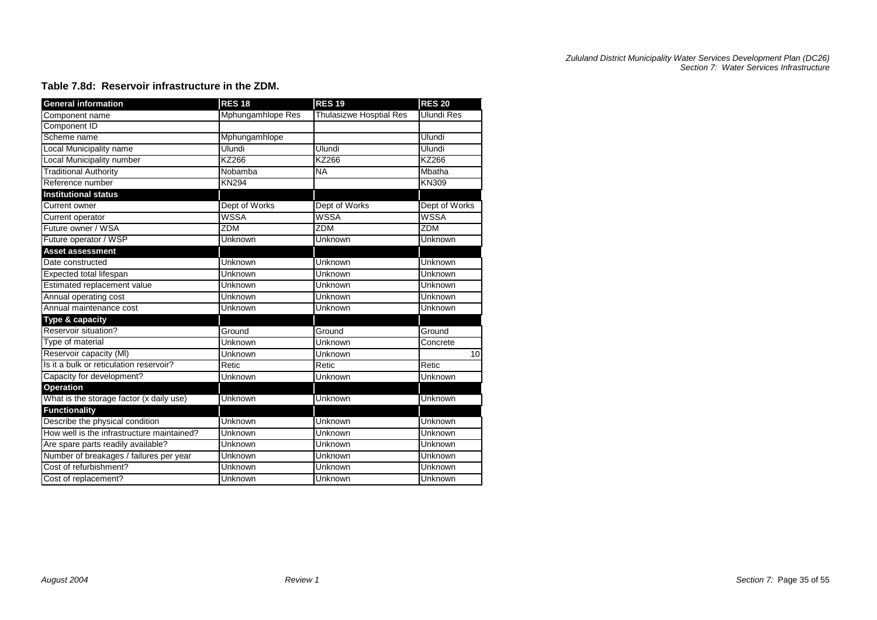**Table 7.8d: Reservoir infrastructure in the ZDM.**

| General information | RES 18 | RES 19 | RES 20 |
|---|---|---|---|
| Component name | Mphungamhlope Res | Thulasizwe Hosptial Res | Ulundi Res |
| Component ID | | | |
| Scheme name | Mphungamhlope | | Ulundi |
| Local Municipality name | Ulundi | Ulundi | Ulundi |
| Local Municipality number | KZ266 | KZ266 | KZ266 |
| Traditional Authority | Nobamba | NA | Mbatha |
| Reference number | KN294 | | KN309 |
| **Institutional status** | | | |
| Current owner | Dept of Works | Dept of Works | Dept of Works |
| Current operator | WSSA | WSSA | WSSA |
| Future owner / WSA | ZDM | ZDM | ZDM |
| Future operator / WSP | Unknown | Unknown | Unknown |
| **Asset assessment** | | | |
| Date constructed | Unknown | Unknown | Unknown |
| Expected total lifespan | Unknown | Unknown | Unknown |
| Estimated replacement value | Unknown | Unknown | Unknown |
| Annual operating cost | Unknown | Unknown | Unknown |
| Annual maintenance cost | Unknown | Unknown | Unknown |
| **Type & capacity** | | | |
| Reservoir situation? | Ground | Ground | Ground |
| Type of material | Unknown | Unknown | Concrete |
| Reservoir capacity (Ml) | Unknown | Unknown | 10 |
| Is it a bulk or reticulation reservoir? | Retic | Retic | Retic |
| Capacity for development? | Unknown | Unknown | Unknown |
| **Operation** | | | |
| What is the storage factor (x daily use) | Unknown | Unknown | Unknown |
| **Functionality** | | | |
| Describe the physical condition | Unknown | Unknown | Unknown |
| How well is the infrastructure maintained? | Unknown | Unknown | Unknown |
| Are spare parts readily available? | Unknown | Unknown | Unknown |
| Number of breakages / failures per year | Unknown | Unknown | Unknown |
| Cost of refurbishment? | Unknown | Unknown | Unknown |
| Cost of replacement? | Unknown | Unknown | Unknown |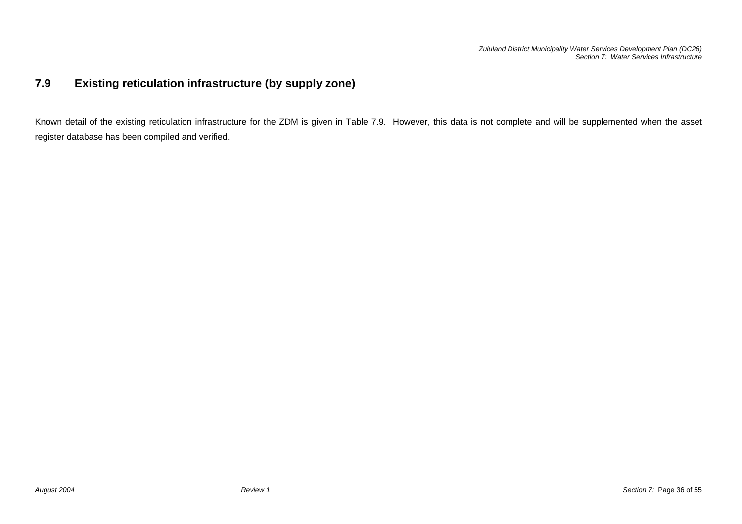## 7.9 Existing reticulation infrastructure (by supply zone)

Known detail of the existing reticulation infrastructure for the ZDM is given in Table 7.9. However, this data is not complete and will be supplemented when the asset register database has been compiled and verified.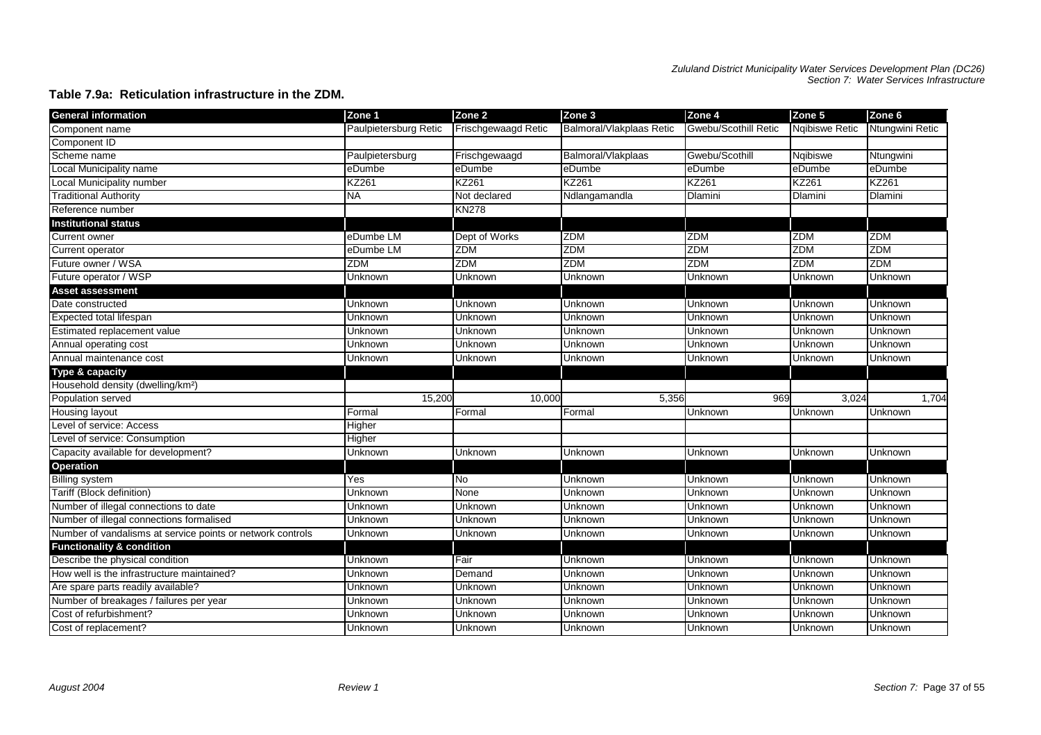**Table 7.9a: Reticulation infrastructure in the ZDM.**

| General information | Zone 1 | Zone 2 | Zone 3 | Zone 4 | Zone 5 | Zone 6 |
|---|---|---|---|---|---|---|
| Component name | Paulpietersburg Retic | Frischgewaagd Retic | Balmoral/Vlakplaas Retic | Gwebu/Scothill Retic | Nqibiswe Retic | Ntungwini Retic |
| Component ID | | | | | | |
| Scheme name | Paulpietersburg | Frischgewaagd | Balmoral/Vlakplaas | Gwebu/Scothill | Nqibiswe | Ntungwini |
| Local Municipality name | eDumbe | eDumbe | eDumbe | eDumbe | eDumbe | eDumbe |
| Local Municipality number | KZ261 | KZ261 | KZ261 | KZ261 | KZ261 | KZ261 |
| Traditional Authority | NA | Not declared | Ndlangamandla | Dlamini | Dlamini | Dlamini |
| Reference number | | KN278 | | | | |
| **Institutional status** | | | | | | |
| Current owner | eDumbe LM | Dept of Works | ZDM | ZDM | ZDM | ZDM |
| Current operator | eDumbe LM | ZDM | ZDM | ZDM | ZDM | ZDM |
| Future owner / WSA | ZDM | ZDM | ZDM | ZDM | ZDM | ZDM |
| Future operator / WSP | Unknown | Unknown | Unknown | Unknown | Unknown | Unknown |
| **Asset assessment** | | | | | | |
| Date constructed | Unknown | Unknown | Unknown | Unknown | Unknown | Unknown |
| Expected total lifespan | Unknown | Unknown | Unknown | Unknown | Unknown | Unknown |
| Estimated replacement value | Unknown | Unknown | Unknown | Unknown | Unknown | Unknown |
| Annual operating cost | Unknown | Unknown | Unknown | Unknown | Unknown | Unknown |
| Annual maintenance cost | Unknown | Unknown | Unknown | Unknown | Unknown | Unknown |
| **Type & capacity** | | | | | | |
| Household density (dwelling/km²) | | | | | | |
| Population served | 15,200 | 10,000 | 5,356 | 969 | 3,024 | 1,704 |
| Housing layout | Formal | Formal | Formal | Unknown | Unknown | Unknown |
| Level of service: Access | Higher | | | | | |
| Level of service: Consumption | Higher | | | | | |
| Capacity available for development? | Unknown | Unknown | Unknown | Unknown | Unknown | Unknown |
| **Operation** | | | | | | |
| Billing system | Yes | No | Unknown | Unknown | Unknown | Unknown |
| Tariff (Block definition) | Unknown | None | Unknown | Unknown | Unknown | Unknown |
| Number of illegal connections to date | Unknown | Unknown | Unknown | Unknown | Unknown | Unknown |
| Number of illegal connections formalised | Unknown | Unknown | Unknown | Unknown | Unknown | Unknown |
| Number of vandalisms at service points or network controls | Unknown | Unknown | Unknown | Unknown | Unknown | Unknown |
| **Functionality & condition** | | | | | | |
| Describe the physical condition | Unknown | Fair | Unknown | Unknown | Unknown | Unknown |
| How well is the infrastructure maintained? | Unknown | Demand | Unknown | Unknown | Unknown | Unknown |
| Are spare parts readily available? | Unknown | Unknown | Unknown | Unknown | Unknown | Unknown |
| Number of breakages / failures per year | Unknown | Unknown | Unknown | Unknown | Unknown | Unknown |
| Cost of refurbishment? | Unknown | Unknown | Unknown | Unknown | Unknown | Unknown |
| Cost of replacement? | Unknown | Unknown | Unknown | Unknown | Unknown | Unknown |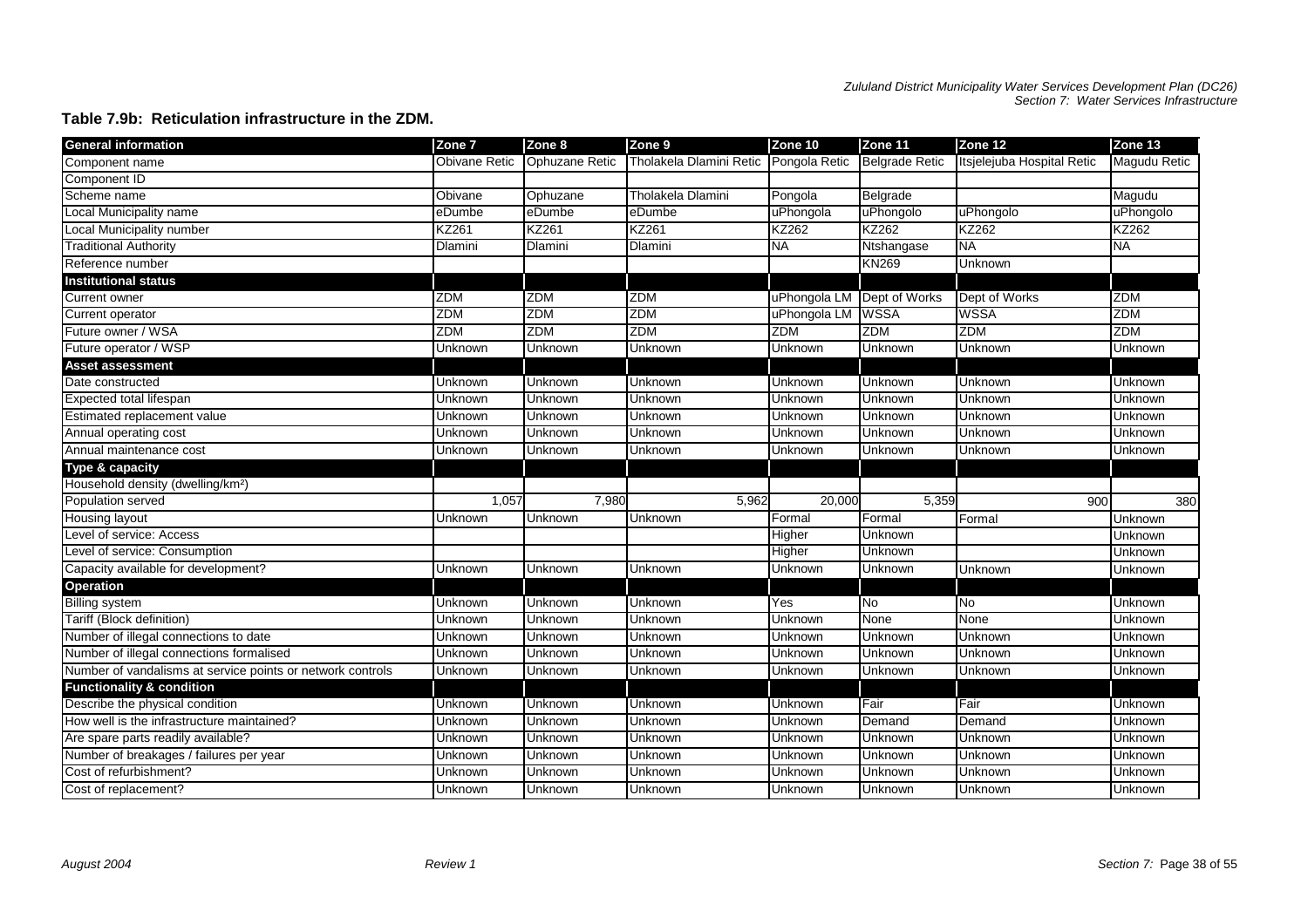### Table 7.9b: Reticulation infrastructure in the ZDM.

| General information | Zone 7 | Zone 8 | Zone 9 | Zone 10 | Zone 11 | Zone 12 | Zone 13 |
|---|---|---|---|---|---|---|---|
| Component name | Obivane Retic | Ophuzane Retic | Tholakela Dlamini Retic | Pongola Retic | Belgrade Retic | Itsjelejuba Hospital Retic | Magudu Retic |
| Component ID | | | | | | | |
| Scheme name | Obivane | Ophuzane | Tholakela Dlamini | Pongola | Belgrade | | Magudu |
| Local Municipality name | eDumbe | eDumbe | eDumbe | uPhongola | uPhongolo | uPhongolo | uPhongolo |
| Local Municipality number | KZ261 | KZ261 | KZ261 | KZ262 | KZ262 | KZ262 | KZ262 |
| Traditional Authority | Dlamini | Dlamini | Dlamini | NA | Ntshangase | NA | NA |
| Reference number | | | | | KN269 | Unknown | |
| **Institutional status** | | | | | | | |
| Current owner | ZDM | ZDM | ZDM | uPhongola LM | Dept of Works | Dept of Works | ZDM |
| Current operator | ZDM | ZDM | ZDM | uPhongola LM | WSSA | WSSA | ZDM |
| Future owner / WSA | ZDM | ZDM | ZDM | ZDM | ZDM | ZDM | ZDM |
| Future operator / WSP | Unknown | Unknown | Unknown | Unknown | Unknown | Unknown | Unknown |
| **Asset assessment** | | | | | | | |
| Date constructed | Unknown | Unknown | Unknown | Unknown | Unknown | Unknown | Unknown |
| Expected total lifespan | Unknown | Unknown | Unknown | Unknown | Unknown | Unknown | Unknown |
| Estimated replacement value | Unknown | Unknown | Unknown | Unknown | Unknown | Unknown | Unknown |
| Annual operating cost | Unknown | Unknown | Unknown | Unknown | Unknown | Unknown | Unknown |
| Annual maintenance cost | Unknown | Unknown | Unknown | Unknown | Unknown | Unknown | Unknown |
| **Type & capacity** | | | | | | | |
| Household density (dwelling/km²) | | | | | | | |
| Population served | 1,057 | 7,980 | 5,962 | 20,000 | 5,359 | 900 | 380 |
| Housing layout | Unknown | Unknown | Unknown | Formal | Formal | Formal | Unknown |
| Level of service: Access | | | | Higher | Unknown | | Unknown |
| Level of service: Consumption | | | | Higher | Unknown | | Unknown |
| Capacity available for development? | Unknown | Unknown | Unknown | Unknown | Unknown | Unknown | Unknown |
| **Operation** | | | | | | | |
| Billing system | Unknown | Unknown | Unknown | Yes | No | No | Unknown |
| Tariff (Block definition) | Unknown | Unknown | Unknown | Unknown | None | None | Unknown |
| Number of illegal connections to date | Unknown | Unknown | Unknown | Unknown | Unknown | Unknown | Unknown |
| Number of illegal connections formalised | Unknown | Unknown | Unknown | Unknown | Unknown | Unknown | Unknown |
| Number of vandalisms at service points or network controls | Unknown | Unknown | Unknown | Unknown | Unknown | Unknown | Unknown |
| **Functionality & condition** | | | | | | | |
| Describe the physical condition | Unknown | Unknown | Unknown | Unknown | Fair | Fair | Unknown |
| How well is the infrastructure maintained? | Unknown | Unknown | Unknown | Unknown | Demand | Demand | Unknown |
| Are spare parts readily available? | Unknown | Unknown | Unknown | Unknown | Unknown | Unknown | Unknown |
| Number of breakages / failures per year | Unknown | Unknown | Unknown | Unknown | Unknown | Unknown | Unknown |
| Cost of refurbishment? | Unknown | Unknown | Unknown | Unknown | Unknown | Unknown | Unknown |
| Cost of replacement? | Unknown | Unknown | Unknown | Unknown | Unknown | Unknown | Unknown |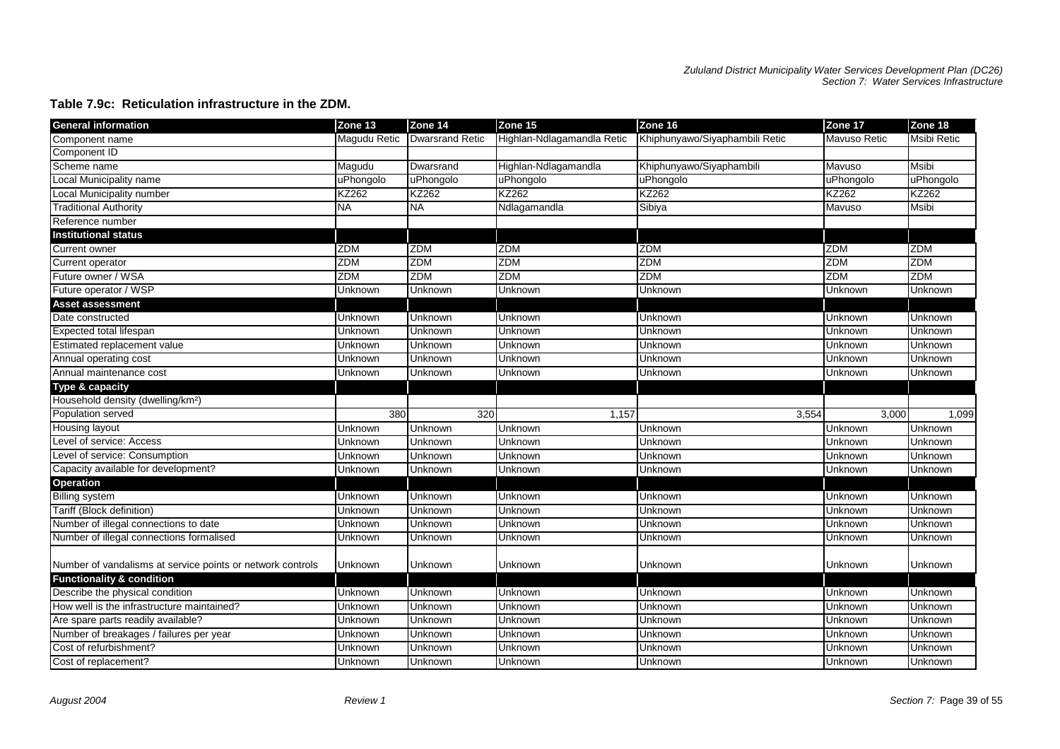### Table 7.9c: Reticulation infrastructure in the ZDM.

| General information | Zone 13 | Zone 14 | Zone 15 | Zone 16 | Zone 17 | Zone 18 |
|---|---|---|---|---|---|---|
| Component name | Magudu Retic | Dwarsrand Retic | Highlan-Ndlagamandla Retic | Khiphunyawo/Siyaphambili Retic | Mavuso Retic | Msibi Retic |
| Component ID | | | | | | |
| Scheme name | Magudu | Dwarsrand | Highlan-Ndlagamandla | Khiphunyawo/Siyaphambili | Mavuso | Msibi |
| Local Municipality name | uPhongolo | uPhongolo | uPhongolo | uPhongolo | uPhongolo | uPhongolo |
| Local Municipality number | KZ262 | KZ262 | KZ262 | KZ262 | KZ262 | KZ262 |
| Traditional Authority | NA | NA | Ndlagamandla | Sibiya | Mavuso | Msibi |
| Reference number | | | | | | |
| **Institutional status** | | | | | | |
| Current owner | ZDM | ZDM | ZDM | ZDM | ZDM | ZDM |
| Current operator | ZDM | ZDM | ZDM | ZDM | ZDM | ZDM |
| Future owner / WSA | ZDM | ZDM | ZDM | ZDM | ZDM | ZDM |
| Future operator / WSP | Unknown | Unknown | Unknown | Unknown | Unknown | Unknown |
| **Asset assessment** | | | | | | |
| Date constructed | Unknown | Unknown | Unknown | Unknown | Unknown | Unknown |
| Expected total lifespan | Unknown | Unknown | Unknown | Unknown | Unknown | Unknown |
| Estimated replacement value | Unknown | Unknown | Unknown | Unknown | Unknown | Unknown |
| Annual operating cost | Unknown | Unknown | Unknown | Unknown | Unknown | Unknown |
| Annual maintenance cost | Unknown | Unknown | Unknown | Unknown | Unknown | Unknown |
| **Type & capacity** | | | | | | |
| Household density (dwelling/km²) | | | | | | |
| Population served | 380 | 320 | 1,157 | 3,554 | 3,000 | 1,099 |
| Housing layout | Unknown | Unknown | Unknown | Unknown | Unknown | Unknown |
| Level of service: Access | Unknown | Unknown | Unknown | Unknown | Unknown | Unknown |
| Level of service: Consumption | Unknown | Unknown | Unknown | Unknown | Unknown | Unknown |
| Capacity available for development? | Unknown | Unknown | Unknown | Unknown | Unknown | Unknown |
| **Operation** | | | | | | |
| Billing system | Unknown | Unknown | Unknown | Unknown | Unknown | Unknown |
| Tariff (Block definition) | Unknown | Unknown | Unknown | Unknown | Unknown | Unknown |
| Number of illegal connections to date | Unknown | Unknown | Unknown | Unknown | Unknown | Unknown |
| Number of illegal connections formalised | Unknown | Unknown | Unknown | Unknown | Unknown | Unknown |
| Number of vandalisms at service points or network controls | Unknown | Unknown | Unknown | Unknown | Unknown | Unknown |
| **Functionality & condition** | | | | | | |
| Describe the physical condition | Unknown | Unknown | Unknown | Unknown | Unknown | Unknown |
| How well is the infrastructure maintained? | Unknown | Unknown | Unknown | Unknown | Unknown | Unknown |
| Are spare parts readily available? | Unknown | Unknown | Unknown | Unknown | Unknown | Unknown |
| Number of breakages / failures per year | Unknown | Unknown | Unknown | Unknown | Unknown | Unknown |
| Cost of refurbishment? | Unknown | Unknown | Unknown | Unknown | Unknown | Unknown |
| Cost of replacement? | Unknown | Unknown | Unknown | Unknown | Unknown | Unknown |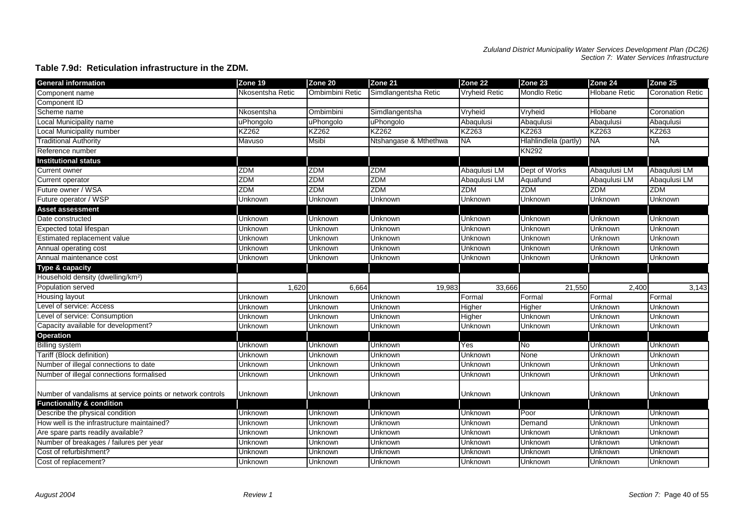**Table 7.9d: Reticulation infrastructure in the ZDM.**

| General information | Zone 19 | Zone 20 | Zone 21 | Zone 22 | Zone 23 | Zone 24 | Zone 25 |
|---|---|---|---|---|---|---|---|
| Component name | Nkosentsha Retic | Ombimbini Retic | Simdlangentsha Retic | Vryheid Retic | Mondlo Retic | Hlobane Retic | Coronation Retic |
| Component ID | | | | | | | |
| Scheme name | Nkosentsha | Ombimbini | Simdlangentsha | Vryheid | Vryheid | Hlobane | Coronation |
| Local Municipality name | uPhongolo | uPhongolo | uPhongolo | Abaqulusi | Abaqulusi | Abaqulusi | Abaqulusi |
| Local Municipality number | KZ262 | KZ262 | KZ262 | KZ263 | KZ263 | KZ263 | KZ263 |
| Traditional Authority | Mavuso | Msibi | Ntshangase & Mthethwa | NA | Hlahlindlela (partly) | NA | NA |
| Reference number | | | | | KN292 | | |
| **Institutional status** | | | | | | | |
| Current owner | ZDM | ZDM | ZDM | Abaqulusi LM | Dept of Works | Abaqulusi LM | Abaqulusi LM |
| Current operator | ZDM | ZDM | ZDM | Abaqulusi LM | Aquafund | Abaqulusi LM | Abaqulusi LM |
| Future owner / WSA | ZDM | ZDM | ZDM | ZDM | ZDM | ZDM | ZDM |
| Future operator / WSP | Unknown | Unknown | Unknown | Unknown | Unknown | Unknown | Unknown |
| **Asset assessment** | | | | | | | |
| Date constructed | Unknown | Unknown | Unknown | Unknown | Unknown | Unknown | Unknown |
| Expected total lifespan | Unknown | Unknown | Unknown | Unknown | Unknown | Unknown | Unknown |
| Estimated replacement value | Unknown | Unknown | Unknown | Unknown | Unknown | Unknown | Unknown |
| Annual operating cost | Unknown | Unknown | Unknown | Unknown | Unknown | Unknown | Unknown |
| Annual maintenance cost | Unknown | Unknown | Unknown | Unknown | Unknown | Unknown | Unknown |
| **Type & capacity** | | | | | | | |
| Household density (dwelling/km²) | | | | | | | |
| Population served | 1,620 | 6,664 | 19,983 | 33,666 | 21,550 | 2,400 | 3,143 |
| Housing layout | Unknown | Unknown | Unknown | Formal | Formal | Formal | Formal |
| Level of service: Access | Unknown | Unknown | Unknown | Higher | Higher | Unknown | Unknown |
| Level of service: Consumption | Unknown | Unknown | Unknown | Higher | Unknown | Unknown | Unknown |
| Capacity available for development? | Unknown | Unknown | Unknown | Unknown | Unknown | Unknown | Unknown |
| **Operation** | | | | | | | |
| Billing system | Unknown | Unknown | Unknown | Yes | No | Unknown | Unknown |
| Tariff (Block definition) | Unknown | Unknown | Unknown | Unknown | None | Unknown | Unknown |
| Number of illegal connections to date | Unknown | Unknown | Unknown | Unknown | Unknown | Unknown | Unknown |
| Number of illegal connections formalised | Unknown | Unknown | Unknown | Unknown | Unknown | Unknown | Unknown |
| Number of vandalisms at service points or network controls | Unknown | Unknown | Unknown | Unknown | Unknown | Unknown | Unknown |
| **Functionality & condition** | | | | | | | |
| Describe the physical condition | Unknown | Unknown | Unknown | Unknown | Poor | Unknown | Unknown |
| How well is the infrastructure maintained? | Unknown | Unknown | Unknown | Unknown | Demand | Unknown | Unknown |
| Are spare parts readily available? | Unknown | Unknown | Unknown | Unknown | Unknown | Unknown | Unknown |
| Number of breakages / failures per year | Unknown | Unknown | Unknown | Unknown | Unknown | Unknown | Unknown |
| Cost of refurbishment? | Unknown | Unknown | Unknown | Unknown | Unknown | Unknown | Unknown |
| Cost of replacement? | Unknown | Unknown | Unknown | Unknown | Unknown | Unknown | Unknown |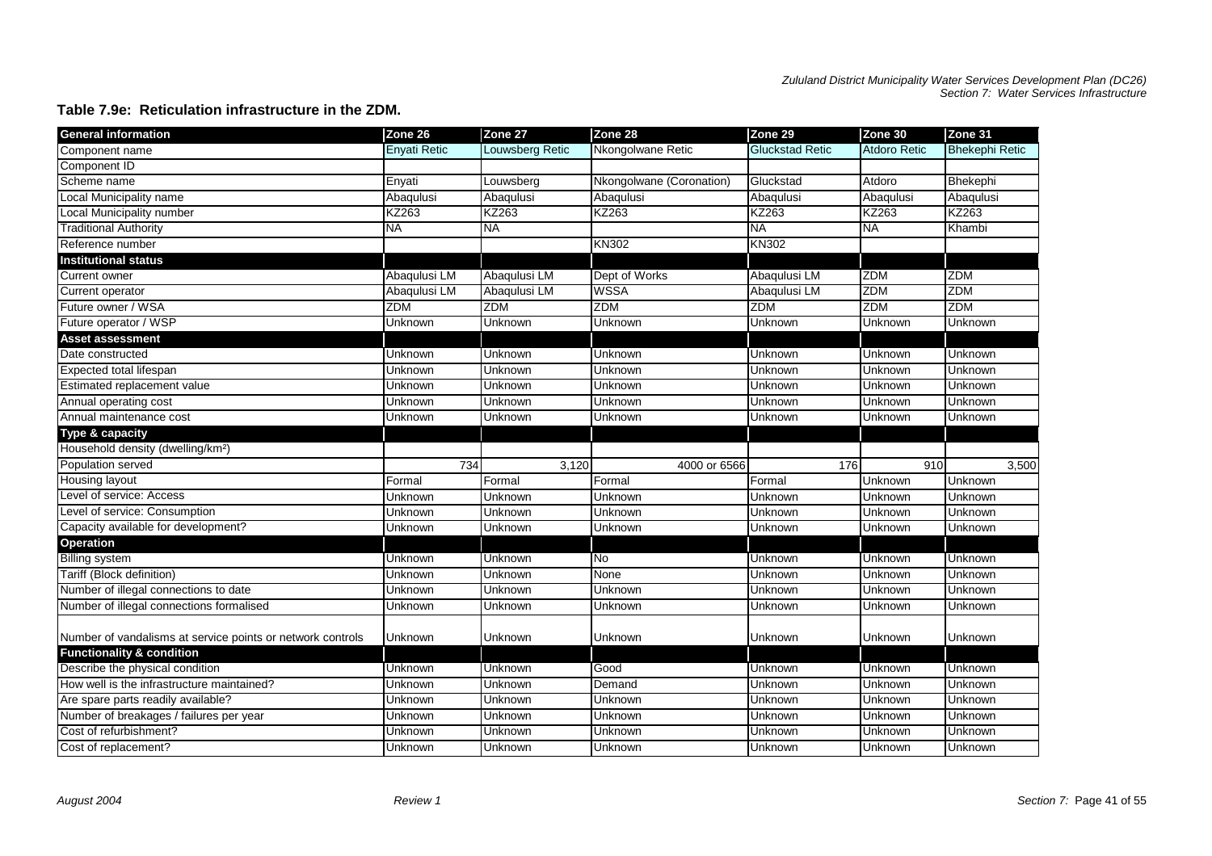**Table 7.9e: Reticulation infrastructure in the ZDM.**

| General information | Zone 26 | Zone 27 | Zone 28 | Zone 29 | Zone 30 | Zone 31 |
|---|---|---|---|---|---|---|
| Component name | Enyati Retic | Louwsberg Retic | Nkongolwane Retic | Gluckstad Retic | Atdoro Retic | Bhekephi Retic |
| Component ID | | | | | | |
| Scheme name | Enyati | Louwsberg | Nkongolwane (Coronation) | Gluckstad | Atdoro | Bhekephi |
| Local Municipality name | Abaqulusi | Abaqulusi | Abaqulusi | Abaqulusi | Abaqulusi | Abaqulusi |
| Local Municipality number | KZ263 | KZ263 | KZ263 | KZ263 | KZ263 | KZ263 |
| Traditional Authority | NA | NA | | NA | NA | Khambi |
| Reference number | | | KN302 | KN302 | | |
| **Institutional status** | | | | | | |
| Current owner | Abaqulusi LM | Abaqulusi LM | Dept of Works | Abaqulusi LM | ZDM | ZDM |
| Current operator | Abaqulusi LM | Abaqulusi LM | WSSA | Abaqulusi LM | ZDM | ZDM |
| Future owner / WSA | ZDM | ZDM | ZDM | ZDM | ZDM | ZDM |
| Future operator / WSP | Unknown | Unknown | Unknown | Unknown | Unknown | Unknown |
| **Asset assessment** | | | | | | |
| Date constructed | Unknown | Unknown | Unknown | Unknown | Unknown | Unknown |
| Expected total lifespan | Unknown | Unknown | Unknown | Unknown | Unknown | Unknown |
| Estimated replacement value | Unknown | Unknown | Unknown | Unknown | Unknown | Unknown |
| Annual operating cost | Unknown | Unknown | Unknown | Unknown | Unknown | Unknown |
| Annual maintenance cost | Unknown | Unknown | Unknown | Unknown | Unknown | Unknown |
| **Type & capacity** | | | | | | |
| Household density (dwelling/km²) | | | | | | |
| Population served | 734 | 3,120 | 4000 or 6566 | 176 | 910 | 3,500 |
| Housing layout | Formal | Formal | Formal | Formal | Unknown | Unknown |
| Level of service: Access | Unknown | Unknown | Unknown | Unknown | Unknown | Unknown |
| Level of service: Consumption | Unknown | Unknown | Unknown | Unknown | Unknown | Unknown |
| Capacity available for development? | Unknown | Unknown | Unknown | Unknown | Unknown | Unknown |
| **Operation** | | | | | | |
| Billing system | Unknown | Unknown | No | Unknown | Unknown | Unknown |
| Tariff (Block definition) | Unknown | Unknown | None | Unknown | Unknown | Unknown |
| Number of illegal connections to date | Unknown | Unknown | Unknown | Unknown | Unknown | Unknown |
| Number of illegal connections formalised | Unknown | Unknown | Unknown | Unknown | Unknown | Unknown |
| Number of vandalisms at service points or network controls | Unknown | Unknown | Unknown | Unknown | Unknown | Unknown |
| **Functionality & condition** | | | | | | |
| Describe the physical condition | Unknown | Unknown | Good | Unknown | Unknown | Unknown |
| How well is the infrastructure maintained? | Unknown | Unknown | Demand | Unknown | Unknown | Unknown |
| Are spare parts readily available? | Unknown | Unknown | Unknown | Unknown | Unknown | Unknown |
| Number of breakages / failures per year | Unknown | Unknown | Unknown | Unknown | Unknown | Unknown |
| Cost of refurbishment? | Unknown | Unknown | Unknown | Unknown | Unknown | Unknown |
| Cost of replacement? | Unknown | Unknown | Unknown | Unknown | Unknown | Unknown |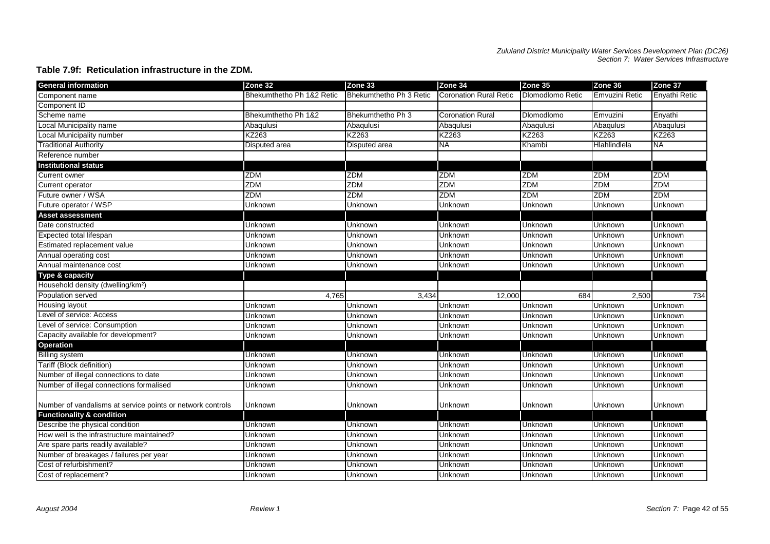### Table 7.9f: Reticulation infrastructure in the ZDM.

| General information | Zone 32 | Zone 33 | Zone 34 | Zone 35 | Zone 36 | Zone 37 |
|---|---|---|---|---|---|---|
| Component name | Bhekumthetho Ph 1&2 Retic | Bhekumthetho Ph 3 Retic | Coronation Rural Retic | Dlomodlomo Retic | Emvuzini Retic | Enyathi Retic |
| Component ID | | | | | | |
| Scheme name | Bhekumthetho Ph 1&2 | Bhekumthetho Ph 3 | Coronation Rural | Dlomodlomo | Emvuzini | Enyathi |
| Local Municipality name | Abaqulusi | Abaqulusi | Abaqulusi | Abaqulusi | Abaqulusi | Abaqulusi |
| Local Municipality number | KZ263 | KZ263 | KZ263 | KZ263 | KZ263 | KZ263 |
| Traditional Authority | Disputed area | Disputed area | NA | Khambi | Hlahlindlela | NA |
| Reference number | | | | | | |
| **Institutional status** | | | | | | |
| Current owner | ZDM | ZDM | ZDM | ZDM | ZDM | ZDM |
| Current operator | ZDM | ZDM | ZDM | ZDM | ZDM | ZDM |
| Future owner / WSA | ZDM | ZDM | ZDM | ZDM | ZDM | ZDM |
| Future operator / WSP | Unknown | Unknown | Unknown | Unknown | Unknown | Unknown |
| **Asset assessment** | | | | | | |
| Date constructed | Unknown | Unknown | Unknown | Unknown | Unknown | Unknown |
| Expected total lifespan | Unknown | Unknown | Unknown | Unknown | Unknown | Unknown |
| Estimated replacement value | Unknown | Unknown | Unknown | Unknown | Unknown | Unknown |
| Annual operating cost | Unknown | Unknown | Unknown | Unknown | Unknown | Unknown |
| Annual maintenance cost | Unknown | Unknown | Unknown | Unknown | Unknown | Unknown |
| **Type & capacity** | | | | | | |
| Household density (dwelling/km²) | | | | | | |
| Population served | 4,765 | 3,434 | 12,000 | 684 | 2,500 | 734 |
| Housing layout | Unknown | Unknown | Unknown | Unknown | Unknown | Unknown |
| Level of service: Access | Unknown | Unknown | Unknown | Unknown | Unknown | Unknown |
| Level of service: Consumption | Unknown | Unknown | Unknown | Unknown | Unknown | Unknown |
| Capacity available for development? | Unknown | Unknown | Unknown | Unknown | Unknown | Unknown |
| **Operation** | | | | | | |
| Billing system | Unknown | Unknown | Unknown | Unknown | Unknown | Unknown |
| Tariff (Block definition) | Unknown | Unknown | Unknown | Unknown | Unknown | Unknown |
| Number of illegal connections to date | Unknown | Unknown | Unknown | Unknown | Unknown | Unknown |
| Number of illegal connections formalised | Unknown | Unknown | Unknown | Unknown | Unknown | Unknown |
| Number of vandalisms at service points or network controls | Unknown | Unknown | Unknown | Unknown | Unknown | Unknown |
| **Functionality & condition** | | | | | | |
| Describe the physical condition | Unknown | Unknown | Unknown | Unknown | Unknown | Unknown |
| How well is the infrastructure maintained? | Unknown | Unknown | Unknown | Unknown | Unknown | Unknown |
| Are spare parts readily available? | Unknown | Unknown | Unknown | Unknown | Unknown | Unknown |
| Number of breakages / failures per year | Unknown | Unknown | Unknown | Unknown | Unknown | Unknown |
| Cost of refurbishment? | Unknown | Unknown | Unknown | Unknown | Unknown | Unknown |
| Cost of replacement? | Unknown | Unknown | Unknown | Unknown | Unknown | Unknown |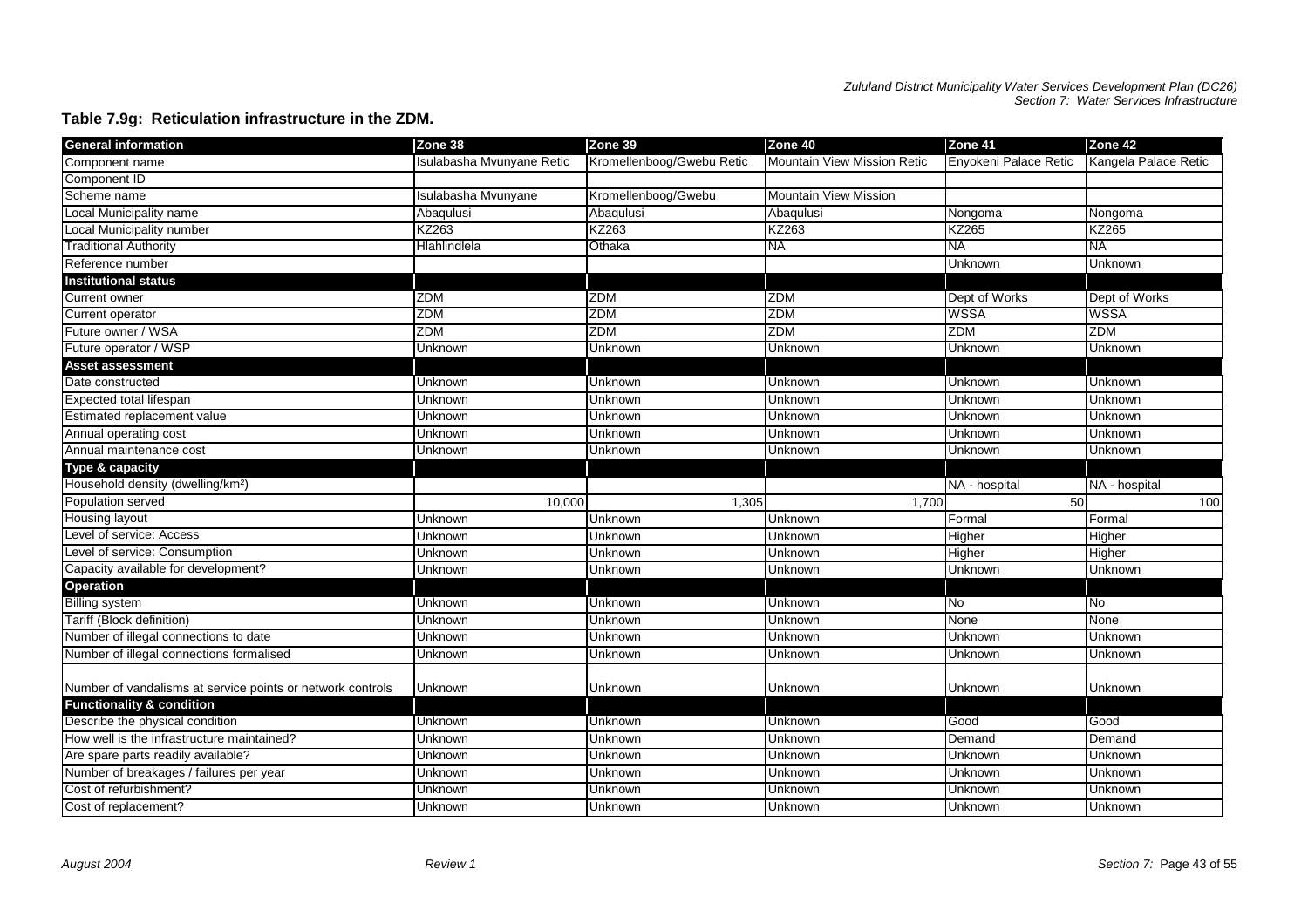## Table 7.9g: Reticulation infrastructure in the ZDM.

| General information | Zone 38 | Zone 39 | Zone 40 | Zone 41 | Zone 42 |
|---|---|---|---|---|---|
| Component name | Isulabasha Mvunyane Retic | Kromellenboog/Gwebu Retic | Mountain View Mission Retic | Enyokeni Palace Retic | Kangela Palace Retic |
| Component ID | | | | | |
| Scheme name | Isulabasha Mvunyane | Kromellenboog/Gwebu | Mountain View Mission | | |
| Local Municipality name | Abaqulusi | Abaqulusi | Abaqulusi | Nongoma | Nongoma |
| Local Municipality number | KZ263 | KZ263 | KZ263 | KZ265 | KZ265 |
| Traditional Authority | Hlahlindlela | Othaka | NA | NA | NA |
| Reference number | | | | Unknown | Unknown |
| **Institutional status** | | | | | |
| Current owner | ZDM | ZDM | ZDM | Dept of Works | Dept of Works |
| Current operator | ZDM | ZDM | ZDM | WSSA | WSSA |
| Future owner / WSA | ZDM | ZDM | ZDM | ZDM | ZDM |
| Future operator / WSP | Unknown | Unknown | Unknown | Unknown | Unknown |
| **Asset assessment** | | | | | |
| Date constructed | Unknown | Unknown | Unknown | Unknown | Unknown |
| Expected total lifespan | Unknown | Unknown | Unknown | Unknown | Unknown |
| Estimated replacement value | Unknown | Unknown | Unknown | Unknown | Unknown |
| Annual operating cost | Unknown | Unknown | Unknown | Unknown | Unknown |
| Annual maintenance cost | Unknown | Unknown | Unknown | Unknown | Unknown |
| **Type & capacity** | | | | | |
| Household density (dwelling/km²) | | | | NA - hospital | NA - hospital |
| Population served | 10,000 | 1,305 | 1,700 | 50 | 100 |
| Housing layout | Unknown | Unknown | Unknown | Formal | Formal |
| Level of service: Access | Unknown | Unknown | Unknown | Higher | Higher |
| Level of service: Consumption | Unknown | Unknown | Unknown | Higher | Higher |
| Capacity available for development? | Unknown | Unknown | Unknown | Unknown | Unknown |
| **Operation** | | | | | |
| Billing system | Unknown | Unknown | Unknown | No | No |
| Tariff (Block definition) | Unknown | Unknown | Unknown | None | None |
| Number of illegal connections to date | Unknown | Unknown | Unknown | Unknown | Unknown |
| Number of illegal connections formalised | Unknown | Unknown | Unknown | Unknown | Unknown |
| Number of vandalisms at service points or network controls | Unknown | Unknown | Unknown | Unknown | Unknown |
| **Functionality & condition** | | | | | |
| Describe the physical condition | Unknown | Unknown | Unknown | Good | Good |
| How well is the infrastructure maintained? | Unknown | Unknown | Unknown | Demand | Demand |
| Are spare parts readily available? | Unknown | Unknown | Unknown | Unknown | Unknown |
| Number of breakages / failures per year | Unknown | Unknown | Unknown | Unknown | Unknown |
| Cost of refurbishment? | Unknown | Unknown | Unknown | Unknown | Unknown |
| Cost of replacement? | Unknown | Unknown | Unknown | Unknown | Unknown |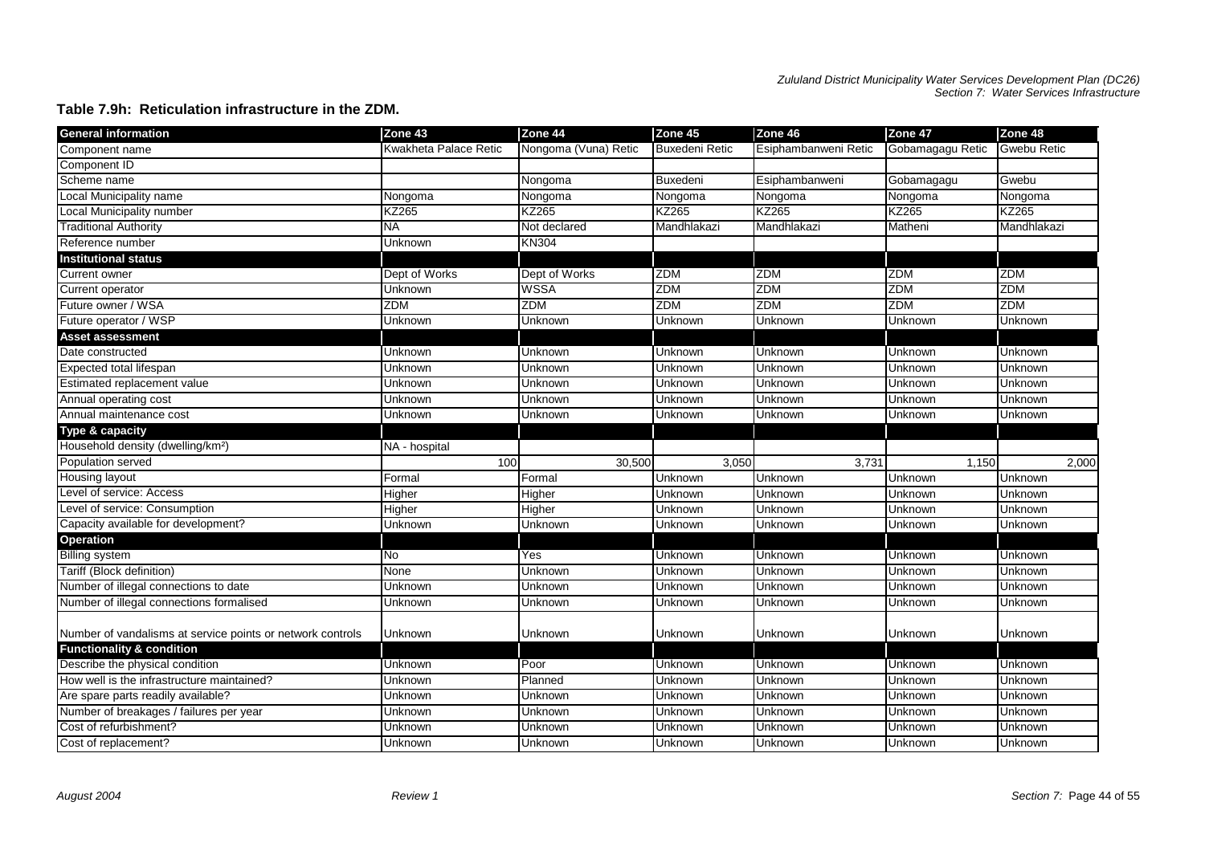**Table 7.9h: Reticulation infrastructure in the ZDM.**

| General information | Zone 43 | Zone 44 | Zone 45 | Zone 46 | Zone 47 | Zone 48 |
|---|---|---|---|---|---|---|
| Component name | Kwakheta Palace Retic | Nongoma (Vuna) Retic | Buxedeni Retic | Esiphambanweni Retic | Gobamagagu Retic | Gwebu Retic |
| Component ID | | | | | | |
| Scheme name | | Nongoma | Buxedeni | Esiphambanweni | Gobamagagu | Gwebu |
| Local Municipality name | Nongoma | Nongoma | Nongoma | Nongoma | Nongoma | Nongoma |
| Local Municipality number | KZ265 | KZ265 | KZ265 | KZ265 | KZ265 | KZ265 |
| Traditional Authority | NA | Not declared | Mandhlakazi | Mandhlakazi | Matheni | Mandhlakazi |
| Reference number | Unknown | KN304 | | | | |
| **Institutional status** | | | | | | |
| Current owner | Dept of Works | Dept of Works | ZDM | ZDM | ZDM | ZDM |
| Current operator | Unknown | WSSA | ZDM | ZDM | ZDM | ZDM |
| Future owner / WSA | ZDM | ZDM | ZDM | ZDM | ZDM | ZDM |
| Future operator / WSP | Unknown | Unknown | Unknown | Unknown | Unknown | Unknown |
| **Asset assessment** | | | | | | |
| Date constructed | Unknown | Unknown | Unknown | Unknown | Unknown | Unknown |
| Expected total lifespan | Unknown | Unknown | Unknown | Unknown | Unknown | Unknown |
| Estimated replacement value | Unknown | Unknown | Unknown | Unknown | Unknown | Unknown |
| Annual operating cost | Unknown | Unknown | Unknown | Unknown | Unknown | Unknown |
| Annual maintenance cost | Unknown | Unknown | Unknown | Unknown | Unknown | Unknown |
| **Type & capacity** | | | | | | |
| Household density (dwelling/km²) | NA - hospital | | | | | |
| Population served | 100 | 30,500 | 3,050 | 3,731 | 1,150 | 2,000 |
| Housing layout | Formal | Formal | Unknown | Unknown | Unknown | Unknown |
| Level of service: Access | Higher | Higher | Unknown | Unknown | Unknown | Unknown |
| Level of service: Consumption | Higher | Higher | Unknown | Unknown | Unknown | Unknown |
| Capacity available for development? | Unknown | Unknown | Unknown | Unknown | Unknown | Unknown |
| **Operation** | | | | | | |
| Billing system | No | Yes | Unknown | Unknown | Unknown | Unknown |
| Tariff (Block definition) | None | Unknown | Unknown | Unknown | Unknown | Unknown |
| Number of illegal connections to date | Unknown | Unknown | Unknown | Unknown | Unknown | Unknown |
| Number of illegal connections formalised | Unknown | Unknown | Unknown | Unknown | Unknown | Unknown |
| Number of vandalisms at service points or network controls | Unknown | Unknown | Unknown | Unknown | Unknown | Unknown |
| **Functionality & condition** | | | | | | |
| Describe the physical condition | Unknown | Poor | Unknown | Unknown | Unknown | Unknown |
| How well is the infrastructure maintained? | Unknown | Planned | Unknown | Unknown | Unknown | Unknown |
| Are spare parts readily available? | Unknown | Unknown | Unknown | Unknown | Unknown | Unknown |
| Number of breakages / failures per year | Unknown | Unknown | Unknown | Unknown | Unknown | Unknown |
| Cost of refurbishment? | Unknown | Unknown | Unknown | Unknown | Unknown | Unknown |
| Cost of replacement? | Unknown | Unknown | Unknown | Unknown | Unknown | Unknown |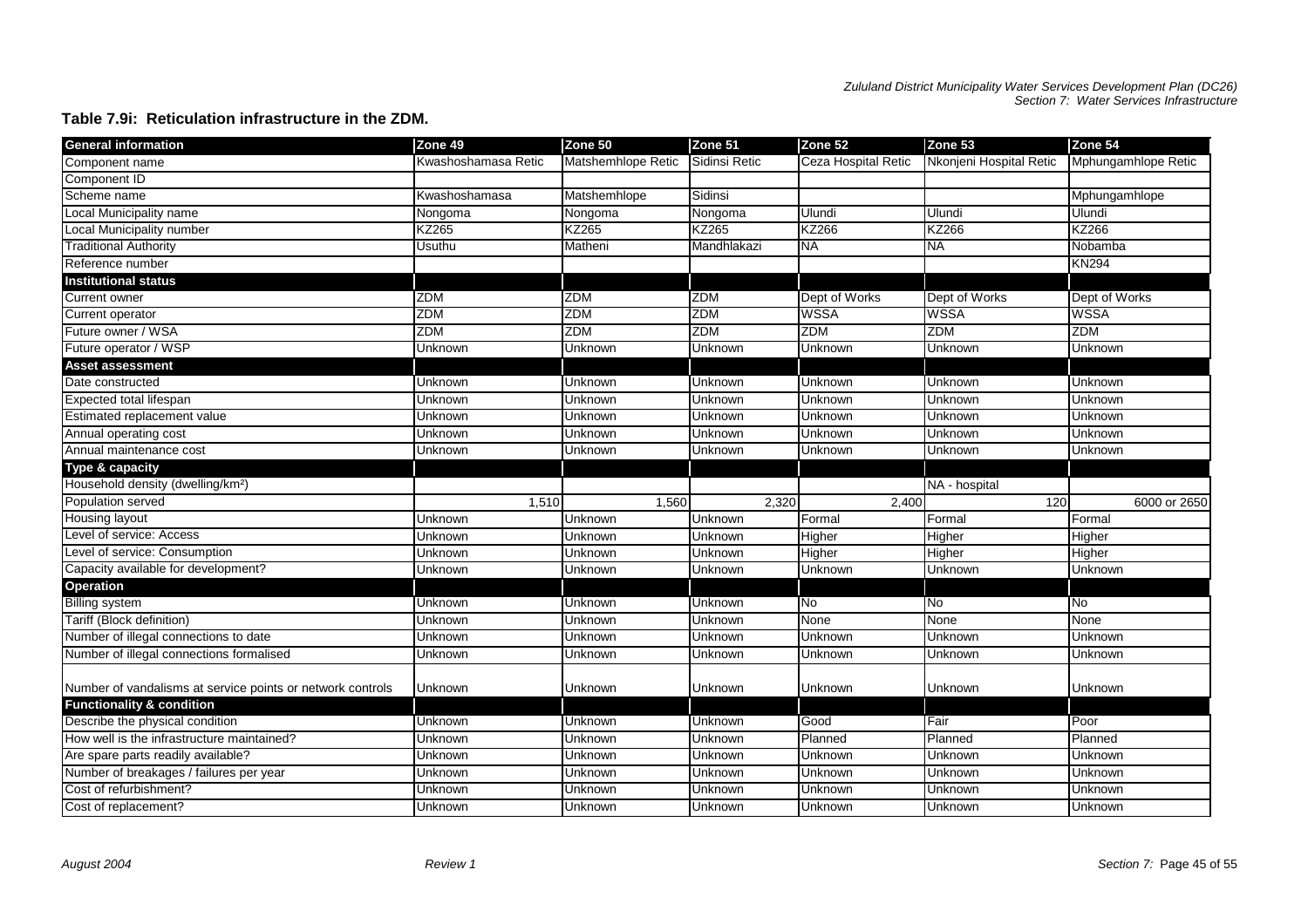**Table 7.9i: Reticulation infrastructure in the ZDM.**

| General information | Zone 49 | Zone 50 | Zone 51 | Zone 52 | Zone 53 | Zone 54 |
|---|---|---|---|---|---|---|
| Component name | Kwashoshamasa Retic | Matshemhlope Retic | Sidinsi Retic | Ceza Hospital Retic | Nkonjeni Hospital Retic | Mphungamhlope Retic |
| Component ID | | | | | | |
| Scheme name | Kwashoshamasa | Matshemhlope | Sidinsi | | | Mphungamhlope |
| Local Municipality name | Nongoma | Nongoma | Nongoma | Ulundi | Ulundi | Ulundi |
| Local Municipality number | KZ265 | KZ265 | KZ265 | KZ266 | KZ266 | KZ266 |
| Traditional Authority | Usuthu | Matheni | Mandhlakazi | NA | NA | Nobamba |
| Reference number | | | | | | KN294 |
| **Institutional status** | | | | | | |
| Current owner | ZDM | ZDM | ZDM | Dept of Works | Dept of Works | Dept of Works |
| Current operator | ZDM | ZDM | ZDM | WSSA | WSSA | WSSA |
| Future owner / WSA | ZDM | ZDM | ZDM | ZDM | ZDM | ZDM |
| Future operator / WSP | Unknown | Unknown | Unknown | Unknown | Unknown | Unknown |
| **Asset assessment** | | | | | | |
| Date constructed | Unknown | Unknown | Unknown | Unknown | Unknown | Unknown |
| Expected total lifespan | Unknown | Unknown | Unknown | Unknown | Unknown | Unknown |
| Estimated replacement value | Unknown | Unknown | Unknown | Unknown | Unknown | Unknown |
| Annual operating cost | Unknown | Unknown | Unknown | Unknown | Unknown | Unknown |
| Annual maintenance cost | Unknown | Unknown | Unknown | Unknown | Unknown | Unknown |
| **Type & capacity** | | | | | | |
| Household density (dwelling/km²) | | | | | NA - hospital | |
| Population served | 1,510 | 1,560 | 2,320 | 2,400 | 120 | 6000 or 2650 |
| Housing layout | Unknown | Unknown | Unknown | Formal | Formal | Formal |
| Level of service: Access | Unknown | Unknown | Unknown | Higher | Higher | Higher |
| Level of service: Consumption | Unknown | Unknown | Unknown | Higher | Higher | Higher |
| Capacity available for development? | Unknown | Unknown | Unknown | Unknown | Unknown | Unknown |
| **Operation** | | | | | | |
| Billing system | Unknown | Unknown | Unknown | No | No | No |
| Tariff (Block definition) | Unknown | Unknown | Unknown | None | None | None |
| Number of illegal connections to date | Unknown | Unknown | Unknown | Unknown | Unknown | Unknown |
| Number of illegal connections formalised | Unknown | Unknown | Unknown | Unknown | Unknown | Unknown |
| Number of vandalisms at service points or network controls | Unknown | Unknown | Unknown | Unknown | Unknown | Unknown |
| **Functionality & condition** | | | | | | |
| Describe the physical condition | Unknown | Unknown | Unknown | Good | Fair | Poor |
| How well is the infrastructure maintained? | Unknown | Unknown | Unknown | Planned | Planned | Planned |
| Are spare parts readily available? | Unknown | Unknown | Unknown | Unknown | Unknown | Unknown |
| Number of breakages / failures per year | Unknown | Unknown | Unknown | Unknown | Unknown | Unknown |
| Cost of refurbishment? | Unknown | Unknown | Unknown | Unknown | Unknown | Unknown |
| Cost of replacement? | Unknown | Unknown | Unknown | Unknown | Unknown | Unknown |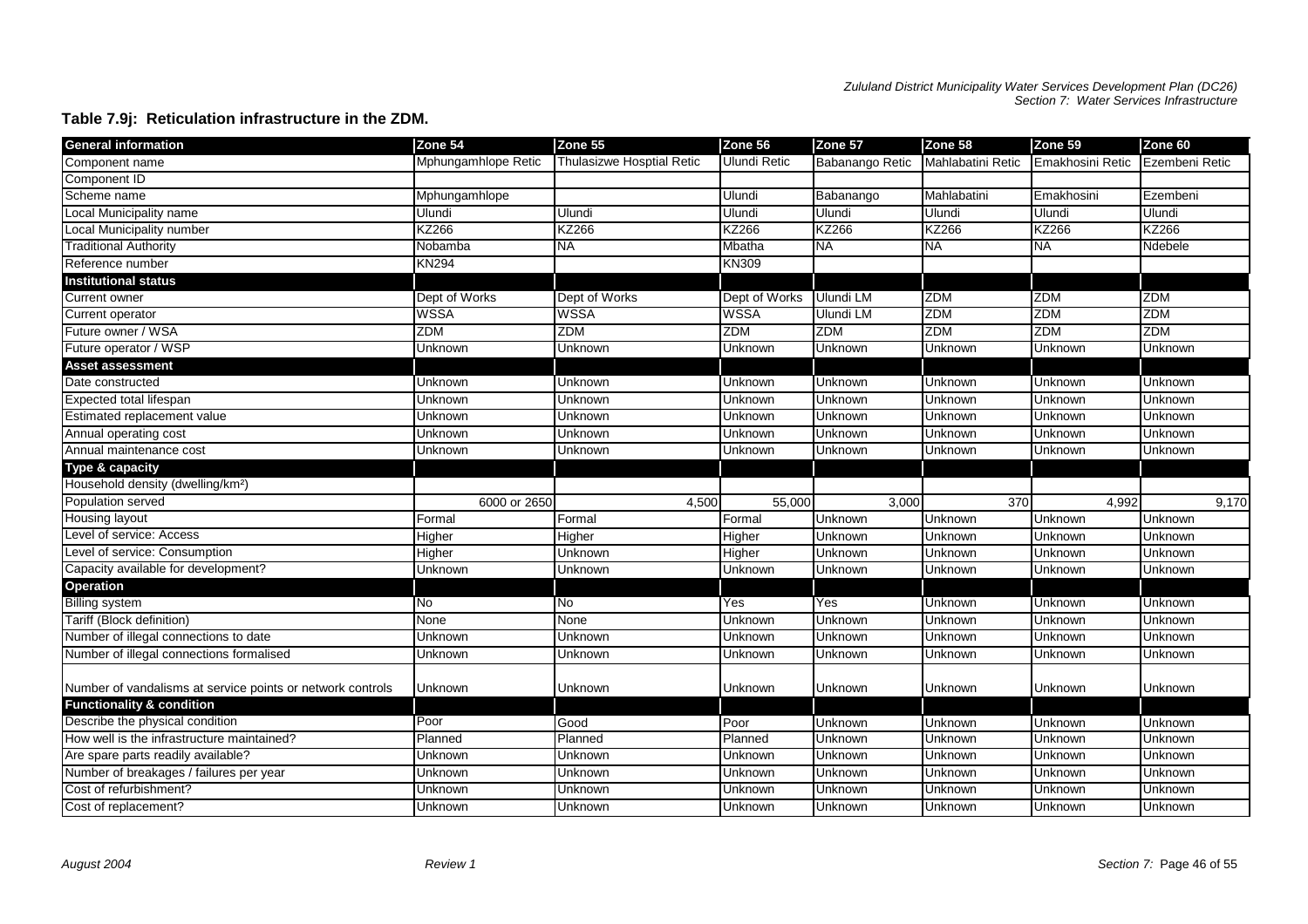**Table 7.9j: Reticulation infrastructure in the ZDM.**

| General information | Zone 54 | Zone 55 | Zone 56 | Zone 57 | Zone 58 | Zone 59 | Zone 60 |
|---|---|---|---|---|---|---|---|
| Component name | Mphungamhlope Retic | Thulasizwe Hosptial Retic | Ulundi Retic | Babanango Retic | Mahlabatini Retic | Emakhosini Retic | Ezembeni Retic |
| Component ID | | | | | | | |
| Scheme name | Mphungamhlope | | Ulundi | Babanango | Mahlabatini | Emakhosini | Ezembeni |
| Local Municipality name | Ulundi | Ulundi | Ulundi | Ulundi | Ulundi | Ulundi | Ulundi |
| Local Municipality number | KZ266 | KZ266 | KZ266 | KZ266 | KZ266 | KZ266 | KZ266 |
| Traditional Authority | Nobamba | NA | Mbatha | NA | NA | NA | Ndebele |
| Reference number | KN294 | | KN309 | | | | |
| **Institutional status** | | | | | | | |
| Current owner | Dept of Works | Dept of Works | Dept of Works | Ulundi LM | ZDM | ZDM | ZDM |
| Current operator | WSSA | WSSA | WSSA | Ulundi LM | ZDM | ZDM | ZDM |
| Future owner / WSA | ZDM | ZDM | ZDM | ZDM | ZDM | ZDM | ZDM |
| Future operator / WSP | Unknown | Unknown | Unknown | Unknown | Unknown | Unknown | Unknown |
| **Asset assessment** | | | | | | | |
| Date constructed | Unknown | Unknown | Unknown | Unknown | Unknown | Unknown | Unknown |
| Expected total lifespan | Unknown | Unknown | Unknown | Unknown | Unknown | Unknown | Unknown |
| Estimated replacement value | Unknown | Unknown | Unknown | Unknown | Unknown | Unknown | Unknown |
| Annual operating cost | Unknown | Unknown | Unknown | Unknown | Unknown | Unknown | Unknown |
| Annual maintenance cost | Unknown | Unknown | Unknown | Unknown | Unknown | Unknown | Unknown |
| **Type & capacity** | | | | | | | |
| Household density (dwelling/km²) | | | | | | | |
| Population served | 6000 or 2650 | 4,500 | 55,000 | 3,000 | 370 | 4,992 | 9,170 |
| Housing layout | Formal | Formal | Formal | Unknown | Unknown | Unknown | Unknown |
| Level of service: Access | Higher | Higher | Higher | Unknown | Unknown | Unknown | Unknown |
| Level of service: Consumption | Higher | Unknown | Higher | Unknown | Unknown | Unknown | Unknown |
| Capacity available for development? | Unknown | Unknown | Unknown | Unknown | Unknown | Unknown | Unknown |
| **Operation** | | | | | | | |
| Billing system | No | No | Yes | Yes | Unknown | Unknown | Unknown |
| Tariff (Block definition) | None | None | Unknown | Unknown | Unknown | Unknown | Unknown |
| Number of illegal connections to date | Unknown | Unknown | Unknown | Unknown | Unknown | Unknown | Unknown |
| Number of illegal connections formalised | Unknown | Unknown | Unknown | Unknown | Unknown | Unknown | Unknown |
| Number of vandalisms at service points or network controls | Unknown | Unknown | Unknown | Unknown | Unknown | Unknown | Unknown |
| **Functionality & condition** | | | | | | | |
| Describe the physical condition | Poor | Good | Poor | Unknown | Unknown | Unknown | Unknown |
| How well is the infrastructure maintained? | Planned | Planned | Planned | Unknown | Unknown | Unknown | Unknown |
| Are spare parts readily available? | Unknown | Unknown | Unknown | Unknown | Unknown | Unknown | Unknown |
| Number of breakages / failures per year | Unknown | Unknown | Unknown | Unknown | Unknown | Unknown | Unknown |
| Cost of refurbishment? | Unknown | Unknown | Unknown | Unknown | Unknown | Unknown | Unknown |
| Cost of replacement? | Unknown | Unknown | Unknown | Unknown | Unknown | Unknown | Unknown |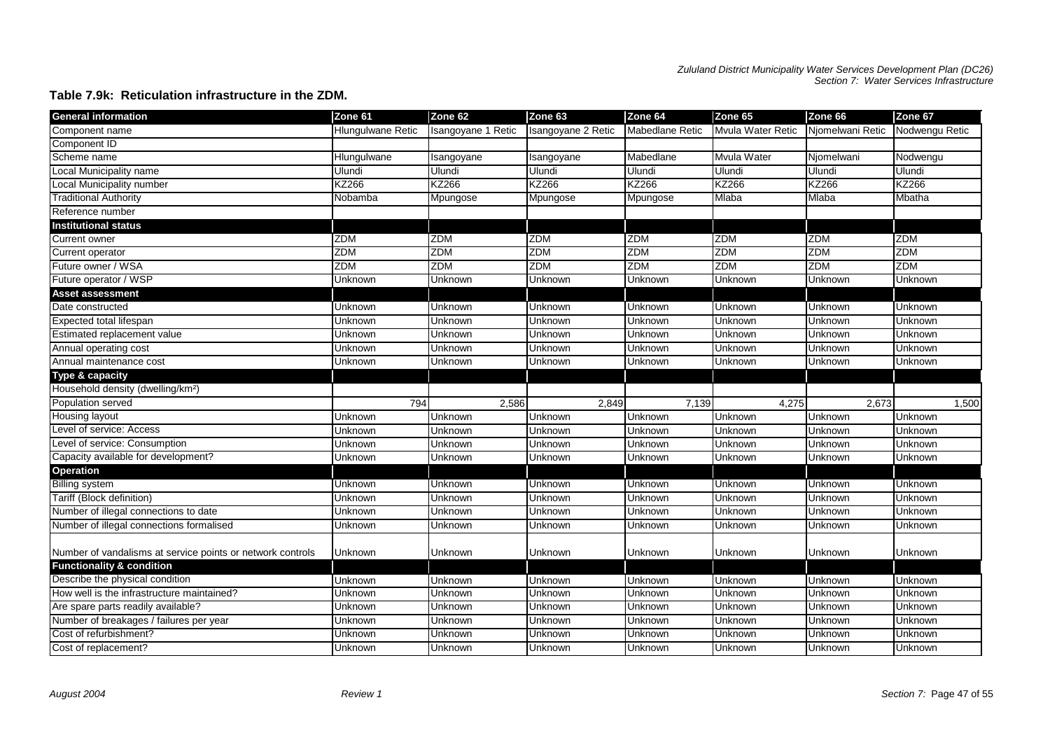### Table 7.9k: Reticulation infrastructure in the ZDM.

| General information | Zone 61 | Zone 62 | Zone 63 | Zone 64 | Zone 65 | Zone 66 | Zone 67 |
|---|---|---|---|---|---|---|---|
| Component name | Hlungulwane Retic | Isangoyane 1 Retic | Isangoyane 2 Retic | Mabedlane Retic | Mvula Water Retic | Njomelwani Retic | Nodwengu Retic |
| Component ID | | | | | | | |
| Scheme name | Hlungulwane | Isangoyane | Isangoyane | Mabedlane | Mvula Water | Njomelwani | Nodwengu |
| Local Municipality name | Ulundi | Ulundi | Ulundi | Ulundi | Ulundi | Ulundi | Ulundi |
| Local Municipality number | KZ266 | KZ266 | KZ266 | KZ266 | KZ266 | KZ266 | KZ266 |
| Traditional Authority | Nobamba | Mpungose | Mpungose | Mpungose | Mlaba | Mlaba | Mbatha |
| Reference number | | | | | | | |
| **Institutional status** | | | | | | | |
| Current owner | ZDM | ZDM | ZDM | ZDM | ZDM | ZDM | ZDM |
| Current operator | ZDM | ZDM | ZDM | ZDM | ZDM | ZDM | ZDM |
| Future owner / WSA | ZDM | ZDM | ZDM | ZDM | ZDM | ZDM | ZDM |
| Future operator / WSP | Unknown | Unknown | Unknown | Unknown | Unknown | Unknown | Unknown |
| **Asset assessment** | | | | | | | |
| Date constructed | Unknown | Unknown | Unknown | Unknown | Unknown | Unknown | Unknown |
| Expected total lifespan | Unknown | Unknown | Unknown | Unknown | Unknown | Unknown | Unknown |
| Estimated replacement value | Unknown | Unknown | Unknown | Unknown | Unknown | Unknown | Unknown |
| Annual operating cost | Unknown | Unknown | Unknown | Unknown | Unknown | Unknown | Unknown |
| Annual maintenance cost | Unknown | Unknown | Unknown | Unknown | Unknown | Unknown | Unknown |
| **Type & capacity** | | | | | | | |
| Household density (dwelling/km²) | | | | | | | |
| Population served | 794 | 2,586 | 2,849 | 7,139 | 4,275 | 2,673 | 1,500 |
| Housing layout | Unknown | Unknown | Unknown | Unknown | Unknown | Unknown | Unknown |
| Level of service: Access | Unknown | Unknown | Unknown | Unknown | Unknown | Unknown | Unknown |
| Level of service: Consumption | Unknown | Unknown | Unknown | Unknown | Unknown | Unknown | Unknown |
| Capacity available for development? | Unknown | Unknown | Unknown | Unknown | Unknown | Unknown | Unknown |
| **Operation** | | | | | | | |
| Billing system | Unknown | Unknown | Unknown | Unknown | Unknown | Unknown | Unknown |
| Tariff (Block definition) | Unknown | Unknown | Unknown | Unknown | Unknown | Unknown | Unknown |
| Number of illegal connections to date | Unknown | Unknown | Unknown | Unknown | Unknown | Unknown | Unknown |
| Number of illegal connections formalised | Unknown | Unknown | Unknown | Unknown | Unknown | Unknown | Unknown |
| Number of vandalisms at service points or network controls | Unknown | Unknown | Unknown | Unknown | Unknown | Unknown | Unknown |
| **Functionality & condition** | | | | | | | |
| Describe the physical condition | Unknown | Unknown | Unknown | Unknown | Unknown | Unknown | Unknown |
| How well is the infrastructure maintained? | Unknown | Unknown | Unknown | Unknown | Unknown | Unknown | Unknown |
| Are spare parts readily available? | Unknown | Unknown | Unknown | Unknown | Unknown | Unknown | Unknown |
| Number of breakages / failures per year | Unknown | Unknown | Unknown | Unknown | Unknown | Unknown | Unknown |
| Cost of refurbishment? | Unknown | Unknown | Unknown | Unknown | Unknown | Unknown | Unknown |
| Cost of replacement? | Unknown | Unknown | Unknown | Unknown | Unknown | Unknown | Unknown |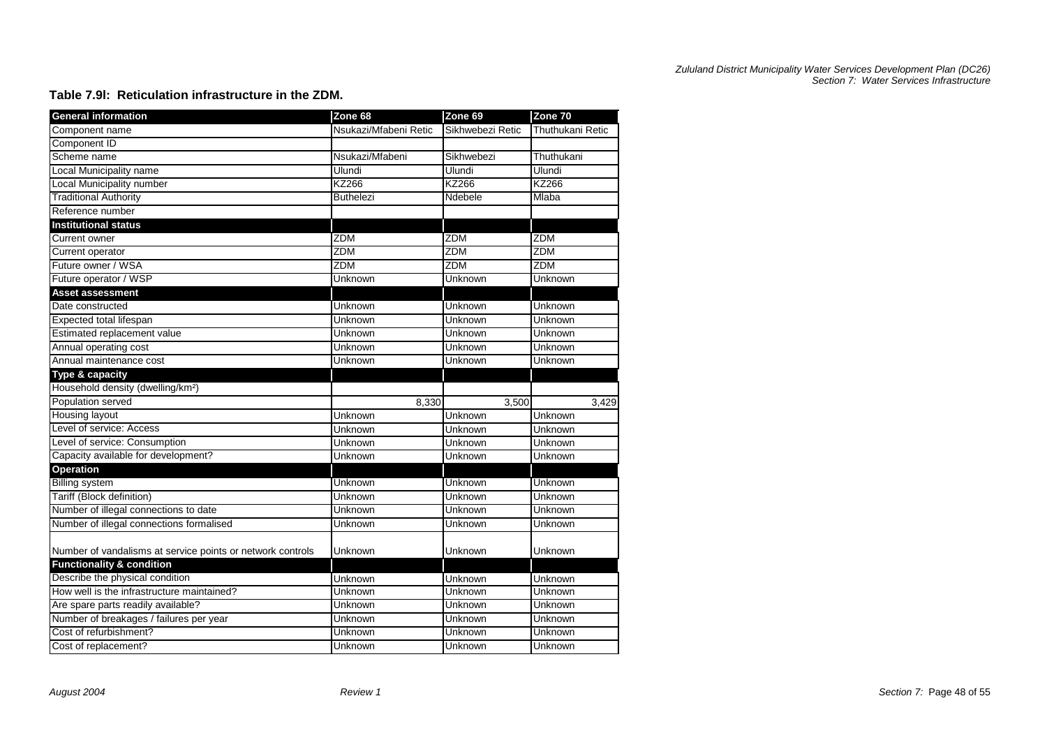**Table 7.9l: Reticulation infrastructure in the ZDM.**

| General information | Zone 68 | Zone 69 | Zone 70 |
|---|---|---|---|
| Component name | Nsukazi/Mfabeni Retic | Sikhwebezi Retic | Thuthukani Retic |
| Component ID | | | |
| Scheme name | Nsukazi/Mfabeni | Sikhwebezi | Thuthukani |
| Local Municipality name | Ulundi | Ulundi | Ulundi |
| Local Municipality number | KZ266 | KZ266 | KZ266 |
| Traditional Authority | Buthelezi | Ndebele | Mlaba |
| Reference number | | | |
| **Institutional status** | | | |
| Current owner | ZDM | ZDM | ZDM |
| Current operator | ZDM | ZDM | ZDM |
| Future owner / WSA | ZDM | ZDM | ZDM |
| Future operator / WSP | Unknown | Unknown | Unknown |
| **Asset assessment** | | | |
| Date constructed | Unknown | Unknown | Unknown |
| Expected total lifespan | Unknown | Unknown | Unknown |
| Estimated replacement value | Unknown | Unknown | Unknown |
| Annual operating cost | Unknown | Unknown | Unknown |
| Annual maintenance cost | Unknown | Unknown | Unknown |
| **Type & capacity** | | | |
| Household density (dwelling/km²) | | | |
| Population served | 8,330 | 3,500 | 3,429 |
| Housing layout | Unknown | Unknown | Unknown |
| Level of service: Access | Unknown | Unknown | Unknown |
| Level of service: Consumption | Unknown | Unknown | Unknown |
| Capacity available for development? | Unknown | Unknown | Unknown |
| **Operation** | | | |
| Billing system | Unknown | Unknown | Unknown |
| Tariff (Block definition) | Unknown | Unknown | Unknown |
| Number of illegal connections to date | Unknown | Unknown | Unknown |
| Number of illegal connections formalised | Unknown | Unknown | Unknown |
| Number of vandalisms at service points or network controls | Unknown | Unknown | Unknown |
| **Functionality & condition** | | | |
| Describe the physical condition | Unknown | Unknown | Unknown |
| How well is the infrastructure maintained? | Unknown | Unknown | Unknown |
| Are spare parts readily available? | Unknown | Unknown | Unknown |
| Number of breakages / failures per year | Unknown | Unknown | Unknown |
| Cost of refurbishment? | Unknown | Unknown | Unknown |
| Cost of replacement? | Unknown | Unknown | Unknown |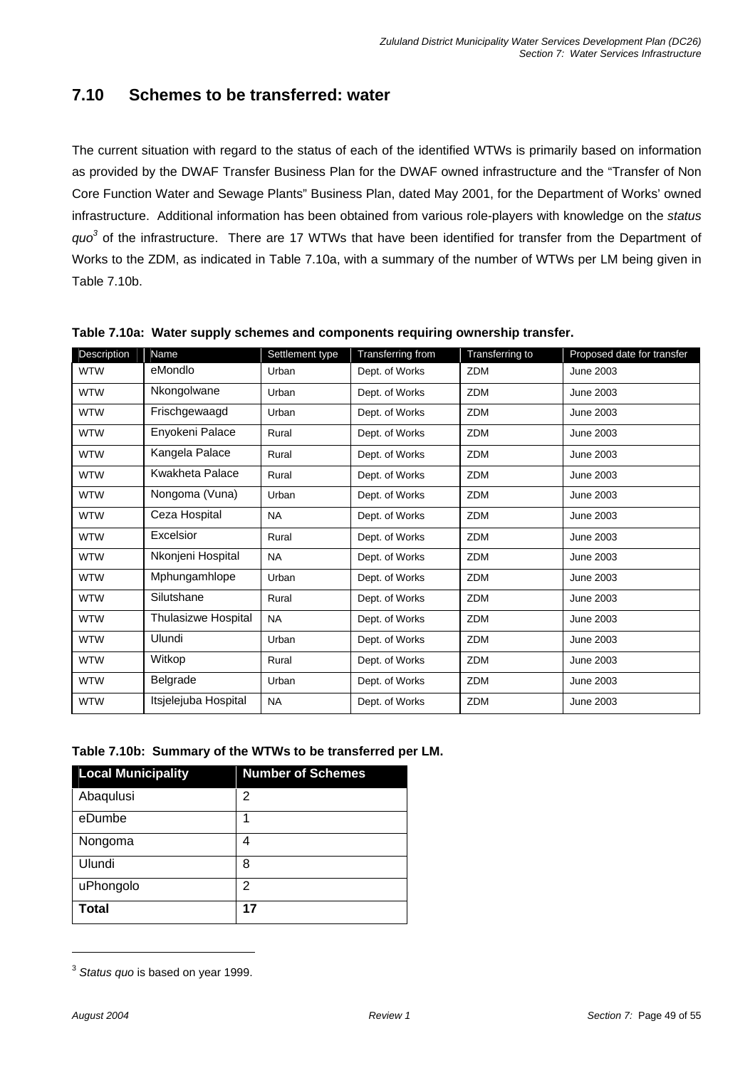## 7.10 Schemes to be transferred: water

The current situation with regard to the status of each of the identified WTWs is primarily based on information as provided by the DWAF Transfer Business Plan for the DWAF owned infrastructure and the "Transfer of Non Core Function Water and Sewage Plants" Business Plan, dated May 2001, for the Department of Works' owned infrastructure. Additional information has been obtained from various role-players with knowledge on the *status quo*[3] of the infrastructure. There are 17 WTWs that have been identified for transfer from the Department of Works to the ZDM, as indicated in Table 7.10a, with a summary of the number of WTWs per LM being given in Table 7.10b.

**Table 7.10a: Water supply schemes and components requiring ownership transfer.**

| Description | Name | Settlement type | Transferring from | Transferring to | Proposed date for transfer |
|---|---|---|---|---|---|
| WTW | eMondlo | Urban | Dept. of Works | ZDM | June 2003 |
| WTW | Nkongolwane | Urban | Dept. of Works | ZDM | June 2003 |
| WTW | Frischgewaagd | Urban | Dept. of Works | ZDM | June 2003 |
| WTW | Enyokeni Palace | Rural | Dept. of Works | ZDM | June 2003 |
| WTW | Kangela Palace | Rural | Dept. of Works | ZDM | June 2003 |
| WTW | Kwakheta Palace | Rural | Dept. of Works | ZDM | June 2003 |
| WTW | Nongoma (Vuna) | Urban | Dept. of Works | ZDM | June 2003 |
| WTW | Ceza Hospital | NA | Dept. of Works | ZDM | June 2003 |
| WTW | Excelsior | Rural | Dept. of Works | ZDM | June 2003 |
| WTW | Nkonjeni Hospital | NA | Dept. of Works | ZDM | June 2003 |
| WTW | Mphungamhlope | Urban | Dept. of Works | ZDM | June 2003 |
| WTW | Silutshane | Rural | Dept. of Works | ZDM | June 2003 |
| WTW | Thulasizwe Hospital | NA | Dept. of Works | ZDM | June 2003 |
| WTW | Ulundi | Urban | Dept. of Works | ZDM | June 2003 |
| WTW | Witkop | Rural | Dept. of Works | ZDM | June 2003 |
| WTW | Belgrade | Urban | Dept. of Works | ZDM | June 2003 |
| WTW | Itsjelejuba Hospital | NA | Dept. of Works | ZDM | June 2003 |

**Table 7.10b: Summary of the WTWs to be transferred per LM.**

| Local Municipality | Number of Schemes |
|---|---|
| Abaqulusi | 2 |
| eDumbe | 1 |
| Nongoma | 4 |
| Ulundi | 8 |
| uPhongolo | 2 |
| **Total** | **17** |

[3] *Status quo* is based on year 1999.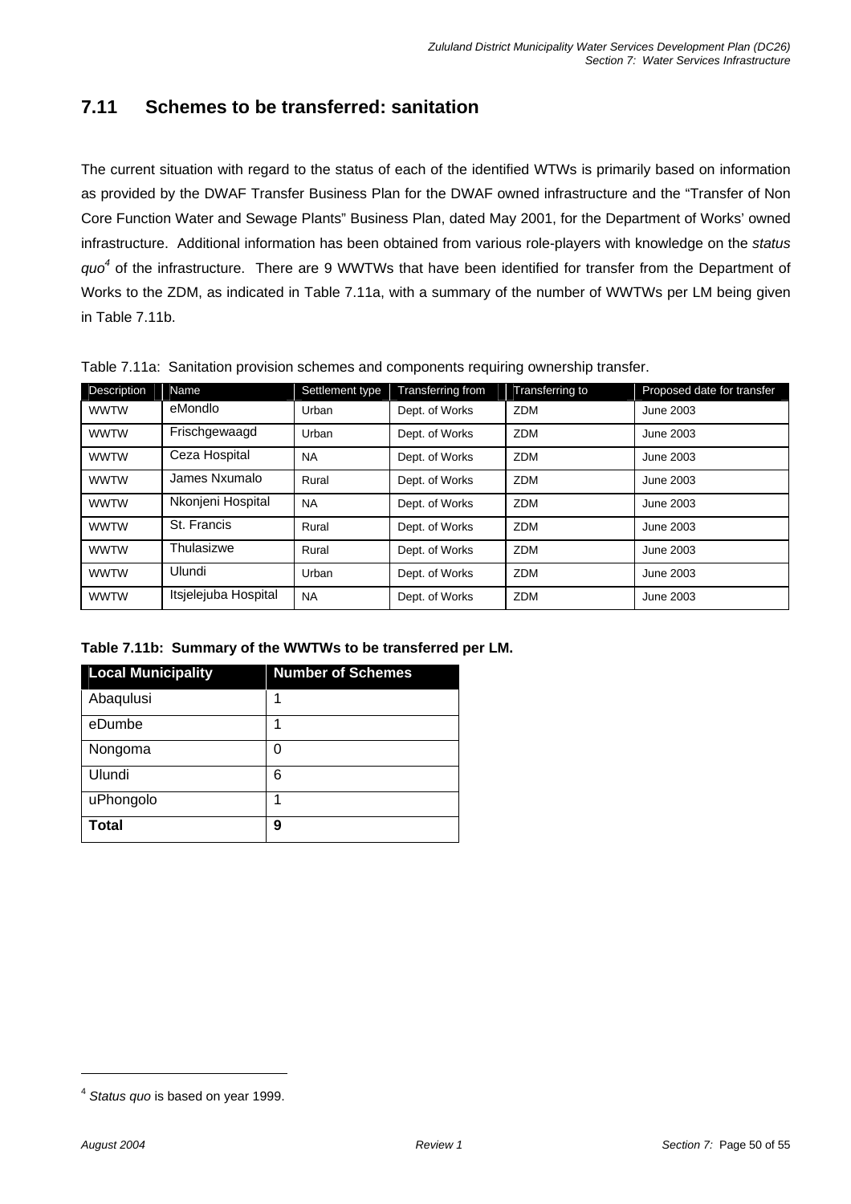## 7.11 Schemes to be transferred: sanitation

The current situation with regard to the status of each of the identified WTWs is primarily based on information as provided by the DWAF Transfer Business Plan for the DWAF owned infrastructure and the "Transfer of Non Core Function Water and Sewage Plants" Business Plan, dated May 2001, for the Department of Works' owned infrastructure. Additional information has been obtained from various role-players with knowledge on the *status quo*[4] of the infrastructure. There are 9 WWTWs that have been identified for transfer from the Department of Works to the ZDM, as indicated in Table 7.11a, with a summary of the number of WWTWs per LM being given in Table 7.11b.

Table 7.11a: Sanitation provision schemes and components requiring ownership transfer.

| Description | Name | Settlement type | Transferring from | Transferring to | Proposed date for transfer |
|---|---|---|---|---|---|
| WWTW | eMondlo | Urban | Dept. of Works | ZDM | June 2003 |
| WWTW | Frischgewaagd | Urban | Dept. of Works | ZDM | June 2003 |
| WWTW | Ceza Hospital | NA | Dept. of Works | ZDM | June 2003 |
| WWTW | James Nxumalo | Rural | Dept. of Works | ZDM | June 2003 |
| WWTW | Nkonjeni Hospital | NA | Dept. of Works | ZDM | June 2003 |
| WWTW | St. Francis | Rural | Dept. of Works | ZDM | June 2003 |
| WWTW | Thulasizwe | Rural | Dept. of Works | ZDM | June 2003 |
| WWTW | Ulundi | Urban | Dept. of Works | ZDM | June 2003 |
| WWTW | Itsjelejuba Hospital | NA | Dept. of Works | ZDM | June 2003 |

**Table 7.11b: Summary of the WWTWs to be transferred per LM.**

| Local Municipality | Number of Schemes |
|---|---|
| Abaqulusi | 1 |
| eDumbe | 1 |
| Nongoma | 0 |
| Ulundi | 6 |
| uPhongolo | 1 |
| **Total** | **9** |

---

[4] *Status quo* is based on year 1999.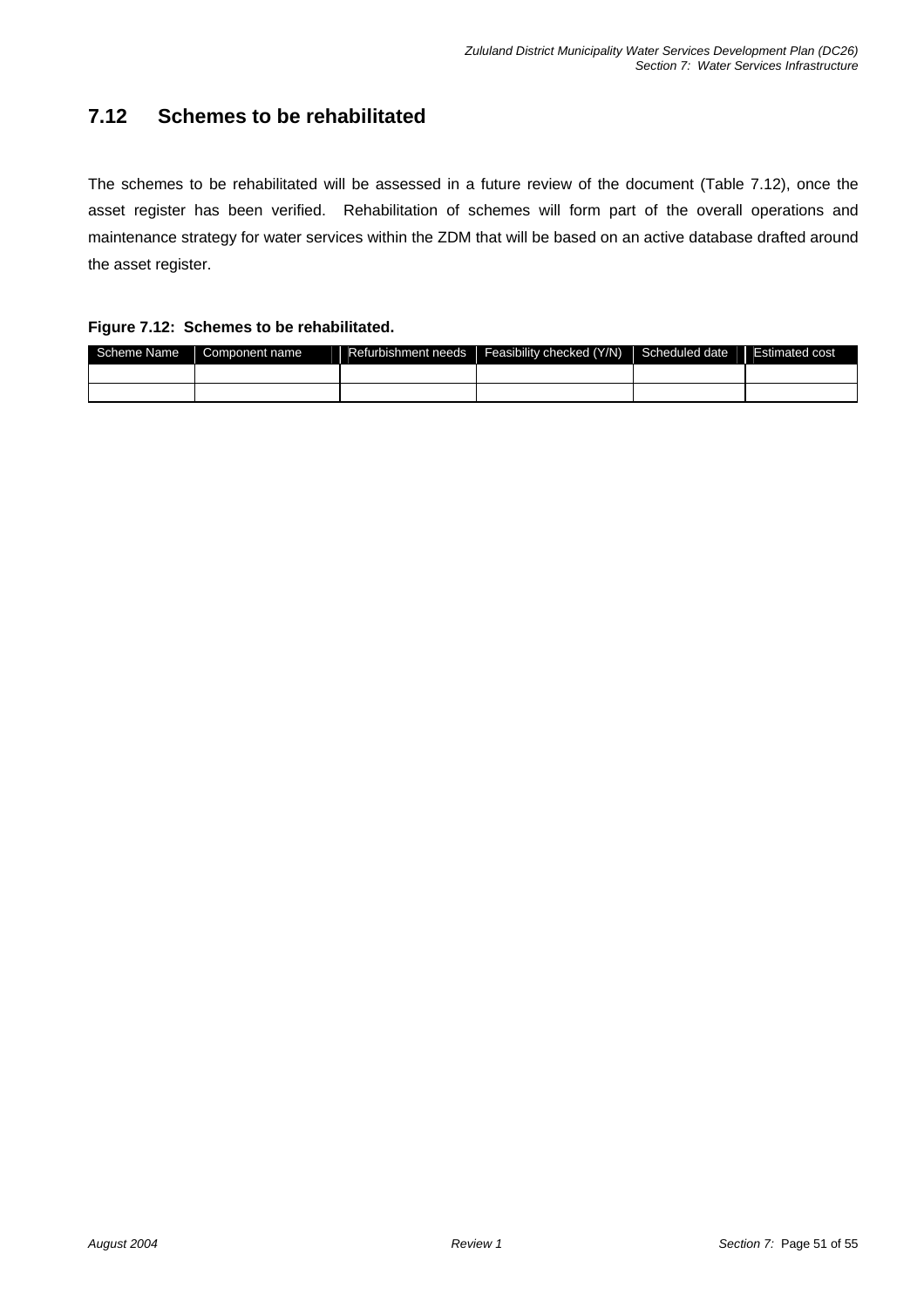## 7.12 Schemes to be rehabilitated

The schemes to be rehabilitated will be assessed in a future review of the document (Table 7.12), once the asset register has been verified. Rehabilitation of schemes will form part of the overall operations and maintenance strategy for water services within the ZDM that will be based on an active database drafted around the asset register.

**Figure 7.12: Schemes to be rehabilitated.**

| Scheme Name | Component name | Refurbishment needs | Feasibility checked (Y/N) | Scheduled date | Estimated cost |
|---|---|---|---|---|---|
| | | | | | |
| | | | | | |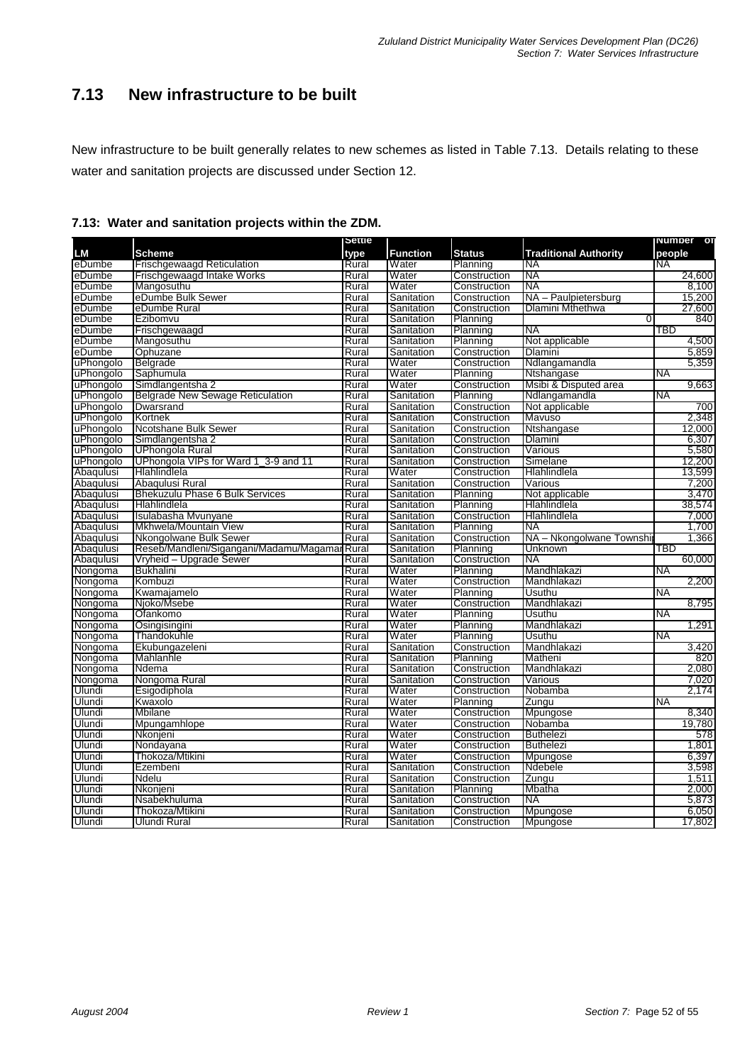## 7.13 New infrastructure to be built

New infrastructure to be built generally relates to new schemes as listed in Table 7.13. Details relating to these water and sanitation projects are discussed under Section 12.

### 7.13: Water and sanitation projects within the ZDM.

| LM | Scheme | Settle type | Function | Status | Traditional Authority | Number of people |
|---|---|---|---|---|---|---|
| eDumbe | Frischgewaagd Reticulation | Rural | Water | Planning | NA | NA |
| eDumbe | Frischgewaagd Intake Works | Rural | Water | Construction | NA | 24,600 |
| eDumbe | Mangosuthu | Rural | Water | Construction | NA | 8,100 |
| eDumbe | eDumbe Bulk Sewer | Rural | Sanitation | Construction | NA – Paulpietersburg | 15,200 |
| eDumbe | eDumbe Rural | Rural | Sanitation | Construction | Dlamini Mthethwa | 27,600 |
| eDumbe | Ezibomvu | Rural | Sanitation | Planning | 0 | 840 |
| eDumbe | Frischgewaagd | Rural | Sanitation | Planning | NA | TBD |
| eDumbe | Mangosuthu | Rural | Sanitation | Planning | Not applicable | 4,500 |
| eDumbe | Ophuzane | Rural | Sanitation | Construction | Dlamini | 5,859 |
| uPhongolo | Belgrade | Rural | Water | Construction | Ndlangamandla | 5,359 |
| uPhongolo | Saphumula | Rural | Water | Planning | Ntshangase | NA |
| uPhongolo | Simdlangentsha 2 | Rural | Water | Construction | Msibi & Disputed area | 9,663 |
| uPhongolo | Belgrade New Sewage Reticulation | Rural | Sanitation | Planning | Ndlangamandla | NA |
| uPhongolo | Dwarsrand | Rural | Sanitation | Construction | Not applicable | 700 |
| uPhongolo | Kortnek | Rural | Sanitation | Construction | Mavuso | 2,348 |
| uPhongolo | Ncotshane Bulk Sewer | Rural | Sanitation | Construction | Ntshangase | 12,000 |
| uPhongolo | Simdlangentsha 2 | Rural | Sanitation | Construction | Dlamini | 6,307 |
| uPhongolo | UPhongola Rural | Rural | Sanitation | Construction | Various | 5,580 |
| uPhongolo | UPhongola VIPs for Ward 1_3-9 and 11 | Rural | Sanitation | Construction | Simelane | 12,200 |
| Abaqulusi | Hlahlindlela | Rural | Water | Construction | Hlahlindlela | 13,599 |
| Abaqulusi | Abaqulusi Rural | Rural | Sanitation | Construction | Various | 7,200 |
| Abaqulusi | Bhekuzulu Phase 6 Bulk Services | Rural | Sanitation | Planning | Not applicable | 3,470 |
| Abaqulusi | Hlahlindlela | Rural | Sanitation | Planning | Hlahlindlela | 38,574 |
| Abaqulusi | Isulabasha Mvunyane | Rural | Sanitation | Construction | Hlahlindlela | 7,000 |
| Abaqulusi | Mkhwela/Mountain View | Rural | Sanitation | Planning | NA | 1,700 |
| Abaqulusi | Nkongolwane Bulk Sewer | Rural | Sanitation | Construction | NA – Nkongolwane Townshi | 1,366 |
| Abaqulusi | Reseb/Mandleni/Sigangani/Madamu/Magamar | Rural | Sanitation | Planning | Unknown | TBD |
| Abaqulusi | Vryheid – Upgrade Sewer | Rural | Sanitation | Construction | NA | 60,000 |
| Nongoma | Bukhalini | Rural | Water | Planning | Mandhlakazi | NA |
| Nongoma | Kombuzi | Rural | Water | Construction | Mandhlakazi | 2,200 |
| Nongoma | Kwamajamelo | Rural | Water | Planning | Usuthu | NA |
| Nongoma | Njoko/Msebe | Rural | Water | Construction | Mandhlakazi | 8,795 |
| Nongoma | Ofankomo | Rural | Water | Planning | Usuthu | NA |
| Nongoma | Osingisingini | Rural | Water | Planning | Mandhlakazi | 1,291 |
| Nongoma | Thandokuhle | Rural | Water | Planning | Usuthu | NA |
| Nongoma | Ekubungazeleni | Rural | Sanitation | Construction | Mandhlakazi | 3,420 |
| Nongoma | Mahlanhle | Rural | Sanitation | Planning | Matheni | 820 |
| Nongoma | Ndema | Rural | Sanitation | Construction | Mandhlakazi | 2,080 |
| Nongoma | Nongoma Rural | Rural | Sanitation | Construction | Various | 7,020 |
| Ulundi | Esigodiphola | Rural | Water | Construction | Nobamba | 2,174 |
| Ulundi | Kwaxolo | Rural | Water | Planning | Zungu | NA |
| Ulundi | Mbilane | Rural | Water | Construction | Mpungose | 8,340 |
| Ulundi | Mpungamhlope | Rural | Water | Construction | Nobamba | 19,780 |
| Ulundi | Nkonjeni | Rural | Water | Construction | Buthelezi | 578 |
| Ulundi | Nondayana | Rural | Water | Construction | Buthelezi | 1,801 |
| Ulundi | Thokoza/Mtikini | Rural | Water | Construction | Mpungose | 6,397 |
| Ulundi | Ezembeni | Rural | Sanitation | Construction | Ndebele | 3,598 |
| Ulundi | Ndelu | Rural | Sanitation | Construction | Zungu | 1,511 |
| Ulundi | Nkonjeni | Rural | Sanitation | Planning | Mbatha | 2,000 |
| Ulundi | Nsabekhuluma | Rural | Sanitation | Construction | NA | 5,873 |
| Ulundi | Thokoza/Mtikini | Rural | Sanitation | Construction | Mpungose | 6,050 |
| Ulundi | Ulundi Rural | Rural | Sanitation | Construction | Mpungose | 17,802 |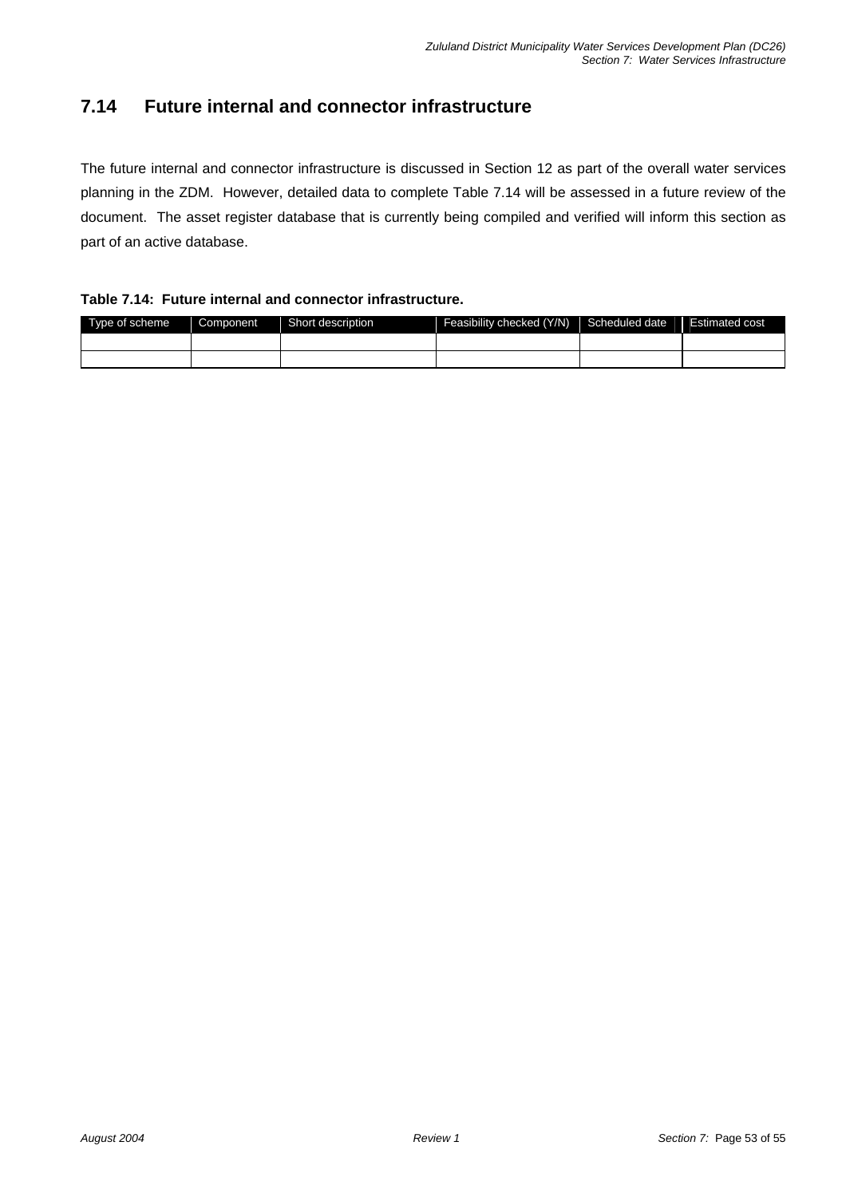## 7.14 Future internal and connector infrastructure

The future internal and connector infrastructure is discussed in Section 12 as part of the overall water services planning in the ZDM. However, detailed data to complete Table 7.14 will be assessed in a future review of the document. The asset register database that is currently being compiled and verified will inform this section as part of an active database.

**Table 7.14: Future internal and connector infrastructure.**

| Type of scheme | Component | Short description | Feasibility checked (Y/N) | Scheduled date | Estimated cost |
|---|---|---|---|---|---|
| | | | | | |
| | | | | | |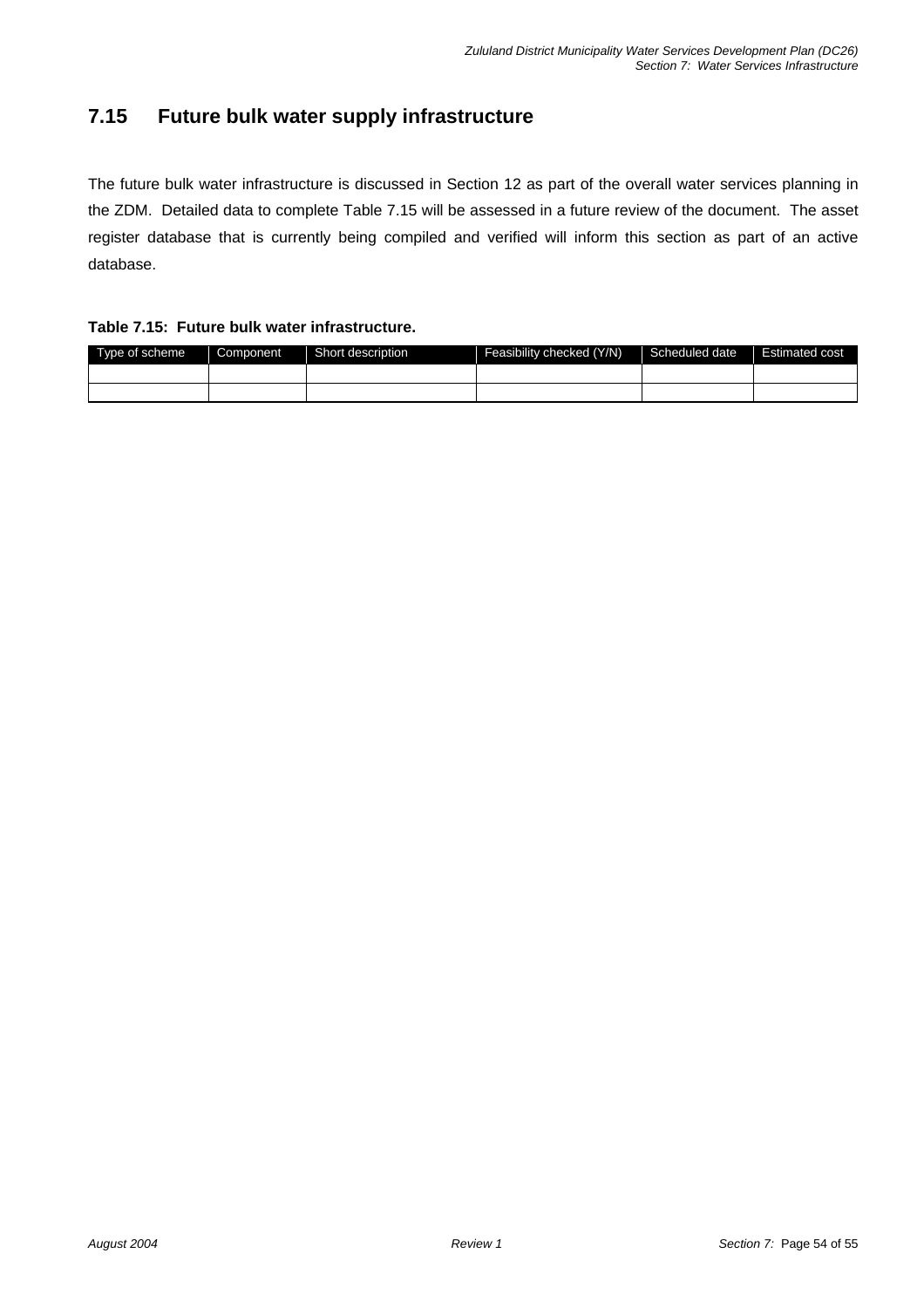## 7.15 Future bulk water supply infrastructure

The future bulk water infrastructure is discussed in Section 12 as part of the overall water services planning in the ZDM. Detailed data to complete Table 7.15 will be assessed in a future review of the document. The asset register database that is currently being compiled and verified will inform this section as part of an active database.

**Table 7.15: Future bulk water infrastructure.**

| Type of scheme | Component | Short description | Feasibility checked (Y/N) | Scheduled date | Estimated cost |
|---|---|---|---|---|---|
| | | | | | |
| | | | | | |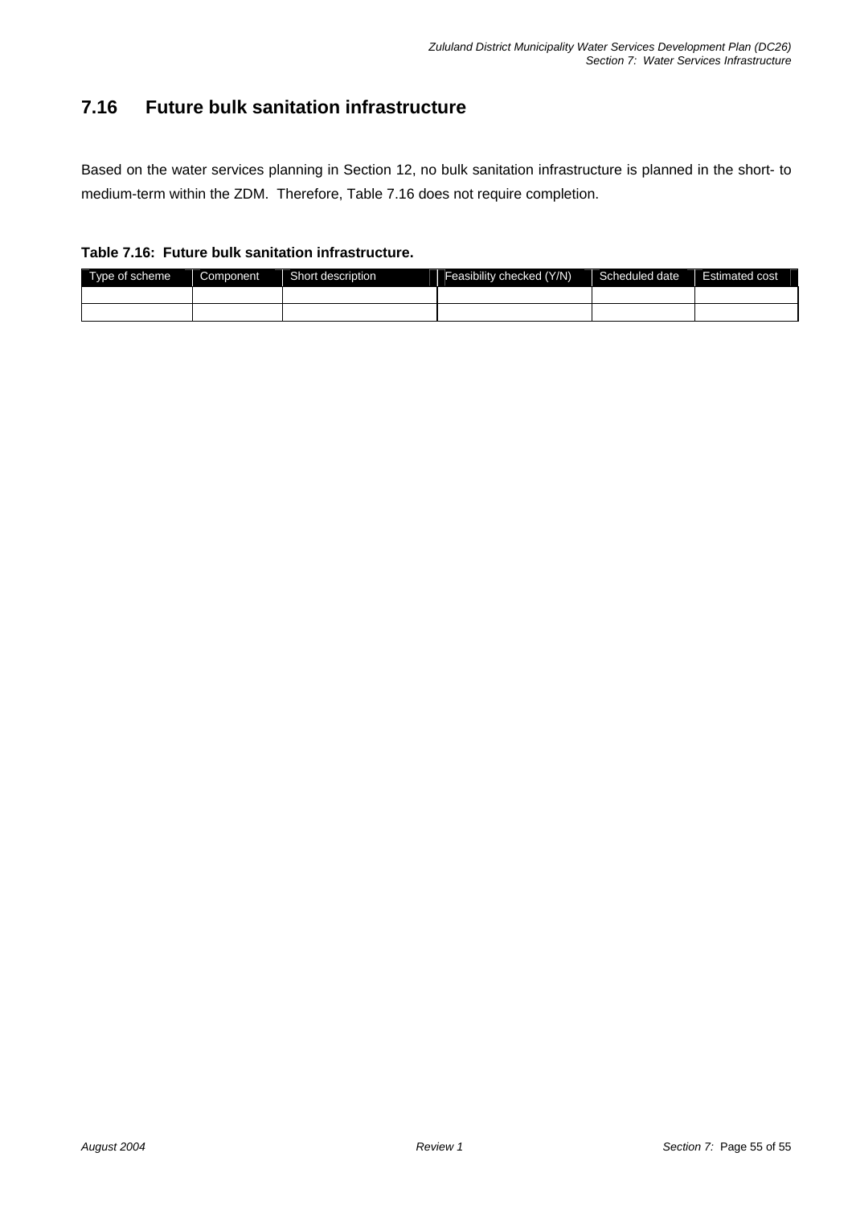## 7.16 Future bulk sanitation infrastructure

Based on the water services planning in Section 12, no bulk sanitation infrastructure is planned in the short- to medium-term within the ZDM. Therefore, Table 7.16 does not require completion.

**Table 7.16: Future bulk sanitation infrastructure.**

| Type of scheme | Component | Short description | Feasibility checked (Y/N) | Scheduled date | Estimated cost |
|---|---|---|---|---|---|
| | | | | | |
| | | | | | |